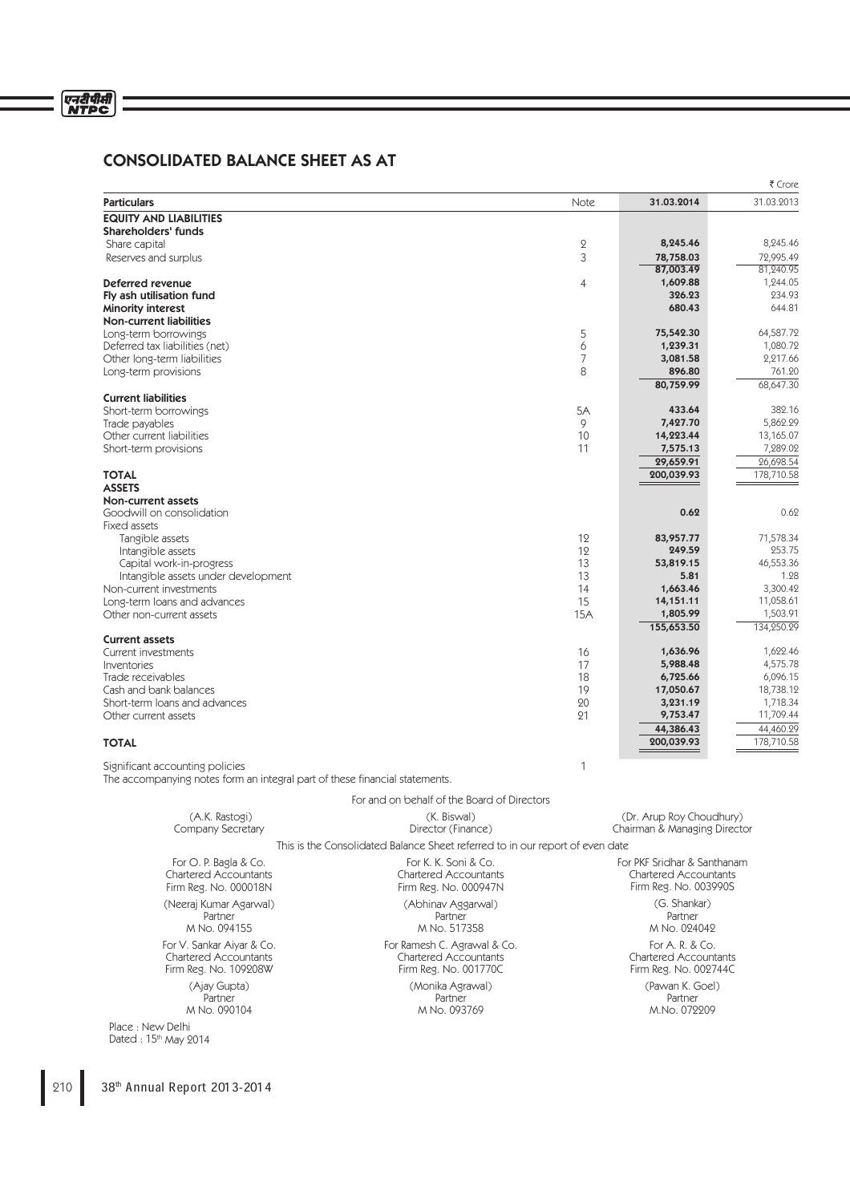# CONSOLIDATED BALANCE SHEET AS AT

₹ Crore

| Particulars | Note | 31.03.2014 | 31.03.2013 |
|---|---|---|---|
| **EQUITY AND LIABILITIES** | | | |
| **Shareholders' funds** | | | |
| Share capital | 2 | **8,245.46** | 8,245.46 |
| Reserves and surplus | 3 | **78,758.03** | 72,995.49 |
| | | **87,003.49** | 81,240.95 |
| **Deferred revenue** | 4 | **1,609.88** | 1,244.05 |
| **Fly ash utilisation fund** | | **326.23** | 234.93 |
| **Minority interest** | | **680.43** | 644.81 |
| **Non-current liabilities** | | | |
| Long-term borrowings | 5 | **75,542.30** | 64,587.72 |
| Deferred tax liabilities (net) | 6 | **1,239.31** | 1,080.72 |
| Other long-term liabilities | 7 | **3,081.58** | 2,217.66 |
| Long-term provisions | 8 | **896.80** | 761.20 |
| | | **80,759.99** | 68,647.30 |
| **Current liabilities** | | | |
| Short-term borrowings | 5A | **433.64** | 382.16 |
| Trade payables | 9 | **7,427.70** | 5,862.29 |
| Other current liabilities | 10 | **14,223.44** | 13,165.07 |
| Short-term provisions | 11 | **7,575.13** | 7,289.02 |
| | | **29,659.91** | 26,698.54 |
| **TOTAL** | | **200,039.93** | 178,710.58 |
| **ASSETS** | | | |
| **Non-current assets** | | | |
| Goodwill on consolidation | | **0.62** | 0.62 |
| Fixed assets | | | |
| Tangible assets | 12 | **83,957.77** | 71,578.34 |
| Intangible assets | 12 | **249.59** | 253.75 |
| Capital work-in-progress | 13 | **53,819.15** | 46,553.36 |
| Intangible assets under development | 13 | **5.81** | 1.28 |
| Non-current investments | 14 | **1,663.46** | 3,300.42 |
| Long-term loans and advances | 15 | **14,151.11** | 11,058.61 |
| Other non-current assets | 15A | **1,805.99** | 1,503.91 |
| | | **155,653.50** | 134,250.29 |
| **Current assets** | | | |
| Current investments | 16 | **1,636.96** | 1,622.46 |
| Inventories | 17 | **5,988.48** | 4,575.78 |
| Trade receivables | 18 | **6,725.66** | 6,096.15 |
| Cash and bank balances | 19 | **17,050.67** | 18,738.12 |
| Short-term loans and advances | 20 | **3,231.19** | 1,718.34 |
| Other current assets | 21 | **9,753.47** | 11,709.44 |
| | | **44,386.43** | 44,460.29 |
| **TOTAL** | | **200,039.93** | 178,710.58 |

Significant accounting policies — 1

The accompanying notes form an integral part of these financial statements.

For and on behalf of the Board of Directors

| | | |
|---|---|---|
| (A.K. Rastogi)<br>Company Secretary | (K. Biswal)<br>Director (Finance) | (Dr. Arup Roy Choudhury)<br>Chairman & Managing Director |

This is the Consolidated Balance Sheet referred to in our report of even date

| | | |
|---|---|---|
| For O. P. Bagla & Co.<br>Chartered Accountants<br>Firm Reg. No. 000018N | For K. K. Soni & Co.<br>Chartered Accountants<br>Firm Reg. No. 000947N | For PKF Sridhar & Santhanam<br>Chartered Accountants<br>Firm Reg. No. 003990S |
| (Neeraj Kumar Agarwal)<br>Partner<br>M No. 094155 | (Abhinav Aggarwal)<br>Partner<br>M No. 517358 | (G. Shankar)<br>Partner<br>M No. 024042 |
| For V. Sankar Aiyar & Co.<br>Chartered Accountants<br>Firm Reg. No. 109208W | For Ramesh C. Agrawal & Co.<br>Chartered Accountants<br>Firm Reg. No. 001770C | For A. R. & Co.<br>Chartered Accountants<br>Firm Reg. No. 002744C |
| (Ajay Gupta)<br>Partner<br>M No. 090104 | (Monika Agrawal)<br>Partner<br>M No. 093769 | (Pawan K. Goel)<br>Partner<br>M.No. 072209 |

Place : New Delhi
Dated : 15th May 2014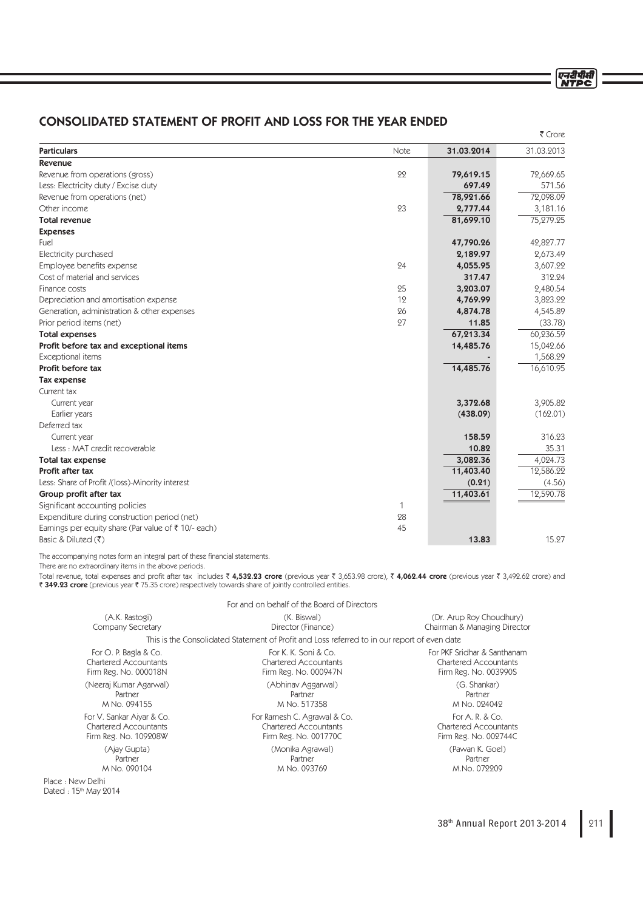## CONSOLIDATED STATEMENT OF PROFIT AND LOSS FOR THE YEAR ENDED

₹ Crore

| Particulars | Note | 31.03.2014 | 31.03.2013 |
|---|---|---|---|
| **Revenue** | | | |
| Revenue from operations (gross) | 22 | **79,619.15** | 72,669.65 |
| Less: Electricity duty / Excise duty | | **697.49** | 571.56 |
| Revenue from operations (net) | | **78,921.66** | 72,098.09 |
| Other income | 23 | **2,777.44** | 3,181.16 |
| **Total revenue** | | **81,699.10** | 75,279.25 |
| **Expenses** | | | |
| Fuel | | **47,790.26** | 42,827.77 |
| Electricity purchased | | **2,189.97** | 2,673.49 |
| Employee benefits expense | 24 | **4,055.95** | 3,607.22 |
| Cost of material and services | | **317.47** | 312.24 |
| Finance costs | 25 | **3,203.07** | 2,480.54 |
| Depreciation and amortisation expense | 12 | **4,769.99** | 3,823.22 |
| Generation, administration & other expenses | 26 | **4,874.78** | 4,545.89 |
| Prior period items (net) | 27 | **11.85** | (33.78) |
| **Total expenses** | | **67,213.34** | 60,236.59 |
| **Profit before tax and exceptional items** | | **14,485.76** | 15,042.66 |
| Exceptional items | | **-** | 1,568.29 |
| **Profit before tax** | | **14,485.76** | 16,610.95 |
| **Tax expense** | | | |
| Current tax | | | |
| Current year | | **3,372.68** | 3,905.82 |
| Earlier years | | **(438.09)** | (162.01) |
| Deferred tax | | | |
| Current year | | **158.59** | 316.23 |
| Less : MAT credit recoverable | | **10.82** | 35.31 |
| **Total tax expense** | | **3,082.36** | 4,024.73 |
| **Profit after tax** | | **11,403.40** | 12,586.22 |
| Less: Share of Profit /(loss)-Minority interest | | **(0.21)** | (4.56) |
| **Group profit after tax** | | **11,403.61** | 12,590.78 |
| Significant accounting policies | 1 | | |
| Expenditure during construction period (net) | 28 | | |
| Earnings per equity share (Par value of ₹ 10/- each) | 45 | | |
| Basic & Diluted (₹) | | **13.83** | 15.27 |

The accompanying notes form an integral part of these financial statements.

There are no extraordinary items in the above periods.

Total revenue, total expenses and profit after tax includes ₹ **4,532.23 crore** (previous year ₹ 3,653.98 crore), ₹ **4,062.44 crore** (previous year ₹ 3,492.62 crore) and ₹ **349.23 crore** (previous year ₹ 75.35 crore) respectively towards share of jointly controlled entities.

For and on behalf of the Board of Directors

| (A.K. Rastogi) Company Secretary | (K. Biswal) Director (Finance) | (Dr. Arup Roy Choudhury) Chairman & Managing Director |
|---|---|---|

This is the Consolidated Statement of Profit and Loss referred to in our report of even date

| For O. P. Bagla & Co. Chartered Accountants Firm Reg. No. 000018N | For K. K. Soni & Co. Chartered Accountants Firm Reg. No. 000947N | For PKF Sridhar & Santhanam Chartered Accountants Firm Reg. No. 003990S |
|---|---|---|
| (Neeraj Kumar Agarwal) Partner M No. 094155 | (Abhinav Aggarwal) Partner M No. 517358 | (G. Shankar) Partner M No. 024042 |
| For V. Sankar Aiyar & Co. Chartered Accountants Firm Reg. No. 109208W | For Ramesh C. Agrawal & Co. Chartered Accountants Firm Reg. No. 001770C | For A. R. & Co. Chartered Accountants Firm Reg. No. 002744C |
| (Ajay Gupta) Partner M No. 090104 | (Monika Agrawal) Partner M No. 093769 | (Pawan K. Goel) Partner M.No. 072209 |

Place : New Delhi
Dated : 15th May 2014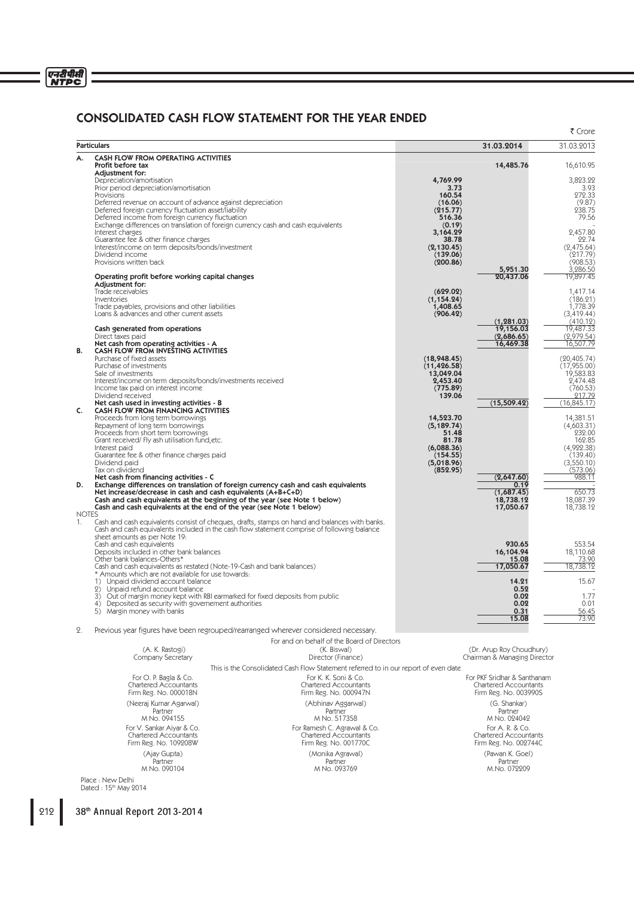# CONSOLIDATED CASH FLOW STATEMENT FOR THE YEAR ENDED

₹ Crore

| | Particulars | | 31.03.2014 | 31.03.2013 |
|---|---|---|---|---|
| **A.** | **CASH FLOW FROM OPERATING ACTIVITIES** | | | |
| | **Profit before tax** | | **14,485.76** | 16,610.95 |
| | **Adjustment for:** | | | |
| | Depreciation/amortisation | **4,769.99** | | 3,823.22 |
| | Prior period depreciation/amortisation | **3.73** | | 3.93 |
| | Provisions | **160.54** | | 272.33 |
| | Deferred revenue on account of advance against depreciation | **(16.06)** | | (9.87) |
| | Deferred foreign currency fluctuation asset/liability | **(215.77)** | | 238.75 |
| | Deferred income from foreign currency fluctuation | **516.36** | | 79.56 |
| | Exchange differences on translation of foreign currency cash and cash equivalents | **(0.19)** | | - |
| | Interest charges | **3,164.29** | | 2,457.80 |
| | Guarantee fee & other finance charges | **38.78** | | 22.74 |
| | Interest/income on term deposits/bonds/investment | **(2,130.45)** | | (2,475.64) |
| | Dividend income | **(139.06)** | | (217.79) |
| | Provisions written back | **(200.86)** | | (908.53) |
| | | | **5,951.30** | 3,286.50 |
| | **Operating profit before working capital changes** | | **20,437.06** | 19,897.45 |
| | **Adjustment for:** | | | |
| | Trade receivables | **(629.02)** | | 1,417.14 |
| | Inventories | **(1,154.24)** | | (186.21) |
| | Trade payables, provisions and other liabilities | **1,408.65** | | 1,778.39 |
| | Loans & advances and other current assets | **(906.42)** | | (3,419.44) |
| | | | **(1,281.03)** | (410.12) |
| | **Cash generated from operations** | | **19,156.03** | 19,487.33 |
| | Direct taxes paid | | **(2,686.65)** | (2,979.54) |
| | **Net cash from operating activities - A** | | **16,469.38** | 16,507.79 |
| **B.** | **CASH FLOW FROM INVESTING ACTIVITIES** | | | |
| | Purchase of fixed assets | **(18,948.45)** | | (20,405.74) |
| | Purchase of investments | **(11,426.58)** | | (17,955.00) |
| | Sale of investments | **13,049.04** | | 19,583.83 |
| | Interest/income on term deposits/bonds/investments received | **2,453.40** | | 2,474.48 |
| | Income tax paid on interest income | **(775.89)** | | (760.53) |
| | Dividend received | **139.06** | | 217.79 |
| | **Net cash used in investing activities - B** | | **(15,509.42)** | (16,845.17) |
| **C.** | **CASH FLOW FROM FINANCING ACTIVITIES** | | | |
| | Proceeds from long term borrowings | **14,523.70** | | 14,381.51 |
| | Repayment of long term borrowings | **(5,189.74)** | | (4,603.31) |
| | Proceeds from short term borrowings | **51.48** | | 232.00 |
| | Grant received/ Fly ash utilisation fund,etc. | **81.78** | | 162.85 |
| | Interest paid | **(6,088.36)** | | (4,922.38) |
| | Guarantee fee & other finance charges paid | **(154.55)** | | (139.40) |
| | Dividend paid | **(5,018.96)** | | (3,550.10) |
| | Tax on dividend | **(852.95)** | | (573.06) |
| | **Net cash from financing activities - C** | | **(2,647.60)** | 988.11 |
| **D.** | **Exchange differences on translation of foreign currency cash and cash equivalents** | | **0.19** | - |
| | **Net increase/decrease in cash and cash equivalents (A+B+C+D)** | | **(1,687.45)** | 650.73 |
| | **Cash and cash equivalents at the beginning of the year (see Note 1 below)** | | **18,738.12** | 18,087.39 |
| | **Cash and cash equivalents at the end of the year (see Note 1 below)** | | **17,050.67** | 18,738.12 |

NOTES

1. Cash and cash equivalents consist of cheques, drafts, stamps on hand and balances with banks. Cash and cash equivalents included in the cash flow statement comprise of following balance sheet amounts as per Note 19:

| | 31.03.2014 | 31.03.2013 |
|---|---|---|
| Cash and cash equivalents | **930.65** | 553.54 |
| Deposits included in other bank balances | **16,104.94** | 18,110.68 |
| Other bank balances-Others* | **15.08** | 73.90 |
| Cash and cash equivalents as restated (Note-19-Cash and bank balances) | **17,050.67** | 18,738.12 |
| * Amounts which are not available for use towards: | | |
| 1) Unpaid dividend account balance | **14.21** | 15.67 |
| 2) Unpaid refund account balance | **0.52** | - |
| 3) Out of margin money kept with RBI earmarked for fixed deposits from public | **0.02** | 1.77 |
| 4) Deposited as security with governement authorities | **0.02** | 0.01 |
| 5) Margin money with banks | **0.31** | 56.45 |
| | **15.08** | 73.90 |

2. Previous year figures have been regrouped/rearranged wherever considered necessary.

For and on behalf of the Board of Directors

| (A. K. Rastogi)<br>Company Secretary | (K. Biswal)<br>Director (Finance) | (Dr. Arup Roy Choudhury)<br>Chairman & Managing Director |
|---|---|---|

This is the Consolidated Cash Flow Statement referred to in our report of even date

| For O. P. Bagla & Co.<br>Chartered Accountants<br>Firm Reg. No. 000018N | For K. K. Soni & Co.<br>Chartered Accountants<br>Firm Reg. No. 000947N | For PKF Sridhar & Santhanam<br>Chartered Accountants<br>Firm Reg. No. 003990S |
|---|---|---|
| (Neeraj Kumar Agarwal)<br>Partner<br>M No. 094155 | (Abhinav Aggarwal)<br>Partner<br>M No. 517358 | (G. Shankar)<br>Partner<br>M No. 024042 |
| For V. Sankar Aiyar & Co.<br>Chartered Accountants<br>Firm Reg. No. 109208W | For Ramesh C. Agrawal & Co.<br>Chartered Accountants<br>Firm Reg. No. 001770C | For A. R. & Co.<br>Chartered Accountants<br>Firm Reg. No. 002744C |
| (Ajay Gupta)<br>Partner<br>M No. 090104 | (Monika Agrawal)<br>Partner<br>M No. 093769 | (Pawan K. Goel)<br>Partner<br>M.No. 072209 |

Place : New Delhi
Dated : 15th May 2014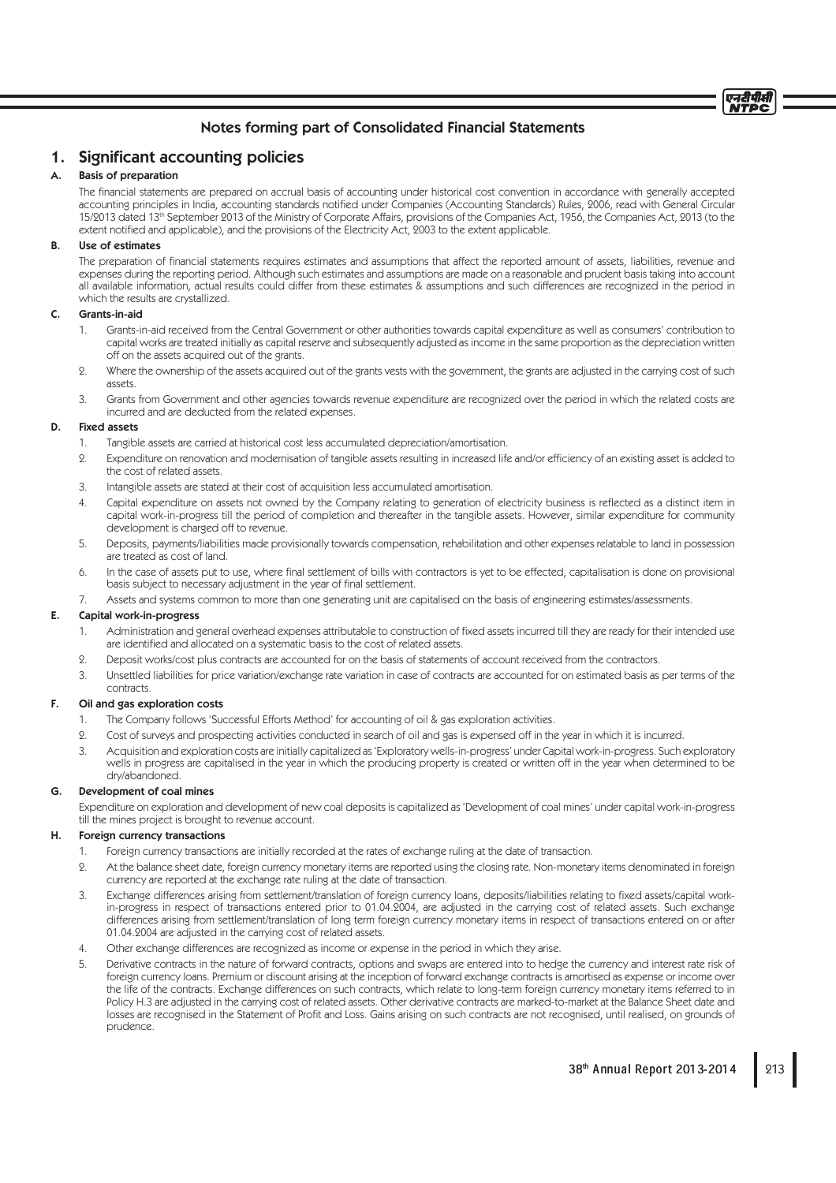# Notes forming part of Consolidated Financial Statements

## 1. Significant accounting policies

### A. Basis of preparation

The financial statements are prepared on accrual basis of accounting under historical cost convention in accordance with generally accepted accounting principles in India, accounting standards notified under Companies (Accounting Standards) Rules, 2006, read with General Circular 15/2013 dated 13th September 2013 of the Ministry of Corporate Affairs, provisions of the Companies Act, 1956, the Companies Act, 2013 (to the extent notified and applicable), and the provisions of the Electricity Act, 2003 to the extent applicable.

### B. Use of estimates

The preparation of financial statements requires estimates and assumptions that affect the reported amount of assets, liabilities, revenue and expenses during the reporting period. Although such estimates and assumptions are made on a reasonable and prudent basis taking into account all available information, actual results could differ from these estimates & assumptions and such differences are recognized in the period in which the results are crystallized.

### C. Grants-in-aid

1. Grants-in-aid received from the Central Government or other authorities towards capital expenditure as well as consumers' contribution to capital works are treated initially as capital reserve and subsequently adjusted as income in the same proportion as the depreciation written off on the assets acquired out of the grants.
2. Where the ownership of the assets acquired out of the grants vests with the government, the grants are adjusted in the carrying cost of such assets.
3. Grants from Government and other agencies towards revenue expenditure are recognized over the period in which the related costs are incurred and are deducted from the related expenses.

### D. Fixed assets

1. Tangible assets are carried at historical cost less accumulated depreciation/amortisation.
2. Expenditure on renovation and modernisation of tangible assets resulting in increased life and/or efficiency of an existing asset is added to the cost of related assets.
3. Intangible assets are stated at their cost of acquisition less accumulated amortisation.
4. Capital expenditure on assets not owned by the Company relating to generation of electricity business is reflected as a distinct item in capital work-in-progress till the period of completion and thereafter in the tangible assets. However, similar expenditure for community development is charged off to revenue.
5. Deposits, payments/liabilities made provisionally towards compensation, rehabilitation and other expenses relatable to land in possession are treated as cost of land.
6. In the case of assets put to use, where final settlement of bills with contractors is yet to be effected, capitalisation is done on provisional basis subject to necessary adjustment in the year of final settlement.
7. Assets and systems common to more than one generating unit are capitalised on the basis of engineering estimates/assessments.

### E. Capital work-in-progress

1. Administration and general overhead expenses attributable to construction of fixed assets incurred till they are ready for their intended use are identified and allocated on a systematic basis to the cost of related assets.
2. Deposit works/cost plus contracts are accounted for on the basis of statements of account received from the contractors.
3. Unsettled liabilities for price variation/exchange rate variation in case of contracts are accounted for on estimated basis as per terms of the contracts.

### F. Oil and gas exploration costs

1. The Company follows 'Successful Efforts Method' for accounting of oil & gas exploration activities.
2. Cost of surveys and prospecting activities conducted in search of oil and gas is expensed off in the year in which it is incurred.
3. Acquisition and exploration costs are initially capitalized as 'Exploratory wells-in-progress' under Capital work-in-progress. Such exploratory wells in progress are capitalised in the year in which the producing property is created or written off in the year when determined to be dry/abandoned.

### G. Development of coal mines

Expenditure on exploration and development of new coal deposits is capitalized as 'Development of coal mines' under capital work-in-progress till the mines project is brought to revenue account.

### H. Foreign currency transactions

1. Foreign currency transactions are initially recorded at the rates of exchange ruling at the date of transaction.
2. At the balance sheet date, foreign currency monetary items are reported using the closing rate. Non-monetary items denominated in foreign currency are reported at the exchange rate ruling at the date of transaction.
3. Exchange differences arising from settlement/translation of foreign currency loans, deposits/liabilities relating to fixed assets/capital work-in-progress in respect of transactions entered prior to 01.04.2004, are adjusted in the carrying cost of related assets. Such exchange differences arising from settlement/translation of long term foreign currency monetary items in respect of transactions entered on or after 01.04.2004 are adjusted in the carrying cost of related assets.
4. Other exchange differences are recognized as income or expense in the period in which they arise.
5. Derivative contracts in the nature of forward contracts, options and swaps are entered into to hedge the currency and interest rate risk of foreign currency loans. Premium or discount arising at the inception of forward exchange contracts is amortised as expense or income over the life of the contracts. Exchange differences on such contracts, which relate to long-term foreign currency monetary items referred to in Policy H.3 are adjusted in the carrying cost of related assets. Other derivative contracts are marked-to-market at the Balance Sheet date and losses are recognised in the Statement of Profit and Loss. Gains arising on such contracts are not recognised, until realised, on grounds of prudence.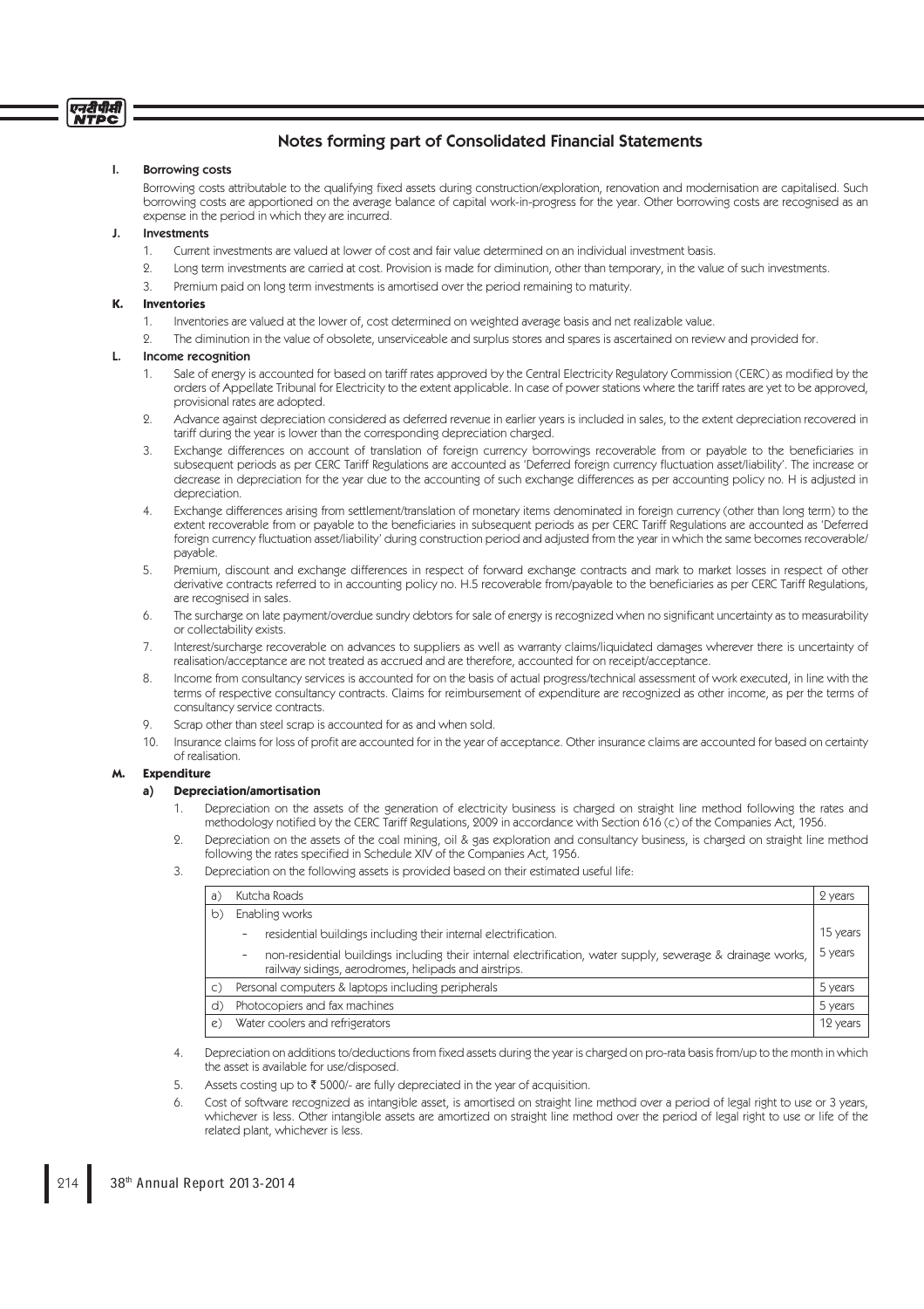## Notes forming part of Consolidated Financial Statements

### I. Borrowing costs

Borrowing costs attributable to the qualifying fixed assets during construction/exploration, renovation and modernisation are capitalised. Such borrowing costs are apportioned on the average balance of capital work-in-progress for the year. Other borrowing costs are recognised as an expense in the period in which they are incurred.

### J. Investments

1. Current investments are valued at lower of cost and fair value determined on an individual investment basis.
2. Long term investments are carried at cost. Provision is made for diminution, other than temporary, in the value of such investments.
3. Premium paid on long term investments is amortised over the period remaining to maturity.

### K. Inventories

1. Inventories are valued at the lower of, cost determined on weighted average basis and net realizable value.
2. The diminution in the value of obsolete, unserviceable and surplus stores and spares is ascertained on review and provided for.

### L. Income recognition

1. Sale of energy is accounted for based on tariff rates approved by the Central Electricity Regulatory Commission (CERC) as modified by the orders of Appellate Tribunal for Electricity to the extent applicable. In case of power stations where the tariff rates are yet to be approved, provisional rates are adopted.
2. Advance against depreciation considered as deferred revenue in earlier years is included in sales, to the extent depreciation recovered in tariff during the year is lower than the corresponding depreciation charged.
3. Exchange differences on account of translation of foreign currency borrowings recoverable from or payable to the beneficiaries in subsequent periods as per CERC Tariff Regulations are accounted as 'Deferred foreign currency fluctuation asset/liability'. The increase or decrease in depreciation for the year due to the accounting of such exchange differences as per accounting policy no. H is adjusted in depreciation.
4. Exchange differences arising from settlement/translation of monetary items denominated in foreign currency (other than long term) to the extent recoverable from or payable to the beneficiaries in subsequent periods as per CERC Tariff Regulations are accounted as 'Deferred foreign currency fluctuation asset/liability' during construction period and adjusted from the year in which the same becomes recoverable/payable.
5. Premium, discount and exchange differences in respect of forward exchange contracts and mark to market losses in respect of other derivative contracts referred to in accounting policy no. H.5 recoverable from/payable to the beneficiaries as per CERC Tariff Regulations, are recognised in sales.
6. The surcharge on late payment/overdue sundry debtors for sale of energy is recognized when no significant uncertainty as to measurability or collectability exists.
7. Interest/surcharge recoverable on advances to suppliers as well as warranty claims/liquidated damages wherever there is uncertainty of realisation/acceptance are not treated as accrued and are therefore, accounted for on receipt/acceptance.
8. Income from consultancy services is accounted for on the basis of actual progress/technical assessment of work executed, in line with the terms of respective consultancy contracts. Claims for reimbursement of expenditure are recognized as other income, as per the terms of consultancy service contracts.
9. Scrap other than steel scrap is accounted for as and when sold.
10. Insurance claims for loss of profit are accounted for in the year of acceptance. Other insurance claims are accounted for based on certainty of realisation.

### M. Expenditure

#### a) Depreciation/amortisation

1. Depreciation on the assets of the generation of electricity business is charged on straight line method following the rates and methodology notified by the CERC Tariff Regulations, 2009 in accordance with Section 616 (c) of the Companies Act, 1956.
2. Depreciation on the assets of the coal mining, oil & gas exploration and consultancy business, is charged on straight line method following the rates specified in Schedule XIV of the Companies Act, 1956.
3. Depreciation on the following assets is provided based on their estimated useful life:

| | | |
|---|---|---|
| a) | Kutcha Roads | 2 years |
| b) | Enabling works | |
| | - residential buildings including their internal electrification. | 15 years |
| | - non-residential buildings including their internal electrification, water supply, sewerage & drainage works, railway sidings, aerodromes, helipads and airstrips. | 5 years |
| c) | Personal computers & laptops including peripherals | 5 years |
| d) | Photocopiers and fax machines | 5 years |
| e) | Water coolers and refrigerators | 12 years |

4. Depreciation on additions to/deductions from fixed assets during the year is charged on pro-rata basis from/up to the month in which the asset is available for use/disposed.
5. Assets costing up to ₹ 5000/- are fully depreciated in the year of acquisition.
6. Cost of software recognized as intangible asset, is amortised on straight line method over a period of legal right to use or 3 years, whichever is less. Other intangible assets are amortized on straight line method over the period of legal right to use or life of the related plant, whichever is less.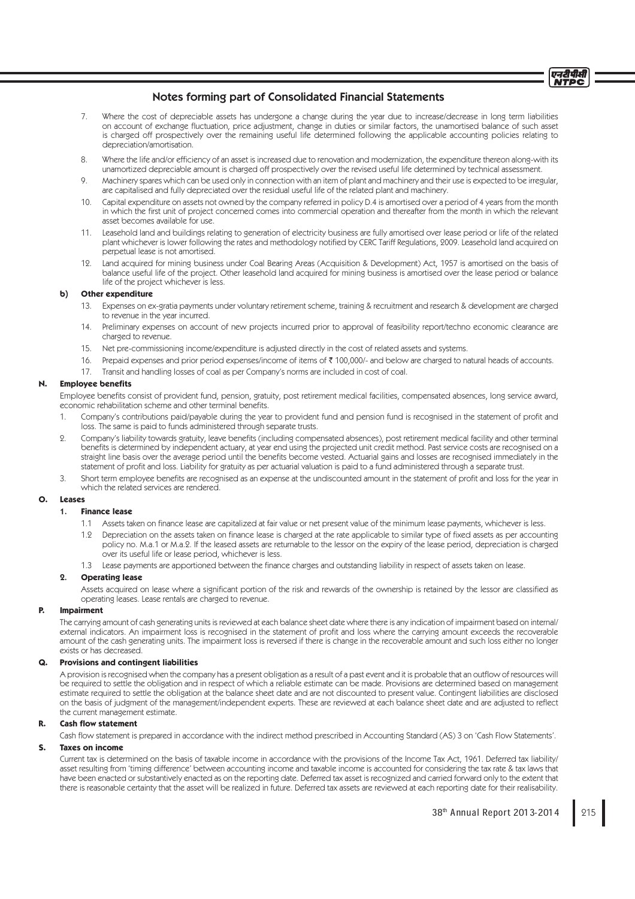## Notes forming part of Consolidated Financial Statements

7. Where the cost of depreciable assets has undergone a change during the year due to increase/decrease in long term liabilities on account of exchange fluctuation, price adjustment, change in duties or similar factors, the unamortised balance of such asset is charged off prospectively over the remaining useful life determined following the applicable accounting policies relating to depreciation/amortisation.

8. Where the life and/or efficiency of an asset is increased due to renovation and modernization, the expenditure thereon along-with its unamortized depreciable amount is charged off prospectively over the revised useful life determined by technical assessment.

9. Machinery spares which can be used only in connection with an item of plant and machinery and their use is expected to be irregular, are capitalised and fully depreciated over the residual useful life of the related plant and machinery.

10. Capital expenditure on assets not owned by the company referred in policy D.4 is amortised over a period of 4 years from the month in which the first unit of project concerned comes into commercial operation and thereafter from the month in which the relevant asset becomes available for use.

11. Leasehold land and buildings relating to generation of electricity business are fully amortised over lease period or life of the related plant whichever is lower following the rates and methodology notified by CERC Tariff Regulations, 2009. Leasehold land acquired on perpetual lease is not amortised.

12. Land acquired for mining business under Coal Bearing Areas (Acquisition & Development) Act, 1957 is amortised on the basis of balance useful life of the project. Other leasehold land acquired for mining business is amortised over the lease period or balance life of the project whichever is less.

### b) Other expenditure

13. Expenses on ex-gratia payments under voluntary retirement scheme, training & recruitment and research & development are charged to revenue in the year incurred.

14. Preliminary expenses on account of new projects incurred prior to approval of feasibility report/techno economic clearance are charged to revenue.

15. Net pre-commissioning income/expenditure is adjusted directly in the cost of related assets and systems.

16. Prepaid expenses and prior period expenses/income of items of ₹ 100,000/- and below are charged to natural heads of accounts.

17. Transit and handling losses of coal as per Company's norms are included in cost of coal.

### N. Employee benefits

Employee benefits consist of provident fund, pension, gratuity, post retirement medical facilities, compensated absences, long service award, economic rehabilitation scheme and other terminal benefits.

1. Company's contributions paid/payable during the year to provident fund and pension fund is recognised in the statement of profit and loss. The same is paid to funds administered through separate trusts.
2. Company's liability towards gratuity, leave benefits (including compensated absences), post retirement medical facility and other terminal benefits is determined by independent actuary, at year end using the projected unit credit method. Past service costs are recognised on a straight line basis over the average period until the benefits become vested. Actuarial gains and losses are recognised immediately in the statement of profit and loss. Liability for gratuity as per actuarial valuation is paid to a fund administered through a separate trust.
3. Short term employee benefits are recognised as an expense at the undiscounted amount in the statement of profit and loss for the year in which the related services are rendered.

### O. Leases

#### 1. Finance lease

1.1 Assets taken on finance lease are capitalized at fair value or net present value of the minimum lease payments, whichever is less.

1.2 Depreciation on the assets taken on finance lease is charged at the rate applicable to similar type of fixed assets as per accounting policy no. M.a.1 or M.a.2. If the leased assets are returnable to the lessor on the expiry of the lease period, depreciation is charged over its useful life or lease period, whichever is less.

1.3 Lease payments are apportioned between the finance charges and outstanding liability in respect of assets taken on lease.

#### 2. Operating lease

Assets acquired on lease where a significant portion of the risk and rewards of the ownership is retained by the lessor are classified as operating leases. Lease rentals are charged to revenue.

### P. Impairment

The carrying amount of cash generating units is reviewed at each balance sheet date where there is any indication of impairment based on internal/ external indicators. An impairment loss is recognised in the statement of profit and loss where the carrying amount exceeds the recoverable amount of the cash generating units. The impairment loss is reversed if there is change in the recoverable amount and such loss either no longer exists or has decreased.

### Q. Provisions and contingent liabilities

A provision is recognised when the company has a present obligation as a result of a past event and it is probable that an outflow of resources will be required to settle the obligation and in respect of which a reliable estimate can be made. Provisions are determined based on management estimate required to settle the obligation at the balance sheet date and are not discounted to present value. Contingent liabilities are disclosed on the basis of judgment of the management/independent experts. These are reviewed at each balance sheet date and are adjusted to reflect the current management estimate.

### R. Cash flow statement

Cash flow statement is prepared in accordance with the indirect method prescribed in Accounting Standard (AS) 3 on 'Cash Flow Statements'.

### S. Taxes on income

Current tax is determined on the basis of taxable income in accordance with the provisions of the Income Tax Act, 1961. Deferred tax liability/ asset resulting from 'timing difference' between accounting income and taxable income is accounted for considering the tax rate & tax laws that have been enacted or substantively enacted as on the reporting date. Deferred tax asset is recognized and carried forward only to the extent that there is reasonable certainty that the asset will be realized in future. Deferred tax assets are reviewed at each reporting date for their realisability.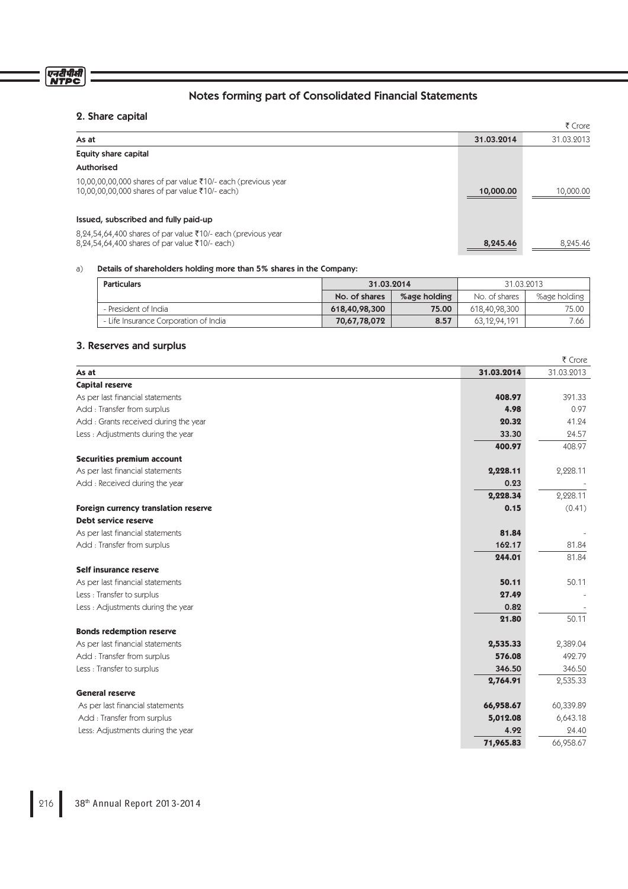# Notes forming part of Consolidated Financial Statements

## 2. Share capital

₹ Crore

| As at | 31.03.2014 | 31.03.2013 |
|---|---|---|
| **Equity share capital** | | |
| **Authorised** | | |
| 10,00,00,00,000 shares of par value ₹10/- each (previous year 10,00,00,00,000 shares of par value ₹10/- each) | **10,000.00** | 10,000.00 |
| **Issued, subscribed and fully paid-up** | | |
| 8,24,54,64,400 shares of par value ₹10/- each (previous year 8,24,54,64,400 shares of par value ₹10/- each) | **8,245.46** | 8,245.46 |

a) **Details of shareholders holding more than 5% shares in the Company:**

| Particulars | 31.03.2014 | | 31.03.2013 | |
|---|---|---|---|---|
| | No. of shares | %age holding | No. of shares | %age holding |
| - President of India | **618,40,98,300** | **75.00** | 618,40,98,300 | 75.00 |
| - Life Insurance Corporation of India | **70,67,78,072** | **8.57** | 63,12,94,191 | 7.66 |

## 3. Reserves and surplus

₹ Crore

| As at | 31.03.2014 | 31.03.2013 |
|---|---|---|
| **Capital reserve** | | |
| As per last financial statements | **408.97** | 391.33 |
| Add : Transfer from surplus | **4.98** | 0.97 |
| Add : Grants received during the year | **20.32** | 41.24 |
| Less : Adjustments during the year | **33.30** | 24.57 |
| | **400.97** | 408.97 |
| **Securities premium account** | | |
| As per last financial statements | **2,228.11** | 2,228.11 |
| Add : Received during the year | **0.23** | - |
| | **2,228.34** | 2,228.11 |
| **Foreign currency translation reserve** | **0.15** | (0.41) |
| **Debt service reserve** | | |
| As per last financial statements | **81.84** | - |
| Add : Transfer from surplus | **162.17** | 81.84 |
| | **244.01** | 81.84 |
| **Self insurance reserve** | | |
| As per last financial statements | **50.11** | 50.11 |
| Less : Transfer to surplus | **27.49** | - |
| Less : Adjustments during the year | **0.82** | - |
| | **21.80** | 50.11 |
| **Bonds redemption reserve** | | |
| As per last financial statements | **2,535.33** | 2,389.04 |
| Add : Transfer from surplus | **576.08** | 492.79 |
| Less : Transfer to surplus | **346.50** | 346.50 |
| | **2,764.91** | 2,535.33 |
| **General reserve** | | |
| As per last financial statements | **66,958.67** | 60,339.89 |
| Add : Transfer from surplus | **5,012.08** | 6,643.18 |
| Less: Adjustments during the year | **4.92** | 24.40 |
| | **71,965.83** | 66,958.67 |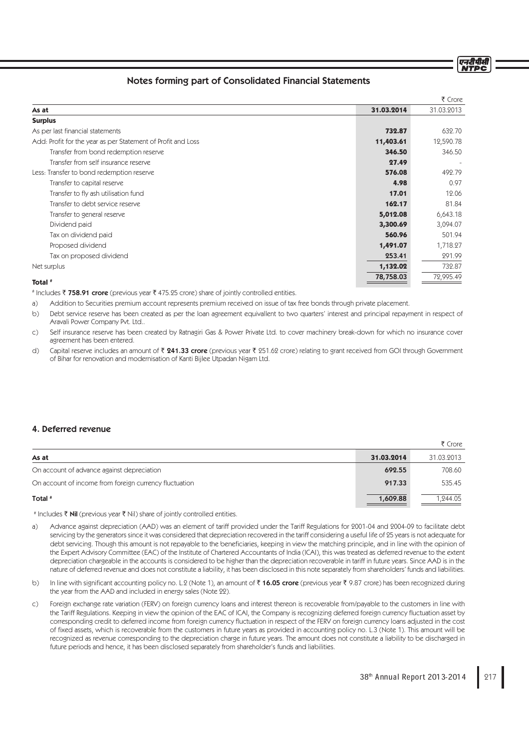## Notes forming part of Consolidated Financial Statements

₹ Crore

| As at | 31.03.2014 | 31.03.2013 |
|---|---|---|
| **Surplus** | | |
| As per last financial statements | **732.87** | 632.70 |
| Add: Profit for the year as per Statement of Profit and Loss | **11,403.61** | 12,590.78 |
| Transfer from bond redemption reserve | **346.50** | 346.50 |
| Transfer from self insurance reserve | **27.49** | - |
| Less: Transfer to bond redemption reserve | **576.08** | 492.79 |
| Transfer to capital reserve | **4.98** | 0.97 |
| Transfer to fly ash utilisation fund | **17.01** | 12.06 |
| Transfer to debt service reserve | **162.17** | 81.84 |
| Transfer to general reserve | **5,012.08** | 6,643.18 |
| Dividend paid | **3,300.69** | 3,094.07 |
| Tax on dividend paid | **560.96** | 501.94 |
| Proposed dividend | **1,491.07** | 1,718.27 |
| Tax on proposed dividend | **253.41** | 291.99 |
| Net surplus | **1,132.02** | 732.87 |
| **Total #** | **78,758.03** | 72,995.49 |

\# Includes ₹ **758.91 crore** (previous year ₹ 475.25 crore) share of jointly controlled entities.

a) Addition to Securities premium account represents premium received on issue of tax free bonds through private placement.

b) Debt service reserve has been created as per the loan agreement equivallent to two quarters' interest and principal repayment in respect of Aravali Power Company Pvt. Ltd..

c) Self insurance reserve has been created by Ratnagiri Gas & Power Private Ltd. to cover machinery break-down for which no insurance cover agreement has been entered.

d) Capital reserve includes an amount of ₹ **241.33 crore** (previous year ₹ 251.62 crore) relating to grant received from GOI through Government of Bihar for renovation and modernisation of Kanti Bijlee Utpadan Nigam Ltd.

## 4. Deferred revenue

₹ Crore

| As at | 31.03.2014 | 31.03.2013 |
|---|---|---|
| On account of advance against depreciation | **692.55** | 708.60 |
| On account of income from foreign currency fluctuation | **917.33** | 535.45 |
| **Total #** | **1,609.88** | 1,244.05 |

\# Includes ₹ **Nil** (previous year ₹ Nil) share of jointly controlled entities.

a) Advance against depreciation (AAD) was an element of tariff provided under the Tariff Regulations for 2001-04 and 2004-09 to facilitate debt servicing by the generators since it was considered that depreciation recovered in the tariff considering a useful life of 25 years is not adequate for debt servicing. Though this amount is not repayable to the beneficiaries, keeping in view the matching principle, and in line with the opinion of the Expert Advisory Committee (EAC) of the Institute of Chartered Accountants of India (ICAI), this was treated as deferred revenue to the extent depreciation chargeable in the accounts is considered to be higher than the depreciation recoverable in tariff in future years. Since AAD is in the nature of deferred revenue and does not constitute a liability, it has been disclosed in this note separately from shareholders' funds and liabilities.

b) In line with significant accounting policy no. L.2 (Note 1), an amount of ₹ **16.05 crore** (previous year ₹ 9.87 crore) has been recognized during the year from the AAD and included in energy sales (Note 22).

c) Foreign exchange rate variation (FERV) on foreign currency loans and interest thereon is recoverable from/payable to the customers in line with the Tariff Regulations. Keeping in view the opinion of the EAC of ICAI, the Company is recognizing deferred foreign currency fluctuation asset by corresponding credit to deferred income from foreign currency fluctuation in respect of the FERV on foreign currency loans adjusted in the cost of fixed assets, which is recoverable from the customers in future years as provided in accounting policy no. L.3 (Note 1). This amount will be recognized as revenue corresponding to the depreciation charge in future years. The amount does not constitute a liability to be discharged in future periods and hence, it has been disclosed separately from shareholder's funds and liabilities.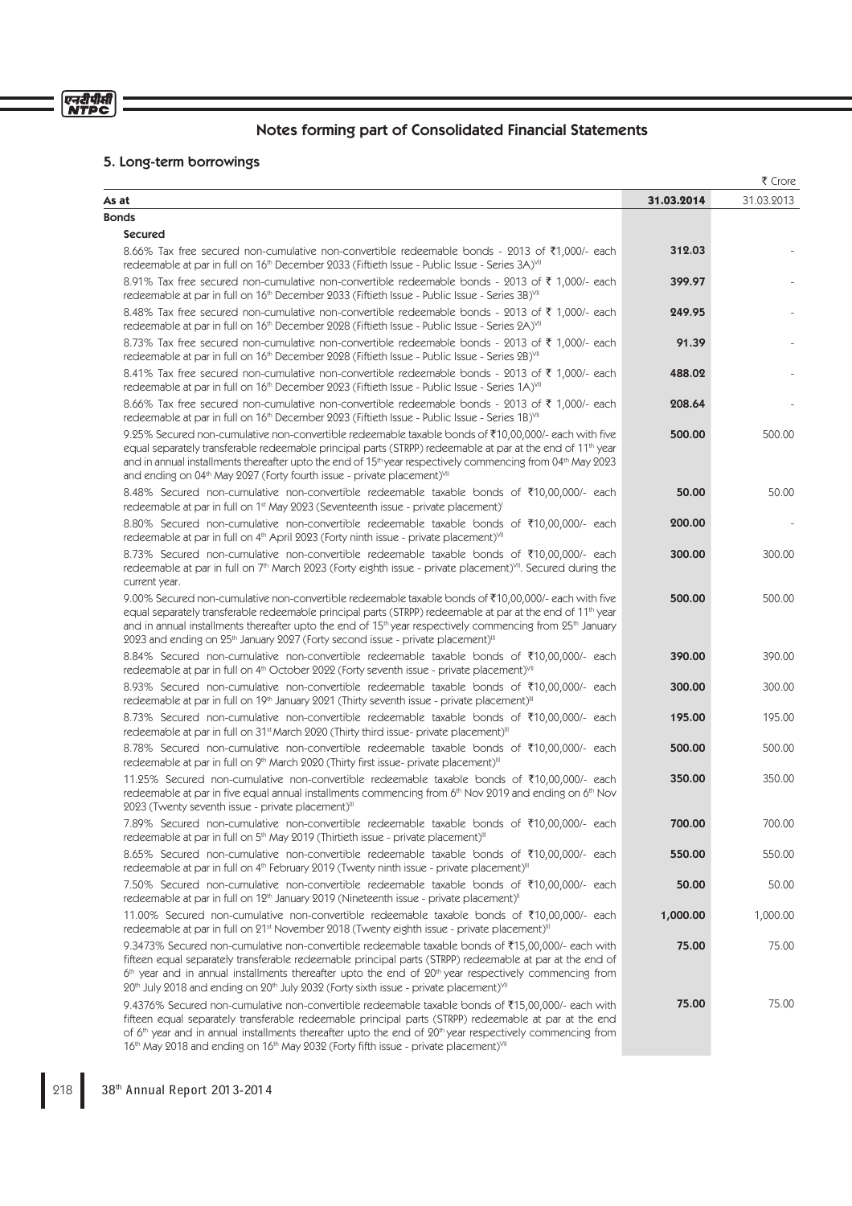# Notes forming part of Consolidated Financial Statements

## 5. Long-term borrowings

₹ Crore

| As at | 31.03.2014 | 31.03.2013 |
|---|---|---|
| **Bonds** | | |
| **Secured** | | |
| 8.66% Tax free secured non-cumulative non-convertible redeemable bonds - 2013 of ₹1,000/- each redeemable at par in full on 16th December 2033 (Fiftieth Issue - Public Issue - Series 3A)[VII] | 312.03 | - |
| 8.91% Tax free secured non-cumulative non-convertible redeemable bonds - 2013 of ₹ 1,000/- each redeemable at par in full on 16th December 2033 (Fiftieth Issue - Public Issue - Series 3B)[VII] | 399.97 | - |
| 8.48% Tax free secured non-cumulative non-convertible redeemable bonds - 2013 of ₹ 1,000/- each redeemable at par in full on 16th December 2028 (Fiftieth Issue - Public Issue - Series 2A)[VII] | 249.95 | - |
| 8.73% Tax free secured non-cumulative non-convertible redeemable bonds - 2013 of ₹ 1,000/- each redeemable at par in full on 16th December 2028 (Fiftieth Issue - Public Issue - Series 2B)[VII] | 91.39 | - |
| 8.41% Tax free secured non-cumulative non-convertible redeemable bonds - 2013 of ₹ 1,000/- each redeemable at par in full on 16th December 2023 (Fiftieth Issue - Public Issue - Series 1A)[VII] | 488.02 | - |
| 8.66% Tax free secured non-cumulative non-convertible redeemable bonds - 2013 of ₹ 1,000/- each redeemable at par in full on 16th December 2023 (Fiftieth Issue - Public Issue - Series 1B)[VII] | 208.64 | - |
| 9.25% Secured non-cumulative non-convertible redeemable taxable bonds of ₹10,00,000/- each with five equal separately transferable redeemable principal parts (STRPP) redeemable at par at the end of 11th year and in annual installments thereafter upto the end of 15th year respectively commencing from 04th May 2023 and ending on 04th May 2027 (Forty fourth issue - private placement)[VII] | 500.00 | 500.00 |
| 8.48% Secured non-cumulative non-convertible redeemable taxable bonds of ₹10,00,000/- each redeemable at par in full on 1st May 2023 (Seventeenth issue - private placement)[I] | 50.00 | 50.00 |
| 8.80% Secured non-cumulative non-convertible redeemable taxable bonds of ₹10,00,000/- each redeemable at par in full on 4th April 2023 (Forty ninth issue - private placement)[VII] | 200.00 | - |
| 8.73% Secured non-cumulative non-convertible redeemable taxable bonds of ₹10,00,000/- each redeemable at par in full on 7th March 2023 (Forty eighth issue - private placement)[VII]. Secured during the current year. | 300.00 | 300.00 |
| 9.00% Secured non-cumulative non-convertible redeemable taxable bonds of ₹10,00,000/- each with five equal separately transferable redeemable principal parts (STRPP) redeemable at par at the end of 11th year and in annual installments thereafter upto the end of 15th year respectively commencing from 25th January 2023 and ending on 25th January 2027 (Forty second issue - private placement)[III] | 500.00 | 500.00 |
| 8.84% Secured non-cumulative non-convertible redeemable taxable bonds of ₹10,00,000/- each redeemable at par in full on 4th October 2022 (Forty seventh issue - private placement)[VII] | 390.00 | 390.00 |
| 8.93% Secured non-cumulative non-convertible redeemable taxable bonds of ₹10,00,000/- each redeemable at par in full on 19th January 2021 (Thirty seventh issue - private placement)[III] | 300.00 | 300.00 |
| 8.73% Secured non-cumulative non-convertible redeemable taxable bonds of ₹10,00,000/- each redeemable at par in full on 31st March 2020 (Thirty third issue- private placement)[III] | 195.00 | 195.00 |
| 8.78% Secured non-cumulative non-convertible redeemable taxable bonds of ₹10,00,000/- each redeemable at par in full on 9th March 2020 (Thirty first issue- private placement)[III] | 500.00 | 500.00 |
| 11.25% Secured non-cumulative non-convertible redeemable taxable bonds of ₹10,00,000/- each redeemable at par in five equal annual installments commencing from 6th Nov 2019 and ending on 6th Nov 2023 (Twenty seventh issue - private placement)[III] | 350.00 | 350.00 |
| 7.89% Secured non-cumulative non-convertible redeemable taxable bonds of ₹10,00,000/- each redeemable at par in full on 5th May 2019 (Thirtieth issue - private placement)[III] | 700.00 | 700.00 |
| 8.65% Secured non-cumulative non-convertible redeemable taxable bonds of ₹10,00,000/- each redeemable at par in full on 4th February 2019 (Twenty ninth issue - private placement)[III] | 550.00 | 550.00 |
| 7.50% Secured non-cumulative non-convertible redeemable taxable bonds of ₹10,00,000/- each redeemable at par in full on 12th January 2019 (Nineteenth issue - private placement)[I] | 50.00 | 50.00 |
| 11.00% Secured non-cumulative non-convertible redeemable taxable bonds of ₹10,00,000/- each redeemable at par in full on 21st November 2018 (Twenty eighth issue - private placement)[III] | 1,000.00 | 1,000.00 |
| 9.3473% Secured non-cumulative non-convertible redeemable taxable bonds of ₹15,00,000/- each with fifteen equal separately transferable redeemable principal parts (STRPP) redeemable at par at the end of 6th year and in annual installments thereafter upto the end of 20th year respectively commencing from 20th July 2018 and ending on 20th July 2032 (Forty sixth issue - private placement)[VII] | 75.00 | 75.00 |
| 9.4376% Secured non-cumulative non-convertible redeemable taxable bonds of ₹15,00,000/- each with fifteen equal separately transferable redeemable principal parts (STRPP) redeemable at par at the end of 6th year and in annual installments thereafter upto the end of 20th year respectively commencing from 16th May 2018 and ending on 16th May 2032 (Forty fifth issue - private placement)[VII] | 75.00 | 75.00 |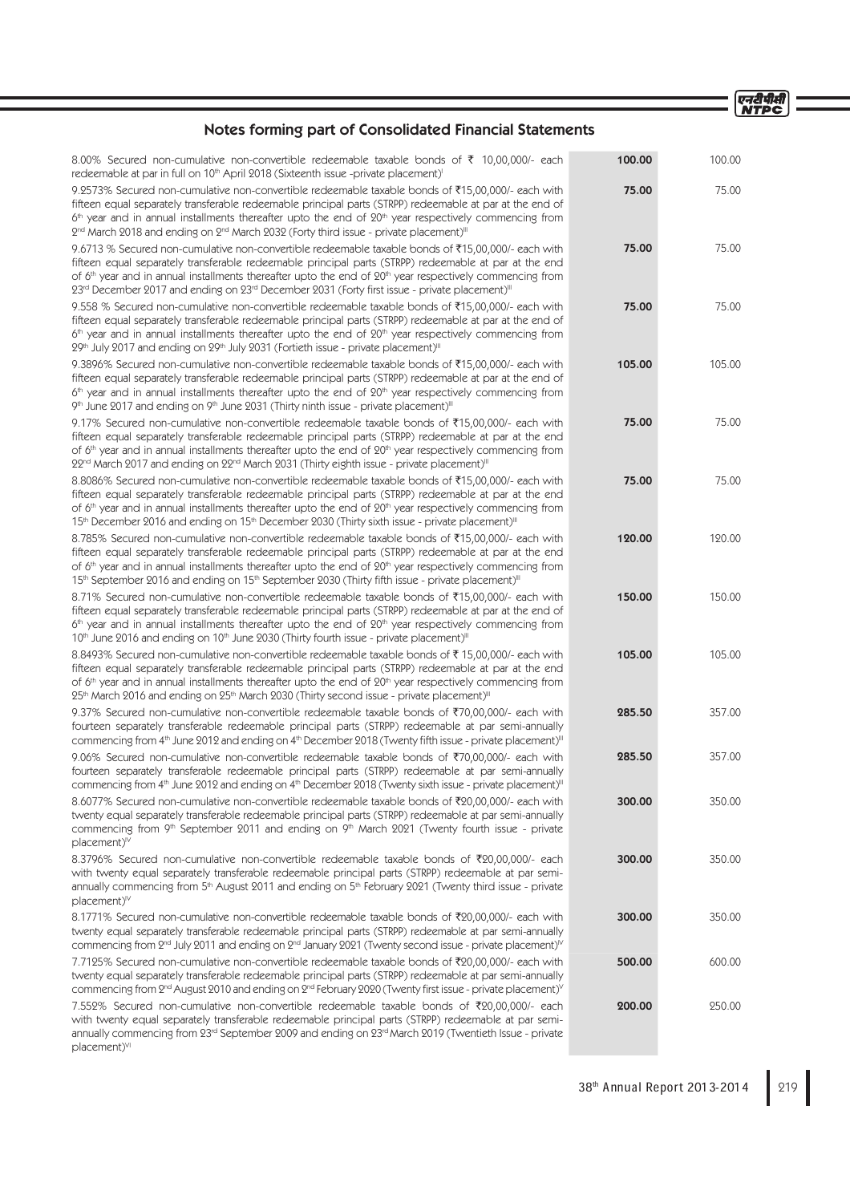## Notes forming part of Consolidated Financial Statements

| | | |
|---|---|---|
| 8.00% Secured non-cumulative non-convertible redeemable taxable bonds of ₹ 10,00,000/- each redeemable at par in full on 10th April 2018 (Sixteenth issue -private placement)[I] | **100.00** | 100.00 |
| 9.2573% Secured non-cumulative non-convertible redeemable taxable bonds of ₹15,00,000/- each with fifteen equal separately transferable redeemable principal parts (STRPP) redeemable at par at the end of 6th year and in annual installments thereafter upto the end of 20th year respectively commencing from 2nd March 2018 and ending on 2nd March 2032 (Forty third issue - private placement)[III] | **75.00** | 75.00 |
| 9.6713 % Secured non-cumulative non-convertible redeemable taxable bonds of ₹15,00,000/- each with fifteen equal separately transferable redeemable principal parts (STRPP) redeemable at par at the end of 6th year and in annual installments thereafter upto the end of 20th year respectively commencing from 23rd December 2017 and ending on 23rd December 2031 (Forty first issue - private placement)[III] | **75.00** | 75.00 |
| 9.558 % Secured non-cumulative non-convertible redeemable taxable bonds of ₹15,00,000/- each with fifteen equal separately transferable redeemable principal parts (STRPP) redeemable at par at the end of 6th year and in annual installments thereafter upto the end of 20th year respectively commencing from 29th July 2017 and ending on 29th July 2031 (Fortieth issue - private placement)[III] | **75.00** | 75.00 |
| 9.3896% Secured non-cumulative non-convertible redeemable taxable bonds of ₹15,00,000/- each with fifteen equal separately transferable redeemable principal parts (STRPP) redeemable at par at the end of 6th year and in annual installments thereafter upto the end of 20th year respectively commencing from 9th June 2017 and ending on 9th June 2031 (Thirty ninth issue - private placement)[III] | **105.00** | 105.00 |
| 9.17% Secured non-cumulative non-convertible redeemable taxable bonds of ₹15,00,000/- each with fifteen equal separately transferable redeemable principal parts (STRPP) redeemable at par at the end of 6th year and in annual installments thereafter upto the end of 20th year respectively commencing from 22nd March 2017 and ending on 22nd March 2031 (Thirty eighth issue - private placement)[III] | **75.00** | 75.00 |
| 8.8086% Secured non-cumulative non-convertible redeemable taxable bonds of ₹15,00,000/- each with fifteen equal separately transferable redeemable principal parts (STRPP) redeemable at par at the end of 6th year and in annual installments thereafter upto the end of 20th year respectively commencing from 15th December 2016 and ending on 15th December 2030 (Thirty sixth issue - private placement)[II] | **75.00** | 75.00 |
| 8.785% Secured non-cumulative non-convertible redeemable taxable bonds of ₹15,00,000/- each with fifteen equal separately transferable redeemable principal parts (STRPP) redeemable at par at the end of 6th year and in annual installments thereafter upto the end of 20th year respectively commencing from 15th September 2016 and ending on 15th September 2030 (Thirty fifth issue - private placement)[III] | **120.00** | 120.00 |
| 8.71% Secured non-cumulative non-convertible redeemable taxable bonds of ₹15,00,000/- each with fifteen equal separately transferable redeemable principal parts (STRPP) redeemable at par at the end of 6th year and in annual installments thereafter upto the end of 20th year respectively commencing from 10th June 2016 and ending on 10th June 2030 (Thirty fourth issue - private placement)[II] | **150.00** | 150.00 |
| 8.8493% Secured non-cumulative non-convertible redeemable taxable bonds of ₹ 15,00,000/- each with fifteen equal separately transferable redeemable principal parts (STRPP) redeemable at par at the end of 6th year and in annual installments thereafter upto the end of 20th year respectively commencing from 25th March 2016 and ending on 25th March 2030 (Thirty second issue - private placement)[II] | **105.00** | 105.00 |
| 9.37% Secured non-cumulative non-convertible redeemable taxable bonds of ₹70,00,000/- each with fourteen separately transferable redeemable principal parts (STRPP) redeemable at par semi-annually commencing from 4th June 2012 and ending on 4th December 2018 (Twenty fifth issue - private placement)[III] | **285.50** | 357.00 |
| 9.06% Secured non-cumulative non-convertible redeemable taxable bonds of ₹70,00,000/- each with fourteen separately transferable redeemable principal parts (STRPP) redeemable at par semi-annually commencing from 4th June 2012 and ending on 4th December 2018 (Twenty sixth issue - private placement)[III] | **285.50** | 357.00 |
| 8.6077% Secured non-cumulative non-convertible redeemable taxable bonds of ₹20,00,000/- each with twenty equal separately transferable redeemable principal parts (STRPP) redeemable at par semi-annually commencing from 9th September 2011 and ending on 9th March 2021 (Twenty fourth issue - private placement)[IV] | **300.00** | 350.00 |
| 8.3796% Secured non-cumulative non-convertible redeemable taxable bonds of ₹20,00,000/- each with twenty equal separately transferable redeemable principal parts (STRPP) redeemable at par semi-annually commencing from 5th August 2011 and ending on 5th February 2021 (Twenty third issue - private placement)[IV] | **300.00** | 350.00 |
| 8.1771% Secured non-cumulative non-convertible redeemable taxable bonds of ₹20,00,000/- each with twenty equal separately transferable redeemable principal parts (STRPP) redeemable at par semi-annually commencing from 2nd July 2011 and ending on 2nd January 2021 (Twenty second issue - private placement)[IV] | **300.00** | 350.00 |
| 7.7125% Secured non-cumulative non-convertible redeemable taxable bonds of ₹20,00,000/- each with twenty equal separately transferable redeemable principal parts (STRPP) redeemable at par semi-annually commencing from 2nd August 2010 and ending on 2nd February 2020 (Twenty first issue - private placement)[V] | **500.00** | 600.00 |
| 7.552% Secured non-cumulative non-convertible redeemable taxable bonds of ₹20,00,000/- each with twenty equal separately transferable redeemable principal parts (STRPP) redeemable at par semi-annually commencing from 23rd September 2009 and ending on 23rd March 2019 (Twentieth Issue - private placement)[VI] | **200.00** | 250.00 |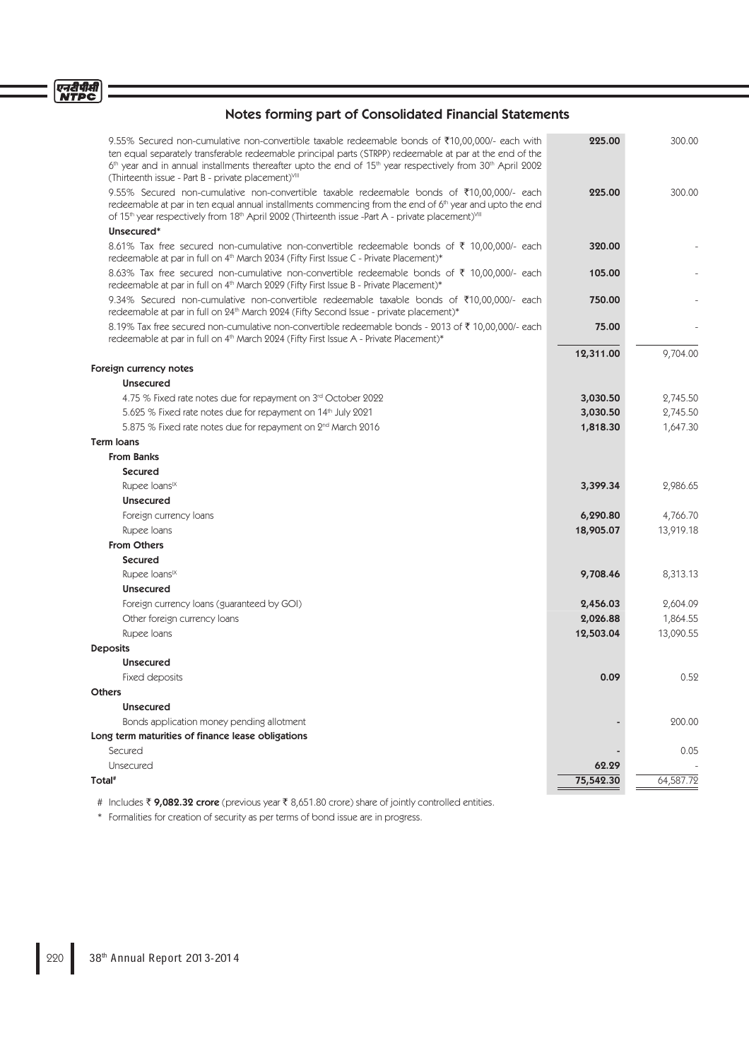## Notes forming part of Consolidated Financial Statements

| | | |
|---|---|---|
| 9.55% Secured non-cumulative non-convertible taxable redeemable bonds of ₹10,00,000/- each with ten equal separately transferable redeemable principal parts (STRPP) redeemable at par at the end of the 6th year and in annual installments thereafter upto the end of 15th year respectively from 30th April 2002 (Thirteenth issue - Part B - private placement)[VIII] | **225.00** | 300.00 |
| 9.55% Secured non-cumulative non-convertible taxable redeemable bonds of ₹10,00,000/- each redeemable at par in ten equal annual installments commencing from the end of 6th year and upto the end of 15th year respectively from 18th April 2002 (Thirteenth issue -Part A - private placement)[VIII] | **225.00** | 300.00 |
| **Unsecured*** | | |
| 8.61% Tax free secured non-cumulative non-convertible redeemable bonds of ₹ 10,00,000/- each redeemable at par in full on 4th March 2034 (Fifty First Issue C - Private Placement)* | **320.00** | - |
| 8.63% Tax free secured non-cumulative non-convertible redeemable bonds of ₹ 10,00,000/- each redeemable at par in full on 4th March 2029 (Fifty First Issue B - Private Placement)* | **105.00** | - |
| 9.34% Secured non-cumulative non-convertible redeemable taxable bonds of ₹10,00,000/- each redeemable at par in full on 24th March 2024 (Fifty Second Issue - private placement)* | **750.00** | - |
| 8.19% Tax free secured non-cumulative non-convertible redeemable bonds - 2013 of ₹ 10,00,000/- each redeemable at par in full on 4th March 2024 (Fifty First Issue A - Private Placement)* | **75.00** | - |
| | **12,311.00** | 9,704.00 |
| **Foreign currency notes** | | |
| **Unsecured** | | |
| 4.75 % Fixed rate notes due for repayment on 3rd October 2022 | **3,030.50** | 2,745.50 |
| 5.625 % Fixed rate notes due for repayment on 14th July 2021 | **3,030.50** | 2,745.50 |
| 5.875 % Fixed rate notes due for repayment on 2nd March 2016 | **1,818.30** | 1,647.30 |
| **Term loans** | | |
| **From Banks** | | |
| **Secured** | | |
| Rupee loans[IX] | **3,399.34** | 2,986.65 |
| **Unsecured** | | |
| Foreign currency loans | **6,290.80** | 4,766.70 |
| Rupee loans | **18,905.07** | 13,919.18 |
| **From Others** | | |
| **Secured** | | |
| Rupee loans[IX] | **9,708.46** | 8,313.13 |
| **Unsecured** | | |
| Foreign currency loans (guaranteed by GOI) | **2,456.03** | 2,604.09 |
| Other foreign currency loans | **2,026.88** | 1,864.55 |
| Rupee loans | **12,503.04** | 13,090.55 |
| **Deposits** | | |
| **Unsecured** | | |
| Fixed deposits | **0.09** | 0.52 |
| **Others** | | |
| **Unsecured** | | |
| Bonds application money pending allotment | - | 200.00 |
| **Long term maturities of finance lease obligations** | | |
| Secured | - | 0.05 |
| Unsecured | **62.29** | - |
| **Total#** | **75,542.30** | 64,587.72 |

\# Includes ₹ **9,082.32 crore** (previous year ₹ 8,651.80 crore) share of jointly controlled entities.

\* Formalities for creation of security as per terms of bond issue are in progress.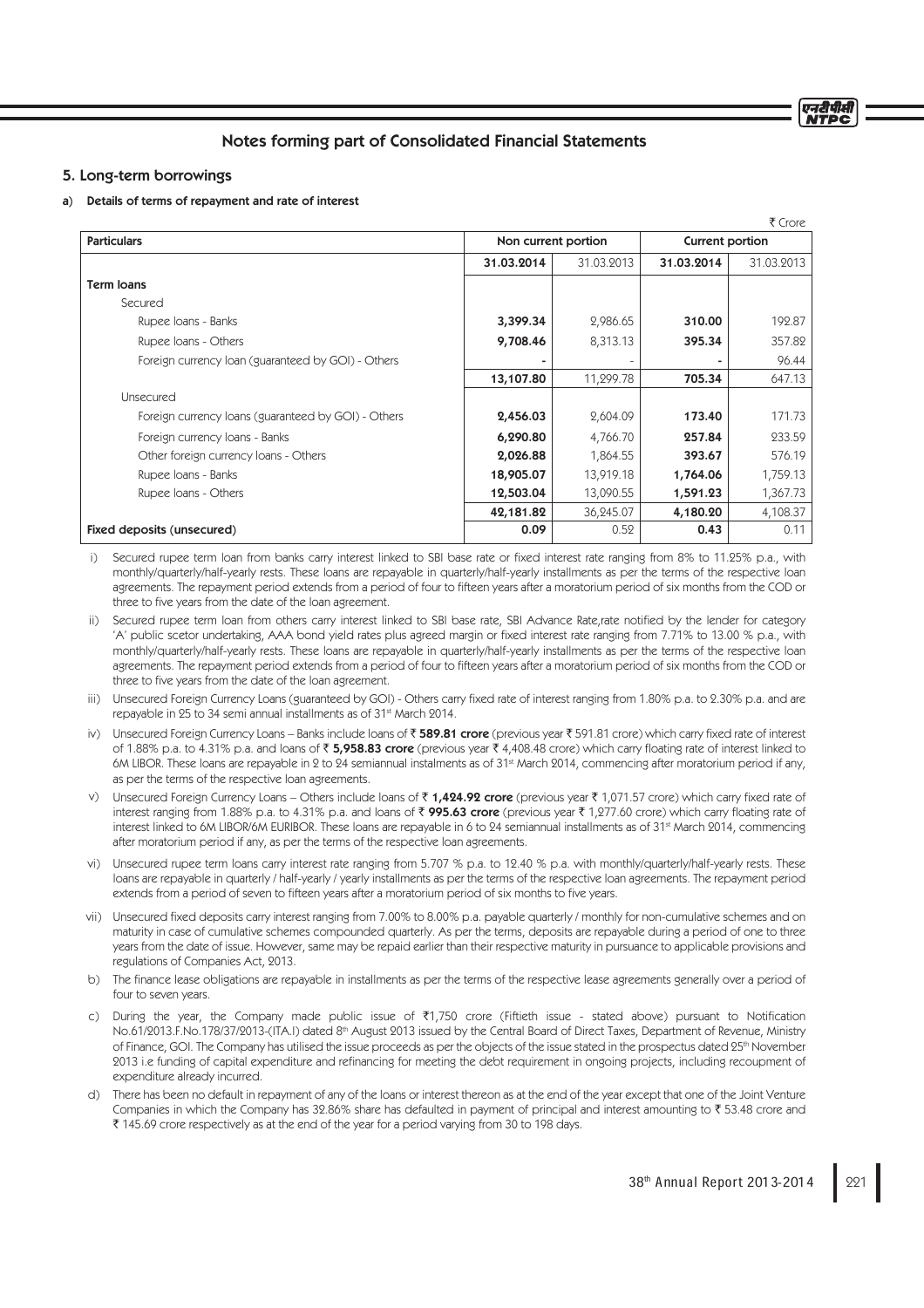# Notes forming part of Consolidated Financial Statements

## 5. Long-term borrowings

### a) Details of terms of repayment and rate of interest

₹ Crore

| Particulars | Non current portion | | Current portion | |
|---|---|---|---|---|
| | **31.03.2014** | 31.03.2013 | **31.03.2014** | 31.03.2013 |
| **Term loans** | | | | |
| Secured | | | | |
| Rupee loans - Banks | **3,399.34** | 2,986.65 | **310.00** | 192.87 |
| Rupee loans - Others | **9,708.46** | 8,313.13 | **395.34** | 357.82 |
| Foreign currency loan (guaranteed by GOI) - Others | **-** | - | **-** | 96.44 |
| | **13,107.80** | 11,299.78 | **705.34** | 647.13 |
| Unsecured | | | | |
| Foreign currency loans (guaranteed by GOI) - Others | **2,456.03** | 2,604.09 | **173.40** | 171.73 |
| Foreign currency loans - Banks | **6,290.80** | 4,766.70 | **257.84** | 233.59 |
| Other foreign currency loans - Others | **2,026.88** | 1,864.55 | **393.67** | 576.19 |
| Rupee loans - Banks | **18,905.07** | 13,919.18 | **1,764.06** | 1,759.13 |
| Rupee loans - Others | **12,503.04** | 13,090.55 | **1,591.23** | 1,367.73 |
| | **42,181.82** | 36,245.07 | **4,180.20** | 4,108.37 |
| **Fixed deposits (unsecured)** | **0.09** | 0.52 | **0.43** | 0.11 |

i) Secured rupee term loan from banks carry interest linked to SBI base rate or fixed interest rate ranging from 8% to 11.25% p.a., with monthly/quarterly/half-yearly rests. These loans are repayable in quarterly/half-yearly installments as per the terms of the respective loan agreements. The repayment period extends from a period of four to fifteen years after a moratorium period of six months from the COD or three to five years from the date of the loan agreement.

ii) Secured rupee term loan from others carry interest linked to SBI base rate, SBI Advance Rate,rate notified by the lender for category 'A' public scetor undertaking, AAA bond yield rates plus agreed margin or fixed interest rate ranging from 7.71% to 13.00 % p.a., with monthly/quarterly/half-yearly rests. These loans are repayable in quarterly/half-yearly installments as per the terms of the respective loan agreements. The repayment period extends from a period of four to fifteen years after a moratorium period of six months from the COD or three to five years from the date of the loan agreement.

iii) Unsecured Foreign Currency Loans (guaranteed by GOI) - Others carry fixed rate of interest ranging from 1.80% p.a. to 2.30% p.a. and are repayable in 25 to 34 semi annual installments as of 31st March 2014.

iv) Unsecured Foreign Currency Loans – Banks include loans of ₹ **589.81 crore** (previous year ₹ 591.81 crore) which carry fixed rate of interest of 1.88% p.a. to 4.31% p.a. and loans of ₹ **5,958.83 crore** (previous year ₹ 4,408.48 crore) which carry floating rate of interest linked to 6M LIBOR. These loans are repayable in 2 to 24 semiannual instalments as of 31st March 2014, commencing after moratorium period if any, as per the terms of the respective loan agreements.

v) Unsecured Foreign Currency Loans – Others include loans of ₹ **1,424.92 crore** (previous year ₹ 1,071.57 crore) which carry fixed rate of interest ranging from 1.88% p.a. to 4.31% p.a. and loans of ₹ **995.63 crore** (previous year ₹ 1,277.60 crore) which carry floating rate of interest linked to 6M LIBOR/6M EURIBOR. These loans are repayable in 6 to 24 semiannual installments as of 31st March 2014, commencing after moratorium period if any, as per the terms of the respective loan agreements.

vi) Unsecured rupee term loans carry interest rate ranging from 5.707 % p.a. to 12.40 % p.a. with monthly/quarterly/half-yearly rests. These loans are repayable in quarterly / half-yearly / yearly installments as per the terms of the respective loan agreements. The repayment period extends from a period of seven to fifteen years after a moratorium period of six months to five years.

vii) Unsecured fixed deposits carry interest ranging from 7.00% to 8.00% p.a. payable quarterly / monthly for non-cumulative schemes and on maturity in case of cumulative schemes compounded quarterly. As per the terms, deposits are repayable during a period of one to three years from the date of issue. However, same may be repaid earlier than their respective maturity in pursuance to applicable provisions and regulations of Companies Act, 2013.

b) The finance lease obligations are repayable in installments as per the terms of the respective lease agreements generally over a period of four to seven years.

c) During the year, the Company made public issue of ₹1,750 crore (Fiftieth issue - stated above) pursuant to Notification No.61/2013.F.No.178/37/2013-(ITA.I) dated 8th August 2013 issued by the Central Board of Direct Taxes, Department of Revenue, Ministry of Finance, GOI. The Company has utilised the issue proceeds as per the objects of the issue stated in the prospectus dated 25th November 2013 i.e funding of capital expenditure and refinancing for meeting the debt requirement in ongoing projects, including recoupment of expenditure already incurred.

d) There has been no default in repayment of any of the loans or interest thereon as at the end of the year except that one of the Joint Venture Companies in which the Company has 32.86% share has defaulted in payment of principal and interest amounting to ₹ 53.48 crore and ₹ 145.69 crore respectively as at the end of the year for a period varying from 30 to 198 days.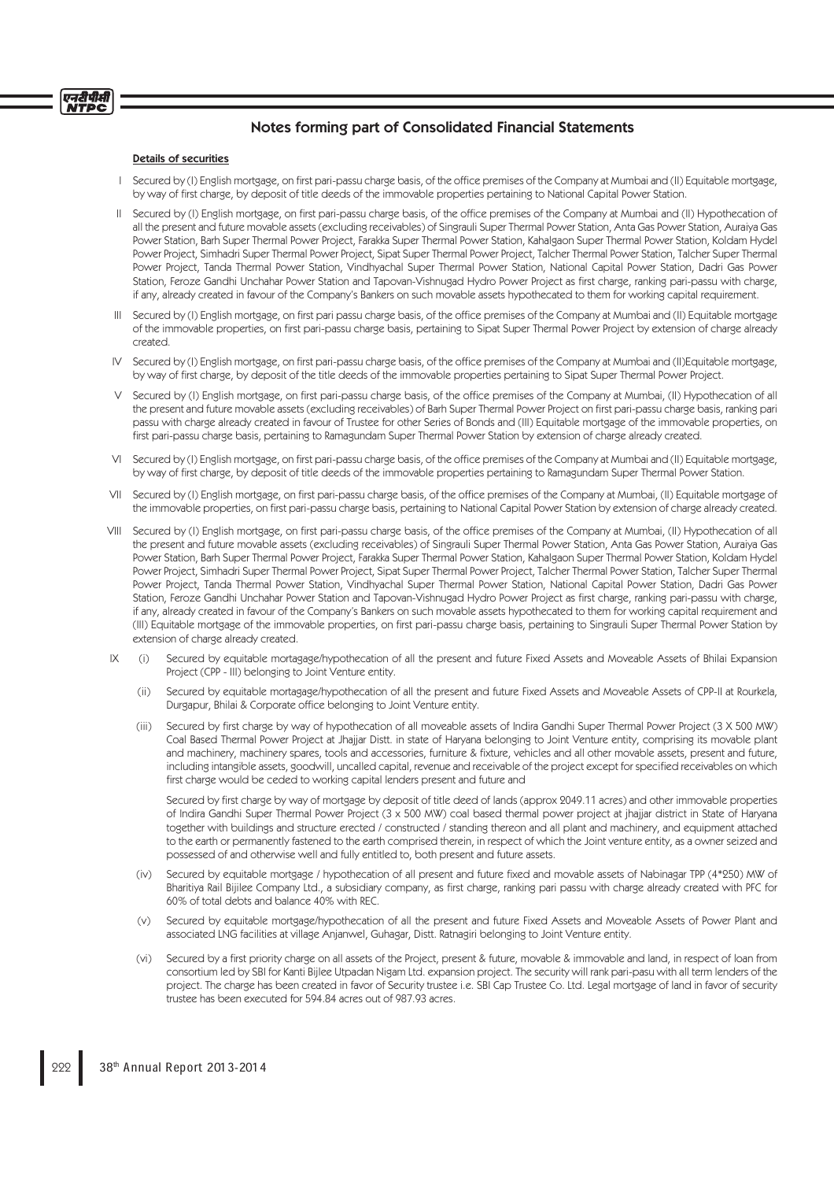## Notes forming part of Consolidated Financial Statements

**Details of securities**

I Secured by (I) English mortgage, on first pari-passu charge basis, of the office premises of the Company at Mumbai and (II) Equitable mortgage, by way of first charge, by deposit of title deeds of the immovable properties pertaining to National Capital Power Station.

II Secured by (I) English mortgage, on first pari-passu charge basis, of the office premises of the Company at Mumbai and (II) Hypothecation of all the present and future movable assets (excluding receivables) of Singrauli Super Thermal Power Station, Anta Gas Power Station, Auraiya Gas Power Station, Barh Super Thermal Power Project, Farakka Super Thermal Power Station, Kahalgaon Super Thermal Power Station, Koldam Hydel Power Project, Simhadri Super Thermal Power Project, Sipat Super Thermal Power Project, Talcher Thermal Power Station, Talcher Super Thermal Power Project, Tanda Thermal Power Station, Vindhyachal Super Thermal Power Station, National Capital Power Station, Dadri Gas Power Station, Feroze Gandhi Unchahar Power Station and Tapovan-Vishnugad Hydro Power Project as first charge, ranking pari-passu with charge, if any, already created in favour of the Company's Bankers on such movable assets hypothecated to them for working capital requirement.

III Secured by (I) English mortgage, on first pari passu charge basis, of the office premises of the Company at Mumbai and (II) Equitable mortgage of the immovable properties, on first pari-passu charge basis, pertaining to Sipat Super Thermal Power Project by extension of charge already created.

IV Secured by (I) English mortgage, on first pari-passu charge basis, of the office premises of the Company at Mumbai and (II)Equitable mortgage, by way of first charge, by deposit of the title deeds of the immovable properties pertaining to Sipat Super Thermal Power Project.

V Secured by (I) English mortgage, on first pari-passu charge basis, of the office premises of the Company at Mumbai, (II) Hypothecation of all the present and future movable assets (excluding receivables) of Barh Super Thermal Power Project on first pari-passu charge basis, ranking pari passu with charge already created in favour of Trustee for other Series of Bonds and (III) Equitable mortgage of the immovable properties, on first pari-passu charge basis, pertaining to Ramagundam Super Thermal Power Station by extension of charge already created.

VI Secured by (I) English mortgage, on first pari-passu charge basis, of the office premises of the Company at Mumbai and (II) Equitable mortgage, by way of first charge, by deposit of title deeds of the immovable properties pertaining to Ramagundam Super Thermal Power Station.

VII Secured by (I) English mortgage, on first pari-passu charge basis, of the office premises of the Company at Mumbai, (II) Equitable mortgage of the immovable properties, on first pari-passu charge basis, pertaining to National Capital Power Station by extension of charge already created.

VIII Secured by (I) English mortgage, on first pari-passu charge basis, of the office premises of the Company at Mumbai, (II) Hypothecation of all the present and future movable assets (excluding receivables) of Singrauli Super Thermal Power Station, Anta Gas Power Station, Auraiya Gas Power Station, Barh Super Thermal Power Project, Farakka Super Thermal Power Station, Kahalgaon Super Thermal Power Station, Koldam Hydel Power Project, Simhadri Super Thermal Power Project, Sipat Super Thermal Power Project, Talcher Thermal Power Station, Talcher Super Thermal Power Project, Tanda Thermal Power Station, Vindhyachal Super Thermal Power Station, National Capital Power Station, Dadri Gas Power Station, Feroze Gandhi Unchahar Power Station and Tapovan-Vishnugad Hydro Power Project as first charge, ranking pari-passu with charge, if any, already created in favour of the Company's Bankers on such movable assets hypothecated to them for working capital requirement and (III) Equitable mortgage of the immovable properties, on first pari-passu charge basis, pertaining to Singrauli Super Thermal Power Station by extension of charge already created.

IX (i) Secured by equitable mortagage/hypothecation of all the present and future Fixed Assets and Moveable Assets of Bhilai Expansion Project (CPP - III) belonging to Joint Venture entity.

(ii) Secured by equitable mortagage/hypothecation of all the present and future Fixed Assets and Moveable Assets of CPP-II at Rourkela, Durgapur, Bhilai & Corporate office belonging to Joint Venture entity.

(iii) Secured by first charge by way of hypothecation of all moveable assets of Indira Gandhi Super Thermal Power Project (3 X 500 MW) Coal Based Thermal Power Project at Jhajjar Distt. in state of Haryana belonging to Joint Venture entity, comprising its movable plant and machinery, machinery spares, tools and accessories, furniture & fixture, vehicles and all other movable assets, present and future, including intangible assets, goodwill, uncalled capital, revenue and receivable of the project except for specified receivables on which first charge would be ceded to working capital lenders present and future and

Secured by first charge by way of mortgage by deposit of title deed of lands (approx 2049.11 acres) and other immovable properties of Indira Gandhi Super Thermal Power Project (3 x 500 MW) coal based thermal power project at jhajjar district in State of Haryana together with buildings and structure erected / constructed / standing thereon and all plant and machinery, and equipment attached to the earth or permanently fastened to the earth comprised therein, in respect of which the Joint venture entity, as a owner seized and possessed of and otherwise well and fully entitled to, both present and future assets.

(iv) Secured by equitable mortgage / hypothecation of all present and future fixed and movable assets of Nabinagar TPP (4*250) MW of Bharitiya Rail Bijilee Company Ltd., a subsidiary company, as first charge, ranking pari passu with charge already created with PFC for 60% of total debts and balance 40% with REC.

(v) Secured by equitable mortgage/hypothecation of all the present and future Fixed Assets and Moveable Assets of Power Plant and associated LNG facilities at village Anjanwel, Guhagar, Distt. Ratnagiri belonging to Joint Venture entity.

(vi) Secured by a first priority charge on all assets of the Project, present & future, movable & immovable and land, in respect of loan from consortium led by SBI for Kanti Bijlee Utpadan Nigam Ltd. expansion project. The security will rank pari-pasu with all term lenders of the project. The charge has been created in favor of Security trustee i.e. SBI Cap Trustee Co. Ltd. Legal mortgage of land in favor of security trustee has been executed for 594.84 acres out of 987.93 acres.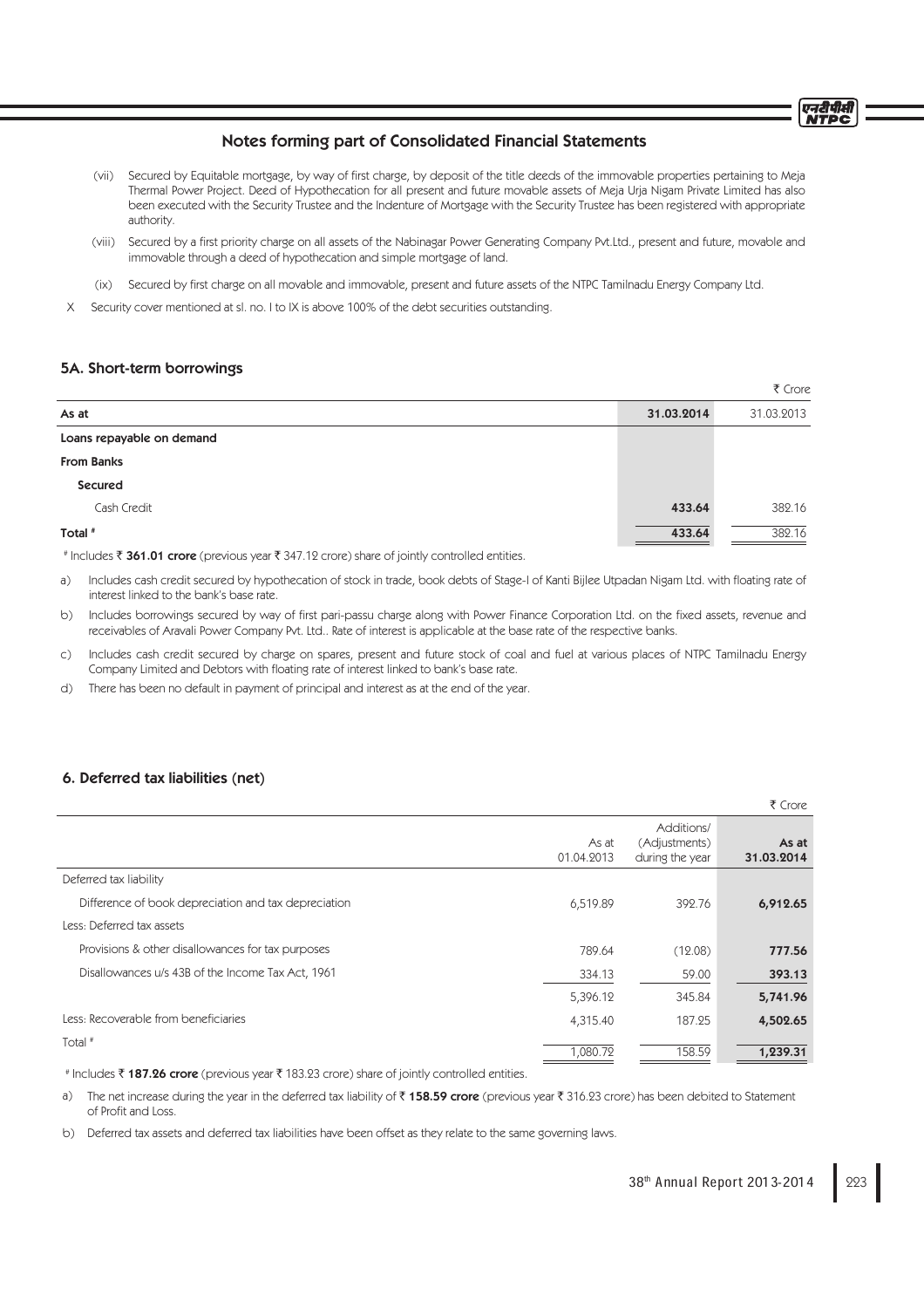## Notes forming part of Consolidated Financial Statements

(vii) Secured by Equitable mortgage, by way of first charge, by deposit of the title deeds of the immovable properties pertaining to Meja Thermal Power Project. Deed of Hypothecation for all present and future movable assets of Meja Urja Nigam Private Limited has also been executed with the Security Trustee and the Indenture of Mortgage with the Security Trustee has been registered with appropriate authority.

(viii) Secured by a first priority charge on all assets of the Nabinagar Power Generating Company Pvt.Ltd., present and future, movable and immovable through a deed of hypothecation and simple mortgage of land.

(ix) Secured by first charge on all movable and immovable, present and future assets of the NTPC Tamilnadu Energy Company Ltd.

X Security cover mentioned at sl. no. I to IX is above 100% of the debt securities outstanding.

### 5A. Short-term borrowings

₹ Crore

| As at | 31.03.2014 | 31.03.2013 |
|---|---|---|
| **Loans repayable on demand** | | |
| **From Banks** | | |
| **Secured** | | |
| Cash Credit | **433.64** | 382.16 |
| **Total #** | **433.64** | 382.16 |

# Includes ₹ **361.01 crore** (previous year ₹ 347.12 crore) share of jointly controlled entities.

a) Includes cash credit secured by hypothecation of stock in trade, book debts of Stage-I of Kanti Bijlee Utpadan Nigam Ltd. with floating rate of interest linked to the bank's base rate.

b) Includes borrowings secured by way of first pari-passu charge along with Power Finance Corporation Ltd. on the fixed assets, revenue and receivables of Aravali Power Company Pvt. Ltd.. Rate of interest is applicable at the base rate of the respective banks.

c) Includes cash credit secured by charge on spares, present and future stock of coal and fuel at various places of NTPC Tamilnadu Energy Company Limited and Debtors with floating rate of interest linked to bank's base rate.

d) There has been no default in payment of principal and interest as at the end of the year.

### 6. Deferred tax liabilities (net)

₹ Crore

| | As at 01.04.2013 | Additions/ (Adjustments) during the year | As at 31.03.2014 |
|---|---|---|---|
| Deferred tax liability | | | |
| Difference of book depreciation and tax depreciation | 6,519.89 | 392.76 | **6,912.65** |
| Less: Deferred tax assets | | | |
| Provisions & other disallowances for tax purposes | 789.64 | (12.08) | **777.56** |
| Disallowances u/s 43B of the Income Tax Act, 1961 | 334.13 | 59.00 | **393.13** |
| | 5,396.12 | 345.84 | **5,741.96** |
| Less: Recoverable from beneficiaries | 4,315.40 | 187.25 | **4,502.65** |
| Total # | 1,080.72 | 158.59 | **1,239.31** |

# Includes ₹ **187.26 crore** (previous year ₹ 183.23 crore) share of jointly controlled entities.

a) The net increase during the year in the deferred tax liability of ₹ **158.59 crore** (previous year ₹ 316.23 crore) has been debited to Statement of Profit and Loss.

b) Deferred tax assets and deferred tax liabilities have been offset as they relate to the same governing laws.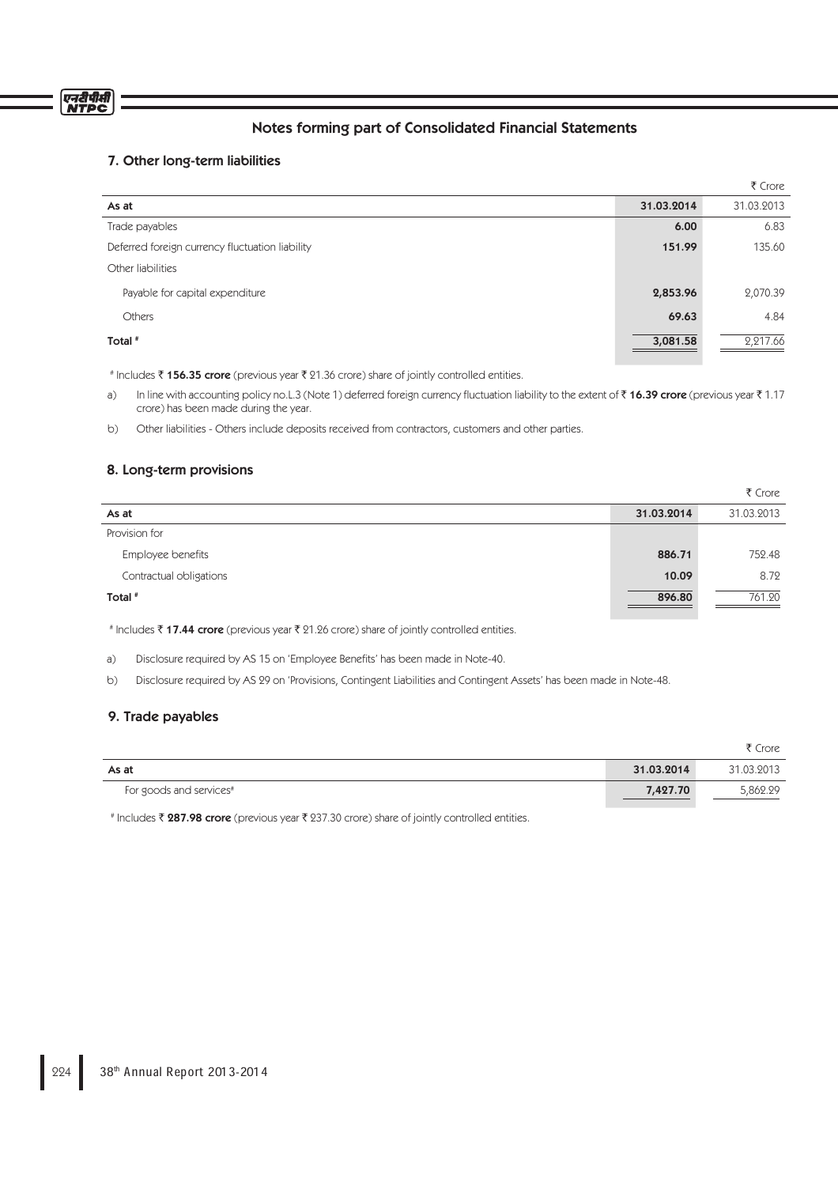## Notes forming part of Consolidated Financial Statements

### 7. Other long-term liabilities

| | | ₹ Crore |
|---|---|---|
| **As at** | **31.03.2014** | 31.03.2013 |
| Trade payables | **6.00** | 6.83 |
| Deferred foreign currency fluctuation liability | **151.99** | 135.60 |
| Other liabilities | | |
| Payable for capital expenditure | **2,853.96** | 2,070.39 |
| Others | **69.63** | 4.84 |
| **Total** # | **3,081.58** | 2,217.66 |

# Includes ₹ **156.35 crore** (previous year ₹ 21.36 crore) share of jointly controlled entities.

a) In line with accounting policy no.L.3 (Note 1) deferred foreign currency fluctuation liability to the extent of ₹ **16.39 crore** (previous year ₹ 1.17 crore) has been made during the year.

b) Other liabilities - Others include deposits received from contractors, customers and other parties.

### 8. Long-term provisions

| | | ₹ Crore |
|---|---|---|
| **As at** | **31.03.2014** | 31.03.2013 |
| Provision for | | |
| Employee benefits | **886.71** | 752.48 |
| Contractual obligations | **10.09** | 8.72 |
| **Total** # | **896.80** | 761.20 |

# Includes ₹ **17.44 crore** (previous year ₹ 21.26 crore) share of jointly controlled entities.

a) Disclosure required by AS 15 on 'Employee Benefits' has been made in Note-40.

b) Disclosure required by AS 29 on 'Provisions, Contingent Liabilities and Contingent Assets' has been made in Note-48.

### 9. Trade payables

| | | ₹ Crore |
|---|---|---|
| **As at** | **31.03.2014** | 31.03.2013 |
| For goods and services# | **7,427.70** | 5,862.29 |

# Includes ₹ **287.98 crore** (previous year ₹ 237.30 crore) share of jointly controlled entities.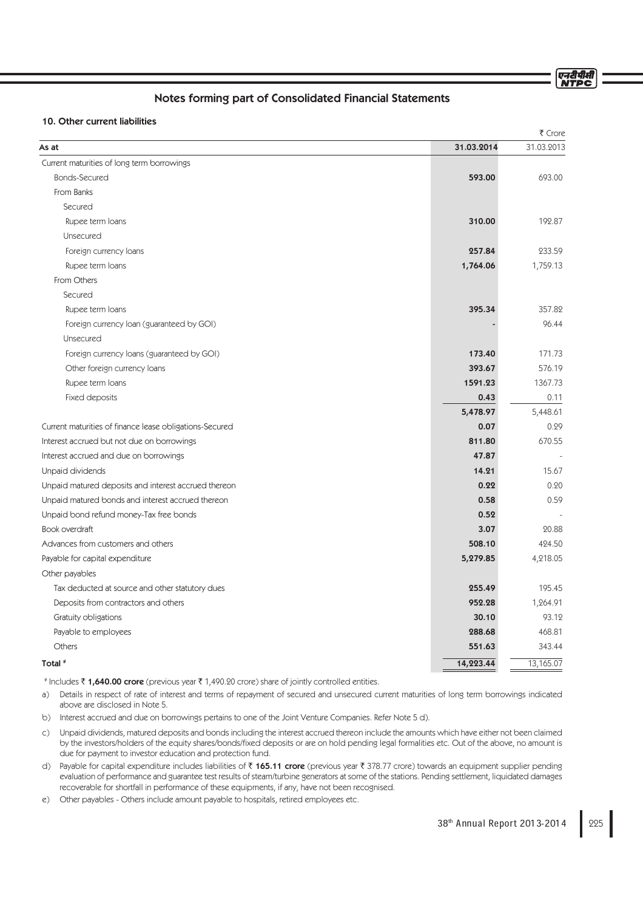## Notes forming part of Consolidated Financial Statements

### 10. Other current liabilities

₹ Crore

| As at | 31.03.2014 | 31.03.2013 |
|---|---|---|
| Current maturities of long term borrowings | | |
| Bonds-Secured | **593.00** | 693.00 |
| From Banks | | |
| Secured | | |
| Rupee term loans | **310.00** | 192.87 |
| Unsecured | | |
| Foreign currency loans | **257.84** | 233.59 |
| Rupee term loans | **1,764.06** | 1,759.13 |
| From Others | | |
| Secured | | |
| Rupee term loans | **395.34** | 357.82 |
| Foreign currency loan (guaranteed by GOI) | **-** | 96.44 |
| Unsecured | | |
| Foreign currency loans (guaranteed by GOI) | **173.40** | 171.73 |
| Other foreign currency loans | **393.67** | 576.19 |
| Rupee term loans | **1591.23** | 1367.73 |
| Fixed deposits | **0.43** | 0.11 |
| | **5,478.97** | 5,448.61 |
| Current maturities of finance lease obligations-Secured | **0.07** | 0.29 |
| Interest accrued but not due on borrowings | **811.80** | 670.55 |
| Interest accrued and due on borrowings | **47.87** | - |
| Unpaid dividends | **14.21** | 15.67 |
| Unpaid matured deposits and interest accrued thereon | **0.22** | 0.20 |
| Unpaid matured bonds and interest accrued thereon | **0.58** | 0.59 |
| Unpaid bond refund money-Tax free bonds | **0.52** | - |
| Book overdraft | **3.07** | 20.88 |
| Advances from customers and others | **508.10** | 424.50 |
| Payable for capital expenditure | **5,279.85** | 4,218.05 |
| Other payables | | |
| Tax deducted at source and other statutory dues | **255.49** | 195.45 |
| Deposits from contractors and others | **952.28** | 1,264.91 |
| Gratuity obligations | **30.10** | 93.12 |
| Payable to employees | **288.68** | 468.81 |
| Others | **551.63** | 343.44 |
| **Total #** | **14,223.44** | 13,165.07 |

\# Includes ₹ **1,640.00 crore** (previous year ₹ 1,490.20 crore) share of jointly controlled entities.

a) Details in respect of rate of interest and terms of repayment of secured and unsecured current maturities of long term borrowings indicated above are disclosed in Note 5.

b) Interest accrued and due on borrowings pertains to one of the Joint Venture Companies. Refer Note 5 d).

c) Unpaid dividends, matured deposits and bonds including the interest accrued thereon include the amounts which have either not been claimed by the investors/holders of the equity shares/bonds/fixed deposits or are on hold pending legal formalities etc. Out of the above, no amount is due for payment to investor education and protection fund.

d) Payable for capital expenditure includes liabilities of ₹ **165.11 crore** (previous year ₹ 378.77 crore) towards an equipment supplier pending evaluation of performance and guarantee test results of steam/turbine generators at some of the stations. Pending settlement, liquidated damages recoverable for shortfall in performance of these equipments, if any, have not been recognised.

e) Other payables - Others include amount payable to hospitals, retired employees etc.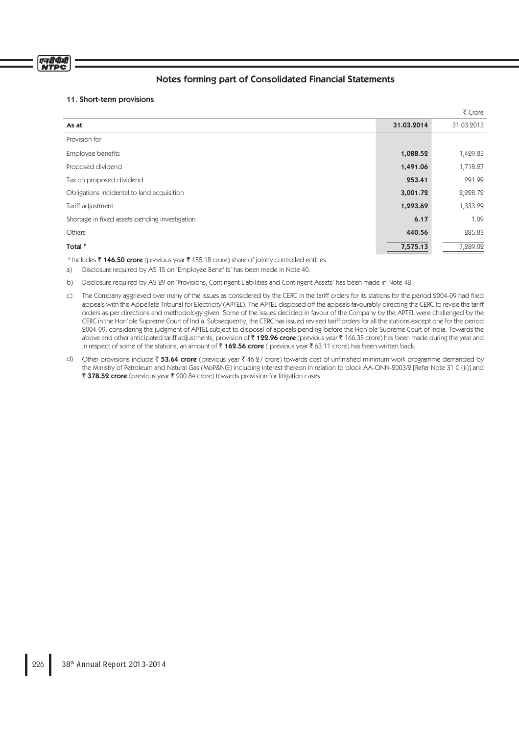# Notes forming part of Consolidated Financial Statements

## 11. Short-term provisions

₹ Crore

| As at | 31.03.2014 | 31.03.2013 |
|---|---|---|
| Provision for | | |
| Employee benefits | **1,088.52** | 1,429.83 |
| Proposed dividend | **1,491.06** | 1,718.27 |
| Tax on proposed dividend | **253.41** | 291.99 |
| Obligations incidental to land acquisition | **3,001.72** | 2,228.72 |
| Tariff adjustment | **1,293.69** | 1,333.29 |
| Shortage in fixed assets pending investigation | **6.17** | 1.09 |
| Others | **440.56** | 285.83 |
| **Total #** | **7,575.13** | 7,289.02 |

# Includes ₹ **146.50 crore** (previous year ₹ 155.18 crore) share of jointly controlled entities.

a) Disclosure required by AS 15 on 'Employee Benefits' has been made in Note 40.

b) Disclosure required by AS 29 on 'Provisions, Contingent Liabilities and Contingent Assets' has been made in Note 48.

c) The Company aggrieved over many of the issues as considered by the CERC in the tariff orders for its stations for the period 2004-09 had filed appeals with the Appellate Tribunal for Electricity (APTEL). The APTEL disposed off the appeals favourably directing the CERC to revise the tariff orders as per directions and methodology given. Some of the issues decided in favour of the Company by the APTEL were challenged by the CERC in the Hon'ble Supreme Court of India. Subsequently, the CERC has issued revised tariff orders for all the stations except one for the period 2004-09, considering the judgment of APTEL subject to disposal of appeals pending before the Hon'ble Supreme Court of India. Towards the above and other anticipated tariff adjustments, provision of ₹ **122.96 crore** (previous year ₹ 166.35 crore) has been made during the year and in respect of some of the stations, an amount of ₹ **162.56 crore** ( previous year ₹ 63.11 crore) has been written back.

d) Other provisions include ₹ **53.64 crore** (previous year ₹ 46.27 crore) towards cost of unfinished minimum work programme demanded by the Ministry of Petroleum and Natural Gas (MoP&NG) including interest thereon in relation to block AA-ONN-2003/2 [Refer Note 31 C (ii)] and ₹ **378.52 crore** (previous year ₹ 200.84 crore) towards provision for litigation cases.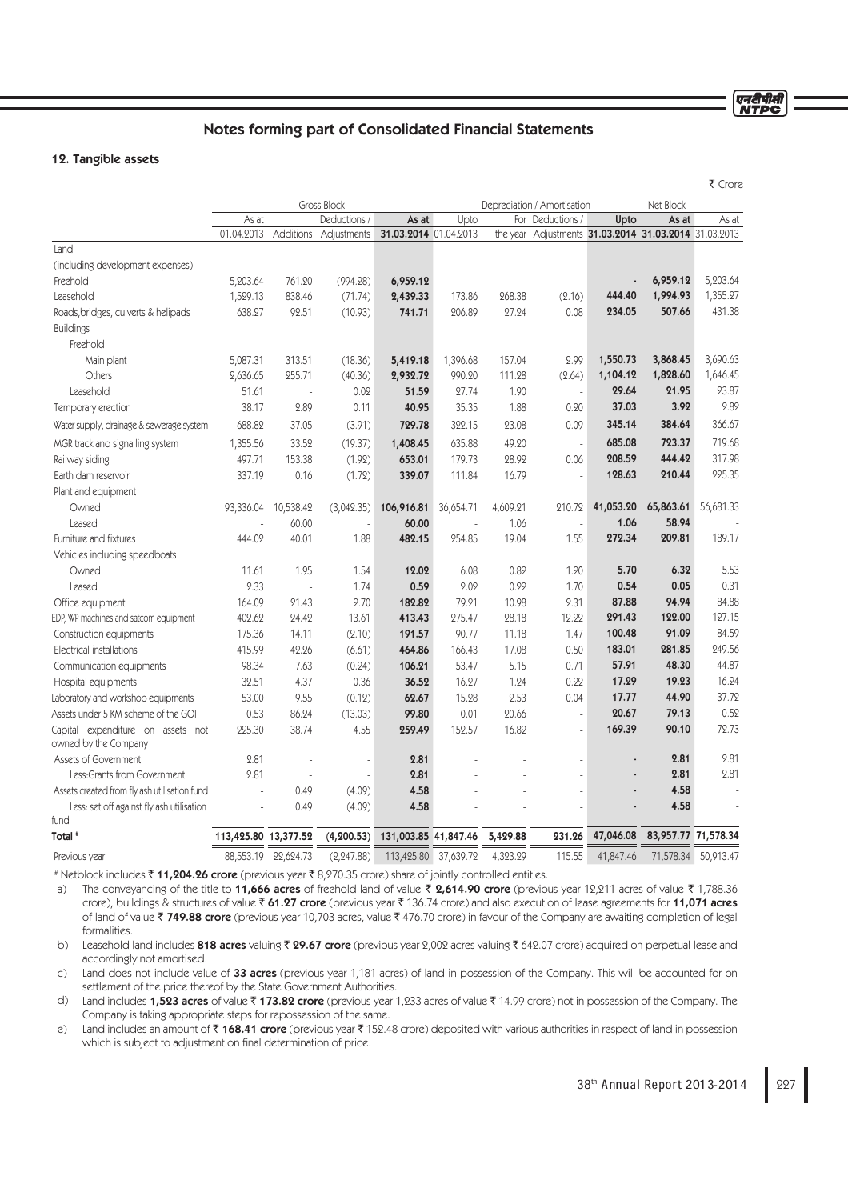# Notes forming part of Consolidated Financial Statements

## 12. Tangible assets

₹ Crore

| | Gross Block | | | | Depreciation / Amortisation | | | | Net Block | |
|---|---|---|---|---|---|---|---|---|---|---|
| | As at 01.04.2013 | Additions | Deductions / Adjustments | As at 31.03.2014 | Upto 01.04.2013 | For the year | Deductions / Adjustments | Upto 31.03.2014 | As at 31.03.2014 | As at 31.03.2013 |
| Land | | | | | | | | | | |
| (including development expenses) | | | | | | | | | | |
| Freehold | 5,203.64 | 761.20 | (994.28) | **6,959.12** | - | - | - | **-** | **6,959.12** | 5,203.64 |
| Leasehold | 1,529.13 | 838.46 | (71.74) | **2,439.33** | 173.86 | 268.38 | (2.16) | **444.40** | **1,994.93** | 1,355.27 |
| Roads,bridges, culverts & helipads | 638.27 | 92.51 | (10.93) | **741.71** | 206.89 | 27.24 | 0.08 | **234.05** | **507.66** | 431.38 |
| Buildings | | | | | | | | | | |
| Freehold | | | | | | | | | | |
| Main plant | 5,087.31 | 313.51 | (18.36) | **5,419.18** | 1,396.68 | 157.04 | 2.99 | **1,550.73** | **3,868.45** | 3,690.63 |
| Others | 2,636.65 | 255.71 | (40.36) | **2,932.72** | 990.20 | 111.28 | (2.64) | **1,104.12** | **1,828.60** | 1,646.45 |
| Leasehold | 51.61 | - | 0.02 | **51.59** | 27.74 | 1.90 | - | **29.64** | **21.95** | 23.87 |
| Temporary erection | 38.17 | 2.89 | 0.11 | **40.95** | 35.35 | 1.88 | 0.20 | **37.03** | **3.92** | 2.82 |
| Water supply, drainage & sewerage system | 688.82 | 37.05 | (3.91) | **729.78** | 322.15 | 23.08 | 0.09 | **345.14** | **384.64** | 366.67 |
| MGR track and signalling system | 1,355.56 | 33.52 | (19.37) | **1,408.45** | 635.88 | 49.20 | - | **685.08** | **723.37** | 719.68 |
| Railway siding | 497.71 | 153.38 | (1.92) | **653.01** | 179.73 | 28.92 | 0.06 | **208.59** | **444.42** | 317.98 |
| Earth dam reservoir | 337.19 | 0.16 | (1.72) | **339.07** | 111.84 | 16.79 | - | **128.63** | **210.44** | 225.35 |
| Plant and equipment | | | | | | | | | | |
| Owned | 93,336.04 | 10,538.42 | (3,042.35) | **106,916.81** | 36,654.71 | 4,609.21 | 210.72 | **41,053.20** | **65,863.61** | 56,681.33 |
| Leased | - | 60.00 | - | **60.00** | - | 1.06 | - | **1.06** | **58.94** | - |
| Furniture and fixtures | 444.02 | 40.01 | 1.88 | **482.15** | 254.85 | 19.04 | 1.55 | **272.34** | **209.81** | 189.17 |
| Vehicles including speedboats | | | | | | | | | | |
| Owned | 11.61 | 1.95 | 1.54 | **12.02** | 6.08 | 0.82 | 1.20 | **5.70** | **6.32** | 5.53 |
| Leased | 2.33 | - | 1.74 | **0.59** | 2.02 | 0.22 | 1.70 | **0.54** | **0.05** | 0.31 |
| Office equipment | 164.09 | 21.43 | 2.70 | **182.82** | 79.21 | 10.98 | 2.31 | **87.88** | **94.94** | 84.88 |
| EDP, WP machines and satcom equipment | 402.62 | 24.42 | 13.61 | **413.43** | 275.47 | 28.18 | 12.22 | **291.43** | **122.00** | 127.15 |
| Construction equipments | 175.36 | 14.11 | (2.10) | **191.57** | 90.77 | 11.18 | 1.47 | **100.48** | **91.09** | 84.59 |
| Electrical installations | 415.99 | 42.26 | (6.61) | **464.86** | 166.43 | 17.08 | 0.50 | **183.01** | **281.85** | 249.56 |
| Communication equipments | 98.34 | 7.63 | (0.24) | **106.21** | 53.47 | 5.15 | 0.71 | **57.91** | **48.30** | 44.87 |
| Hospital equipments | 32.51 | 4.37 | 0.36 | **36.52** | 16.27 | 1.24 | 0.22 | **17.29** | **19.23** | 16.24 |
| Laboratory and workshop equipments | 53.00 | 9.55 | (0.12) | **62.67** | 15.28 | 2.53 | 0.04 | **17.77** | **44.90** | 37.72 |
| Assets under 5 KM scheme of the GOI | 0.53 | 86.24 | (13.03) | **99.80** | 0.01 | 20.66 | - | **20.67** | **79.13** | 0.52 |
| Capital expenditure on assets not owned by the Company | 225.30 | 38.74 | 4.55 | **259.49** | 152.57 | 16.82 | - | **169.39** | **90.10** | 72.73 |
| Assets of Government | 2.81 | - | - | **2.81** | - | - | - | **-** | **2.81** | 2.81 |
| Less:Grants from Government | 2.81 | - | - | **2.81** | - | - | - | **-** | **2.81** | 2.81 |
| Assets created from fly ash utilisation fund | - | 0.49 | (4.09) | **4.58** | - | - | - | **-** | **4.58** | - |
| Less: set off against fly ash utilisation fund | - | 0.49 | (4.09) | **4.58** | - | - | - | **-** | **4.58** | - |
| **Total #** | **113,425.80** | **13,377.52** | **(4,200.53)** | **131,003.85** | **41,847.46** | **5,429.88** | **231.26** | **47,046.08** | **83,957.77** | **71,578.34** |
| Previous year | 88,553.19 | 22,624.73 | (2,247.88) | 113,425.80 | 37,639.72 | 4,323.29 | 115.55 | 41,847.46 | 71,578.34 | 50,913.47 |

# Netblock includes ₹ **11,204.26 crore** (previous year ₹ 8,270.35 crore) share of jointly controlled entities.

a) The conveyancing of the title to **11,666 acres** of freehold land of value ₹ **2,614.90 crore** (previous year 12,211 acres of value ₹ 1,788.36 crore), buildings & structures of value ₹ **61.27 crore** (previous year ₹ 136.74 crore) and also execution of lease agreements for **11,071 acres** of land of value ₹ **749.88 crore** (previous year 10,703 acres, value ₹ 476.70 crore) in favour of the Company are awaiting completion of legal formalities.

b) Leasehold land includes **818 acres** valuing ₹ **29.67 crore** (previous year 2,002 acres valuing ₹ 642.07 crore) acquired on perpetual lease and accordingly not amortised.

c) Land does not include value of **33 acres** (previous year 1,181 acres) of land in possession of the Company. This will be accounted for on settlement of the price thereof by the State Government Authorities.

d) Land includes **1,523 acres** of value ₹ **173.82 crore** (previous year 1,233 acres of value ₹ 14.99 crore) not in possession of the Company. The Company is taking appropriate steps for repossession of the same.

e) Land includes an amount of ₹ **168.41 crore** (previous year ₹ 152.48 crore) deposited with various authorities in respect of land in possession which is subject to adjustment on final determination of price.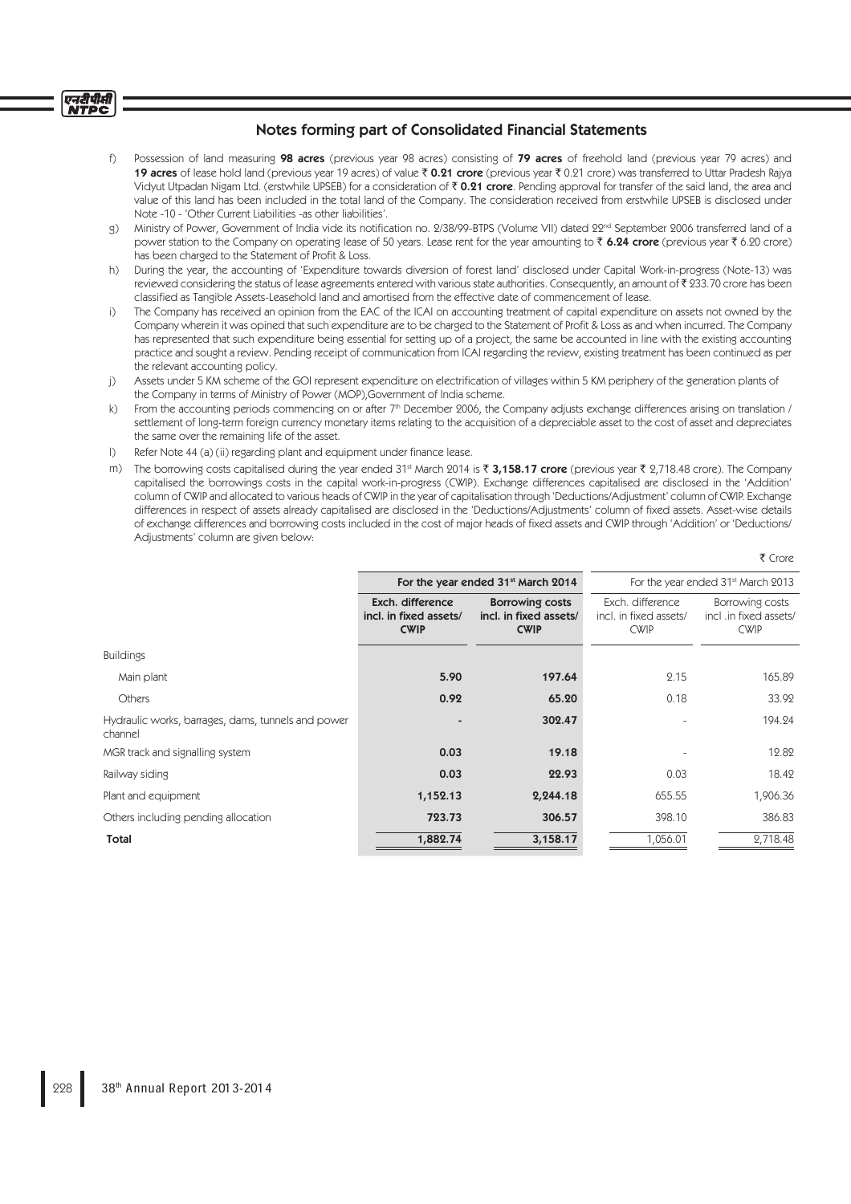## Notes forming part of Consolidated Financial Statements

f) Possession of land measuring **98 acres** (previous year 98 acres) consisting of **79 acres** of freehold land (previous year 79 acres) and **19 acres** of lease hold land (previous year 19 acres) of value ₹ **0.21 crore** (previous year ₹ 0.21 crore) was transferred to Uttar Pradesh Rajya Vidyut Utpadan Nigam Ltd. (erstwhile UPSEB) for a consideration of ₹ **0.21 crore**. Pending approval for transfer of the said land, the area and value of this land has been included in the total land of the Company. The consideration received from erstwhile UPSEB is disclosed under Note -10 - 'Other Current Liabilities -as other liabilities'.

g) Ministry of Power, Government of India vide its notification no. 2/38/99-BTPS (Volume VII) dated 22nd September 2006 transferred land of a power station to the Company on operating lease of 50 years. Lease rent for the year amounting to ₹ **6.24 crore** (previous year ₹ 6.20 crore) has been charged to the Statement of Profit & Loss.

h) During the year, the accounting of 'Expenditure towards diversion of forest land' disclosed under Capital Work-in-progress (Note-13) was reviewed considering the status of lease agreements entered with various state authorities. Consequently, an amount of ₹ 233.70 crore has been classified as Tangible Assets-Leasehold land and amortised from the effective date of commencement of lease.

i) The Company has received an opinion from the EAC of the ICAI on accounting treatment of capital expenditure on assets not owned by the Company wherein it was opined that such expenditure are to be charged to the Statement of Profit & Loss as and when incurred. The Company has represented that such expenditure being essential for setting up of a project, the same be accounted in line with the existing accounting practice and sought a review. Pending receipt of communication from ICAI regarding the review, existing treatment has been continued as per the relevant accounting policy.

j) Assets under 5 KM scheme of the GOI represent expenditure on electrification of villages within 5 KM periphery of the generation plants of the Company in terms of Ministry of Power (MOP),Government of India scheme.

k) From the accounting periods commencing on or after 7th December 2006, the Company adjusts exchange differences arising on translation / settlement of long-term foreign currency monetary items relating to the acquisition of a depreciable asset to the cost of asset and depreciates the same over the remaining life of the asset.

l) Refer Note 44 (a) (ii) regarding plant and equipment under finance lease.

m) The borrowing costs capitalised during the year ended 31st March 2014 is ₹ **3,158.17 crore** (previous year ₹ 2,718.48 crore). The Company capitalised the borrowings costs in the capital work-in-progress (CWIP). Exchange differences capitalised are disclosed in the 'Addition' column of CWIP and allocated to various heads of CWIP in the year of capitalisation through 'Deductions/Adjustment' column of CWIP. Exchange differences in respect of assets already capitalised are disclosed in the 'Deductions/Adjustments' column of fixed assets. Asset-wise details of exchange differences and borrowing costs included in the cost of major heads of fixed assets and CWIP through 'Addition' or 'Deductions/ Adjustments' column are given below:

₹ Crore

| | For the year ended 31st March 2014 | | For the year ended 31st March 2013 | |
|---|---|---|---|---|
| | **Exch. difference incl. in fixed assets/ CWIP** | **Borrowing costs incl. in fixed assets/ CWIP** | Exch. difference incl. in fixed assets/ CWIP | Borrowing costs incl .in fixed assets/ CWIP |
| Buildings | | | | |
| Main plant | **5.90** | **197.64** | 2.15 | 165.89 |
| Others | **0.92** | **65.20** | 0.18 | 33.92 |
| Hydraulic works, barrages, dams, tunnels and power channel | **-** | **302.47** | - | 194.24 |
| MGR track and signalling system | **0.03** | **19.18** | - | 12.82 |
| Railway siding | **0.03** | **22.93** | 0.03 | 18.42 |
| Plant and equipment | **1,152.13** | **2,244.18** | 655.55 | 1,906.36 |
| Others including pending allocation | **723.73** | **306.57** | 398.10 | 386.83 |
| **Total** | **1,882.74** | **3,158.17** | 1,056.01 | 2,718.48 |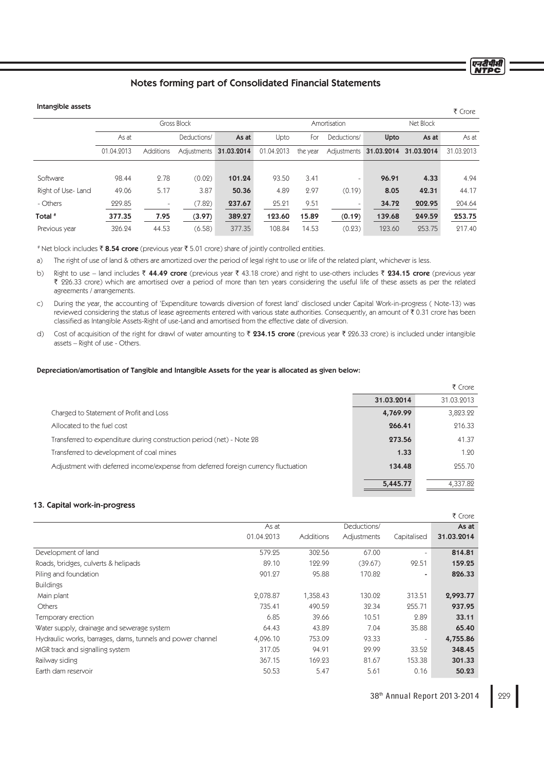## Notes forming part of Consolidated Financial Statements

**Intangible assets**

₹ Crore

| | Gross Block | | | | Amortisation | | | | Net Block | |
|---|---|---|---|---|---|---|---|---|---|---|
| | As at 01.04.2013 | Additions | Deductions/ Adjustments | **As at 31.03.2014** | Upto 01.04.2013 | For the year | Deductions/ Adjustments | **Upto 31.03.2014** | **As at 31.03.2014** | As at 31.03.2013 |
| Software | 98.44 | 2.78 | (0.02) | **101.24** | 93.50 | 3.41 | - | **96.91** | **4.33** | 4.94 |
| Right of Use- Land | 49.06 | 5.17 | 3.87 | **50.36** | 4.89 | 2.97 | (0.19) | **8.05** | **42.31** | 44.17 |
| - Others | 229.85 | - | (7.82) | **237.67** | 25.21 | 9.51 | - | **34.72** | **202.95** | 204.64 |
| Total # | **377.35** | **7.95** | **(3.97)** | **389.27** | **123.60** | **15.89** | **(0.19)** | **139.68** | **249.59** | **253.75** |
| Previous year | 326.24 | 44.53 | (6.58) | 377.35 | 108.84 | 14.53 | (0.23) | 123.60 | 253.75 | 217.40 |

# Net block includes ₹ **8.54 crore** (previous year ₹ 5.01 crore) share of jointly controlled entities.

a) The right of use of land & others are amortized over the period of legal right to use or life of the related plant, whichever is less.

b) Right to use – land includes ₹ **44.49 crore** (previous year ₹ 43.18 crore) and right to use-others includes ₹ **234.15 crore** (previous year ₹ 226.33 crore) which are amortised over a period of more than ten years considering the useful life of these assets as per the related agreements / arrangements.

c) During the year, the accounting of 'Expenditure towards diversion of forest land' disclosed under Capital Work-in-progress ( Note-13) was reviewed considering the status of lease agreements entered with various state authorities. Consequently, an amount of ₹ 0.31 crore has been classified as Intangible Assets-Right of use-Land and amortised from the effective date of diversion.

d) Cost of acquisition of the right for drawl of water amounting to ₹ **234.15 crore** (previous year ₹ 226.33 crore) is included under intangible assets – Right of use - Others.

**Depreciation/amortisation of Tangible and Intangible Assets for the year is allocated as given below:**

₹ Crore

| | **31.03.2014** | 31.03.2013 |
|---|---|---|
| Charged to Statement of Profit and Loss | **4,769.99** | 3,823.22 |
| Allocated to the fuel cost | **266.41** | 216.33 |
| Transferred to expenditure during construction period (net) - Note 28 | **273.56** | 41.37 |
| Transferred to development of coal mines | **1.33** | 1.20 |
| Adjustment with deferred income/expense from deferred foreign currency fluctuation | **134.48** | 255.70 |
| | **5,445.77** | 4,337.82 |

### 13. Capital work-in-progress

₹ Crore

| | As at 01.04.2013 | Additions | Deductions/ Adjustments | Capitalised | **As at 31.03.2014** |
|---|---|---|---|---|---|
| Development of land | 579.25 | 302.56 | 67.00 | - | **814.81** |
| Roads, bridges, culverts & helipads | 89.10 | 122.99 | (39.67) | 92.51 | **159.25** |
| Piling and foundation | 901.27 | 95.88 | 170.82 | - | **826.33** |
| Buildings | | | | | |
| Main plant | 2,078.87 | 1,358.43 | 130.02 | 313.51 | **2,993.77** |
| Others | 735.41 | 490.59 | 32.34 | 255.71 | **937.95** |
| Temporary erection | 6.85 | 39.66 | 10.51 | 2.89 | **33.11** |
| Water supply, drainage and sewerage system | 64.43 | 43.89 | 7.04 | 35.88 | **65.40** |
| Hydraulic works, barrages, dams, tunnels and power channel | 4,096.10 | 753.09 | 93.33 | - | **4,755.86** |
| MGR track and signalling system | 317.05 | 94.91 | 29.99 | 33.52 | **348.45** |
| Railway siding | 367.15 | 169.23 | 81.67 | 153.38 | **301.33** |
| Earth dam reservoir | 50.53 | 5.47 | 5.61 | 0.16 | **50.23** |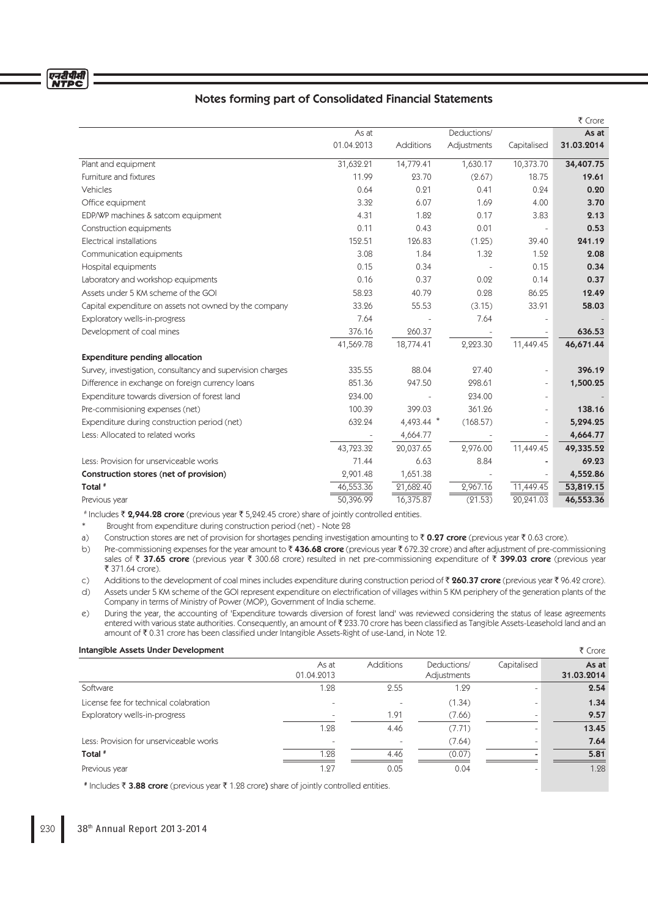## Notes forming part of Consolidated Financial Statements

₹ Crore

| | As at 01.04.2013 | Additions | Deductions/ Adjustments | Capitalised | As at 31.03.2014 |
|---|---|---|---|---|---|
| Plant and equipment | 31,632.21 | 14,779.41 | 1,630.17 | 10,373.70 | **34,407.75** |
| Furniture and fixtures | 11.99 | 23.70 | (2.67) | 18.75 | **19.61** |
| Vehicles | 0.64 | 0.21 | 0.41 | 0.24 | **0.20** |
| Office equipment | 3.32 | 6.07 | 1.69 | 4.00 | **3.70** |
| EDP/WP machines & satcom equipment | 4.31 | 1.82 | 0.17 | 3.83 | **2.13** |
| Construction equipments | 0.11 | 0.43 | 0.01 | - | **0.53** |
| Electrical installations | 152.51 | 126.83 | (1.25) | 39.40 | **241.19** |
| Communication equipments | 3.08 | 1.84 | 1.32 | 1.52 | **2.08** |
| Hospital equipments | 0.15 | 0.34 | - | 0.15 | **0.34** |
| Laboratory and workshop equipments | 0.16 | 0.37 | 0.02 | 0.14 | **0.37** |
| Assets under 5 KM scheme of the GOI | 58.23 | 40.79 | 0.28 | 86.25 | **12.49** |
| Capital expenditure on assets not owned by the company | 33.26 | 55.53 | (3.15) | 33.91 | **58.03** |
| Exploratory wells-in-progress | 7.64 | - | 7.64 | - | **-** |
| Development of coal mines | 376.16 | 260.37 | - | - | **636.53** |
| | 41,569.78 | 18,774.41 | 2,223.30 | 11,449.45 | **46,671.44** |
| **Expenditure pending allocation** | | | | | |
| Survey, investigation, consultancy and supervision charges | 335.55 | 88.04 | 27.40 | - | **396.19** |
| Difference in exchange on foreign currency loans | 851.36 | 947.50 | 298.61 | - | **1,500.25** |
| Expenditure towards diversion of forest land | 234.00 | - | 234.00 | - | **-** |
| Pre-commisioning expenses (net) | 100.39 | 399.03 | 361.26 | - | **138.16** |
| Expenditure during construction period (net) | 632.24 | 4,493.44 * | (168.57) | - | **5,294.25** |
| Less: Allocated to related works | - | 4,664.77 | - | - | **4,664.77** |
| | 43,723.32 | 20,037.65 | 2,976.00 | 11,449.45 | **49,335.52** |
| Less: Provision for unserviceable works | 71.44 | 6.63 | 8.84 | - | **69.23** |
| **Construction stores (net of provision)** | 2,901.48 | 1,651.38 | - | - | **4,552.86** |
| **Total #** | 46,553.36 | 21,682.40 | 2,967.16 | 11,449.45 | **53,819.15** |
| Previous year | 50,396.99 | 16,375.87 | (21.53) | 20,241.03 | 46,553.36 |

\# Includes ₹ **2,944.28 crore** (previous year ₹ 5,242.45 crore) share of jointly controlled entities.

\* Brought from expenditure during construction period (net) - Note 28

a) Construction stores are net of provision for shortages pending investigation amounting to ₹ **0.27 crore** (previous year ₹ 0.63 crore).

b) Pre-commissioning expenses for the year amount to ₹ **436.68 crore** (previous year ₹ 672.32 crore) and after adjustment of pre-commissioning sales of ₹ **37.65 crore** (previous year ₹ 300.68 crore) resulted in net pre-commissioning expenditure of ₹ **399.03 crore** (previous year ₹ 371.64 crore).

c) Additions to the development of coal mines includes expenditure during construction period of ₹ **260.37 crore** (previous year ₹ 96.42 crore).

d) Assets under 5 KM scheme of the GOI represent expenditure on electrification of villages within 5 KM periphery of the generation plants of the Company in terms of Ministry of Power (MOP), Government of India scheme.

e) During the year, the accounting of 'Expenditure towards diversion of forest land' was reviewed considering the status of lease agreements entered with various state authorities. Consequently, an amount of ₹ 233.70 crore has been classified as Tangible Assets-Leasehold land and an amount of ₹ 0.31 crore has been classified under Intangible Assets-Right of use-Land, in Note 12.

### Intangible Assets Under Development

₹ Crore

| | As at 01.04.2013 | Additions | Deductions/ Adjustments | Capitalised | As at 31.03.2014 |
|---|---|---|---|---|---|
| Software | 1.28 | 2.55 | 1.29 | - | **2.54** |
| License fee for technical colabration | - | - | (1.34) | - | **1.34** |
| Exploratory wells-in-progress | - | 1.91 | (7.66) | - | **9.57** |
| | 1.28 | 4.46 | (7.71) | - | **13.45** |
| Less: Provision for unserviceable works | - | - | (7.64) | - | **7.64** |
| **Total #** | 1.28 | 4.46 | (0.07) | - | **5.81** |
| Previous year | 1.27 | 0.05 | 0.04 | - | 1.28 |

\# Includes ₹ **3.88 crore** (previous year ₹ 1.28 crore) share of jointly controlled entities.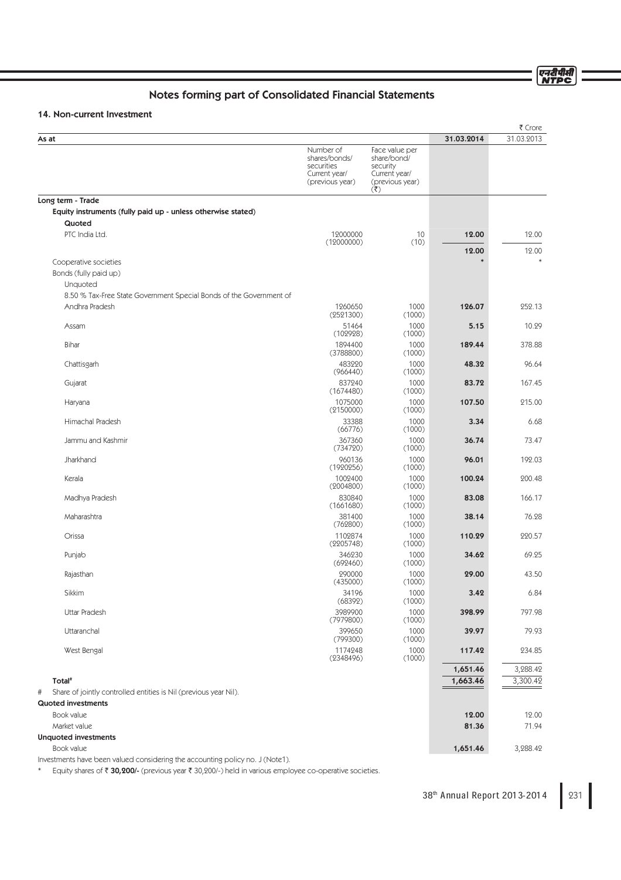## Notes forming part of Consolidated Financial Statements

### 14. Non-current Investment

₹ Crore

| As at | Number of shares/bonds/ securities Current year/ (previous year) | Face value per share/bond/ security Current year/ (previous year) (₹) | 31.03.2014 | 31.03.2013 |
|---|---|---|---|---|
| **Long term - Trade** | | | | |
| **Equity instruments (fully paid up - unless otherwise stated)** | | | | |
| **Quoted** | | | | |
| PTC India Ltd. | 12000000 (12000000) | 10 (10) | **12.00** | 12.00 |
| | | | **12.00** | 12.00 |
| Cooperative societies | | | * | * |
| Bonds (fully paid up) | | | | |
| Unquoted | | | | |
| 8.50 % Tax-Free State Government Special Bonds of the Government of | | | | |
| Andhra Pradesh | 1260650 (2521300) | 1000 (1000) | **126.07** | 252.13 |
| Assam | 51464 (102928) | 1000 (1000) | **5.15** | 10.29 |
| Bihar | 1894400 (3788800) | 1000 (1000) | **189.44** | 378.88 |
| Chattisgarh | 483220 (966440) | 1000 (1000) | **48.32** | 96.64 |
| Gujarat | 837240 (1674480) | 1000 (1000) | **83.72** | 167.45 |
| Haryana | 1075000 (2150000) | 1000 (1000) | **107.50** | 215.00 |
| Himachal Pradesh | 33388 (66776) | 1000 (1000) | **3.34** | 6.68 |
| Jammu and Kashmir | 367360 (734720) | 1000 (1000) | **36.74** | 73.47 |
| Jharkhand | 960136 (1920256) | 1000 (1000) | **96.01** | 192.03 |
| Kerala | 1002400 (2004800) | 1000 (1000) | **100.24** | 200.48 |
| Madhya Pradesh | 830840 (1661680) | 1000 (1000) | **83.08** | 166.17 |
| Maharashtra | 381400 (762800) | 1000 (1000) | **38.14** | 76.28 |
| Orissa | 1102874 (2205748) | 1000 (1000) | **110.29** | 220.57 |
| Punjab | 346230 (692460) | 1000 (1000) | **34.62** | 69.25 |
| Rajasthan | 290000 (435000) | 1000 (1000) | **29.00** | 43.50 |
| Sikkim | 34196 (68392) | 1000 (1000) | **3.42** | 6.84 |
| Uttar Pradesh | 3989900 (7979800) | 1000 (1000) | **398.99** | 797.98 |
| Uttaranchal | 399650 (799300) | 1000 (1000) | **39.97** | 79.93 |
| West Bengal | 1174248 (2348496) | 1000 (1000) | **117.42** | 234.85 |
| | | | **1,651.46** | 3,288.42 |
| **Total#** | | | **1,663.46** | 3,300.42 |

\# Share of jointly controlled entities is Nil (previous year Nil).

| | 31.03.2014 | 31.03.2013 |
|---|---|---|
| **Quoted investments** | | |
| Book value | **12.00** | 12.00 |
| Market value | **81.36** | 71.94 |
| **Unquoted investments** | | |
| Book value | **1,651.46** | 3,288.42 |

Investments have been valued considering the accounting policy no. J (Note1).

\* Equity shares of ₹ **30,200/-** (previous year ₹ 30,200/-) held in various employee co-operative societies.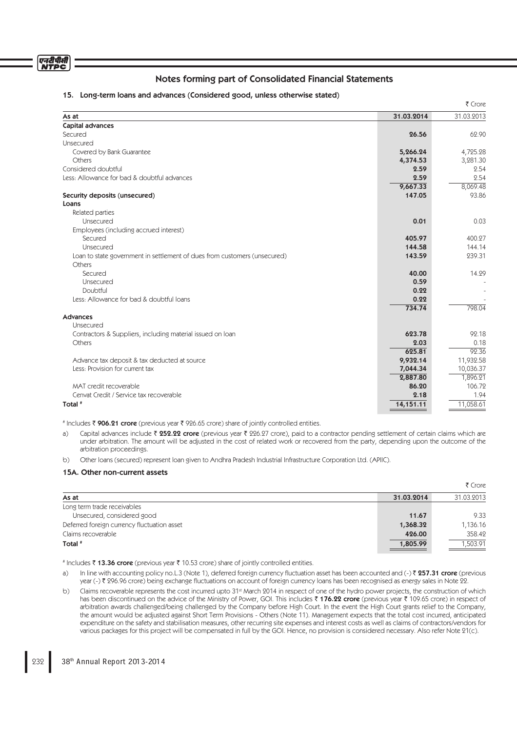## Notes forming part of Consolidated Financial Statements

### 15. Long-term loans and advances (Considered good, unless otherwise stated)

₹ Crore

| As at | 31.03.2014 | 31.03.2013 |
|---|---|---|
| **Capital advances** | | |
| Secured | **26.56** | 62.90 |
| Unsecured | | |
| Covered by Bank Guarantee | **5,266.24** | 4,725.28 |
| Others | **4,374.53** | 3,281.30 |
| Considered doubtful | **2.59** | 2.54 |
| Less: Allowance for bad & doubtful advances | **2.59** | 2.54 |
| | **9,667.33** | 8,069.48 |
| **Security deposits (unsecured)** | **147.05** | 93.86 |
| **Loans** | | |
| Related parties | | |
| Unsecured | **0.01** | 0.03 |
| Employees (including accrued interest) | | |
| Secured | **405.97** | 400.27 |
| Unsecured | **144.58** | 144.14 |
| Loan to state government in settlement of dues from customers (unsecured) | **143.59** | 239.31 |
| Others | | |
| Secured | **40.00** | 14.29 |
| Unsecured | **0.59** | - |
| Doubtful | **0.22** | - |
| Less: Allowance for bad & doubtful loans | **0.22** | - |
| | **734.74** | 798.04 |
| **Advances** | | |
| Unsecured | | |
| Contractors & Suppliers, including material issued on loan | **623.78** | 92.18 |
| Others | **2.03** | 0.18 |
| | **625.81** | 92.36 |
| Advance tax deposit & tax deducted at source | **9,932.14** | 11,932.58 |
| Less: Provision for current tax | **7,044.34** | 10,036.37 |
| | **2,887.80** | 1,896.21 |
| MAT credit recoverable | **86.20** | 106.72 |
| Cenvat Credit / Service tax recoverable | **2.18** | 1.94 |
| **Total #** | **14,151.11** | 11,058.61 |

\# Includes ₹ **906.21 crore** (previous year ₹ 926.65 crore) share of jointly controlled entities.

a) Capital advances include ₹ **252.22 crore** (previous year ₹ 226.27 crore), paid to a contractor pending settlement of certain claims which are under arbitration. The amount will be adjusted in the cost of related work or recovered from the party, depending upon the outcome of the arbitration proceedings.

b) Other loans (secured) represent loan given to Andhra Pradesh Industrial Infrastructure Corporation Ltd. (APIIC).

### 15A. Other non-current assets

₹ Crore

| As at | 31.03.2014 | 31.03.2013 |
|---|---|---|
| Long term trade receivables | | |
| Unsecured, considered good | **11.67** | 9.33 |
| Deferred foreign currency fluctuation asset | **1,368.32** | 1,136.16 |
| Claims recoverable | **426.00** | 358.42 |
| **Total #** | **1,805.99** | 1,503.91 |

\# Includes ₹ **13.36 crore** (previous year ₹ 10.53 crore) share of jointly controlled entities.

a) In line with accounting policy no.L.3 (Note 1), deferred foreign currency fluctuation asset has been accounted and (-) ₹ **257.31 crore** (previous year (-) ₹ 296.96 crore) being exchange fluctuations on account of foreign currency loans has been recognised as energy sales in Note 22.

b) Claims recoverable represents the cost incurred upto 31st March 2014 in respect of one of the hydro power projects, the construction of which has been discontinued on the advice of the Ministry of Power, GOI. This includes ₹ **176.22 crore** (previous year ₹ 109.65 crore) in respect of arbitration awards challenged/being challenged by the Company before High Court. In the event the High Court grants relief to the Company, the amount would be adjusted against Short Term Provisions - Others (Note 11). Management expects that the total cost incurred, anticipated expenditure on the safety and stabilisation measures, other recurring site expenses and interest costs as well as claims of contractors/vendors for various packages for this project will be compensated in full by the GOI. Hence, no provision is considered necessary. Also refer Note 21(c).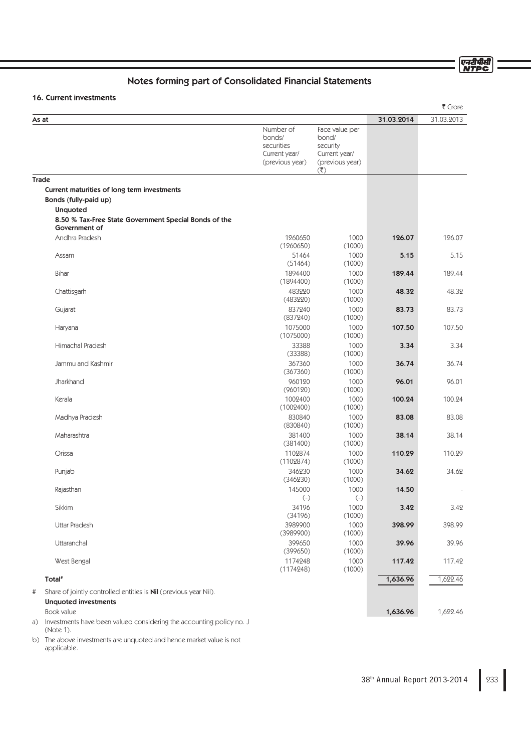## Notes forming part of Consolidated Financial Statements

### 16. Current investments

₹ Crore

| As at | Number of bonds/ securities Current year/ (previous year) | Face value per bond/ security Current year/ (previous year) (₹) | 31.03.2014 | 31.03.2013 |
|---|---|---|---|---|
| **Trade** | | | | |
| **Current maturities of long term investments** | | | | |
| **Bonds (fully-paid up)** | | | | |
| **Unquoted** | | | | |
| **8.50 % Tax-Free State Government Special Bonds of the Government of** | | | | |
| Andhra Pradesh | 1260650 (1260650) | 1000 (1000) | **126.07** | 126.07 |
| Assam | 51464 (51464) | 1000 (1000) | **5.15** | 5.15 |
| Bihar | 1894400 (1894400) | 1000 (1000) | **189.44** | 189.44 |
| Chattisgarh | 483220 (483220) | 1000 (1000) | **48.32** | 48.32 |
| Gujarat | 837240 (837240) | 1000 (1000) | **83.73** | 83.73 |
| Haryana | 1075000 (1075000) | 1000 (1000) | **107.50** | 107.50 |
| Himachal Pradesh | 33388 (33388) | 1000 (1000) | **3.34** | 3.34 |
| Jammu and Kashmir | 367360 (367360) | 1000 (1000) | **36.74** | 36.74 |
| Jharkhand | 960120 (960120) | 1000 (1000) | **96.01** | 96.01 |
| Kerala | 1002400 (1002400) | 1000 (1000) | **100.24** | 100.24 |
| Madhya Pradesh | 830840 (830840) | 1000 (1000) | **83.08** | 83.08 |
| Maharashtra | 381400 (381400) | 1000 (1000) | **38.14** | 38.14 |
| Orissa | 1102874 (1102874) | 1000 (1000) | **110.29** | 110.29 |
| Punjab | 346230 (346230) | 1000 (1000) | **34.62** | 34.62 |
| Rajasthan | 145000 (-) | 1000 (-) | **14.50** | - |
| Sikkim | 34196 (34196) | 1000 (1000) | **3.42** | 3.42 |
| Uttar Pradesh | 3989900 (3989900) | 1000 (1000) | **398.99** | 398.99 |
| Uttaranchal | 399650 (399650) | 1000 (1000) | **39.96** | 39.96 |
| West Bengal | 1174248 (1174248) | 1000 (1000) | **117.42** | 117.42 |
| **Total#** | | | **1,636.96** | 1,622.46 |

\# Share of jointly controlled entities is **Nil** (previous year Nil).

| | 31.03.2014 | 31.03.2013 |
|---|---|---|
| **Unquoted investments** | | |
| Book value | **1,636.96** | 1,622.46 |

a) Investments have been valued considering the accounting policy no. J (Note 1).

b) The above investments are unquoted and hence market value is not applicable.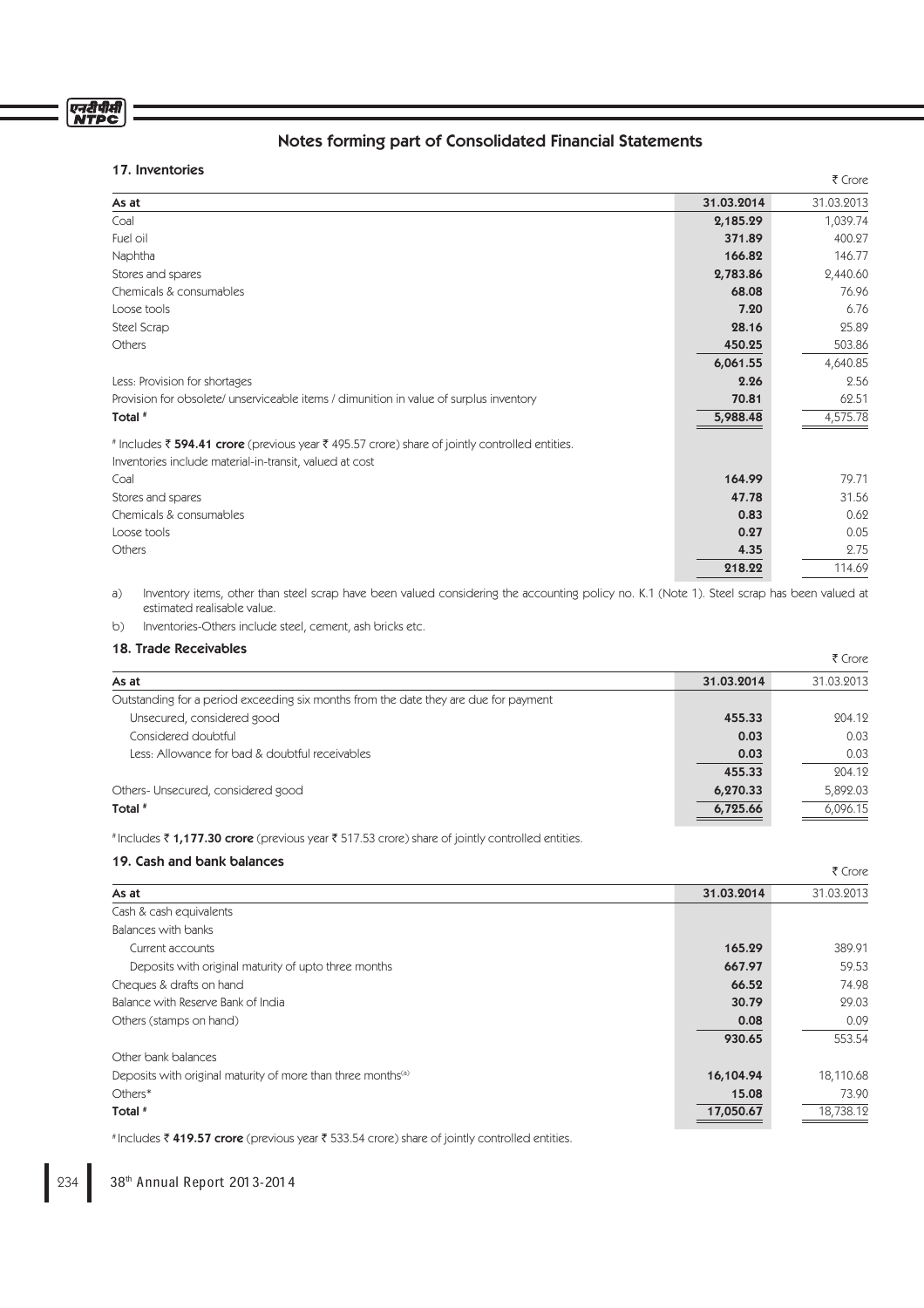# Notes forming part of Consolidated Financial Statements

## 17. Inventories

₹ Crore

| As at | 31.03.2014 | 31.03.2013 |
|---|---|---|
| Coal | **2,185.29** | 1,039.74 |
| Fuel oil | **371.89** | 400.27 |
| Naphtha | **166.82** | 146.77 |
| Stores and spares | **2,783.86** | 2,440.60 |
| Chemicals & consumables | **68.08** | 76.96 |
| Loose tools | **7.20** | 6.76 |
| Steel Scrap | **28.16** | 25.89 |
| Others | **450.25** | 503.86 |
| | **6,061.55** | 4,640.85 |
| Less: Provision for shortages | **2.26** | 2.56 |
| Provision for obsolete/ unserviceable items / dimunition in value of surplus inventory | **70.81** | 62.51 |
| **Total #** | **5,988.48** | 4,575.78 |
| # Includes ₹ **594.41 crore** (previous year ₹ 495.57 crore) share of jointly controlled entities. | | |
| Inventories include material-in-transit, valued at cost | | |
| Coal | **164.99** | 79.71 |
| Stores and spares | **47.78** | 31.56 |
| Chemicals & consumables | **0.83** | 0.62 |
| Loose tools | **0.27** | 0.05 |
| Others | **4.35** | 2.75 |
| | **218.22** | 114.69 |

a) Inventory items, other than steel scrap have been valued considering the accounting policy no. K.1 (Note 1). Steel scrap has been valued at estimated realisable value.

b) Inventories-Others include steel, cement, ash bricks etc.

## 18. Trade Receivables

₹ Crore

| As at | 31.03.2014 | 31.03.2013 |
|---|---|---|
| Outstanding for a period exceeding six months from the date they are due for payment | | |
| Unsecured, considered good | **455.33** | 204.12 |
| Considered doubtful | **0.03** | 0.03 |
| Less: Allowance for bad & doubtful receivables | **0.03** | 0.03 |
| | **455.33** | 204.12 |
| Others- Unsecured, considered good | **6,270.33** | 5,892.03 |
| **Total #** | **6,725.66** | 6,096.15 |

# Includes ₹ **1,177.30 crore** (previous year ₹ 517.53 crore) share of jointly controlled entities.

## 19. Cash and bank balances

₹ Crore

| As at | 31.03.2014 | 31.03.2013 |
|---|---|---|
| Cash & cash equivalents | | |
| Balances with banks | | |
| Current accounts | **165.29** | 389.91 |
| Deposits with original maturity of upto three months | **667.97** | 59.53 |
| Cheques & drafts on hand | **66.52** | 74.98 |
| Balance with Reserve Bank of India | **30.79** | 29.03 |
| Others (stamps on hand) | **0.08** | 0.09 |
| | **930.65** | 553.54 |
| Other bank balances | | |
| Deposits with original maturity of more than three months[(a)] | **16,104.94** | 18,110.68 |
| Others* | **15.08** | 73.90 |
| **Total #** | **17,050.67** | 18,738.12 |

# Includes ₹ **419.57 crore** (previous year ₹ 533.54 crore) share of jointly controlled entities.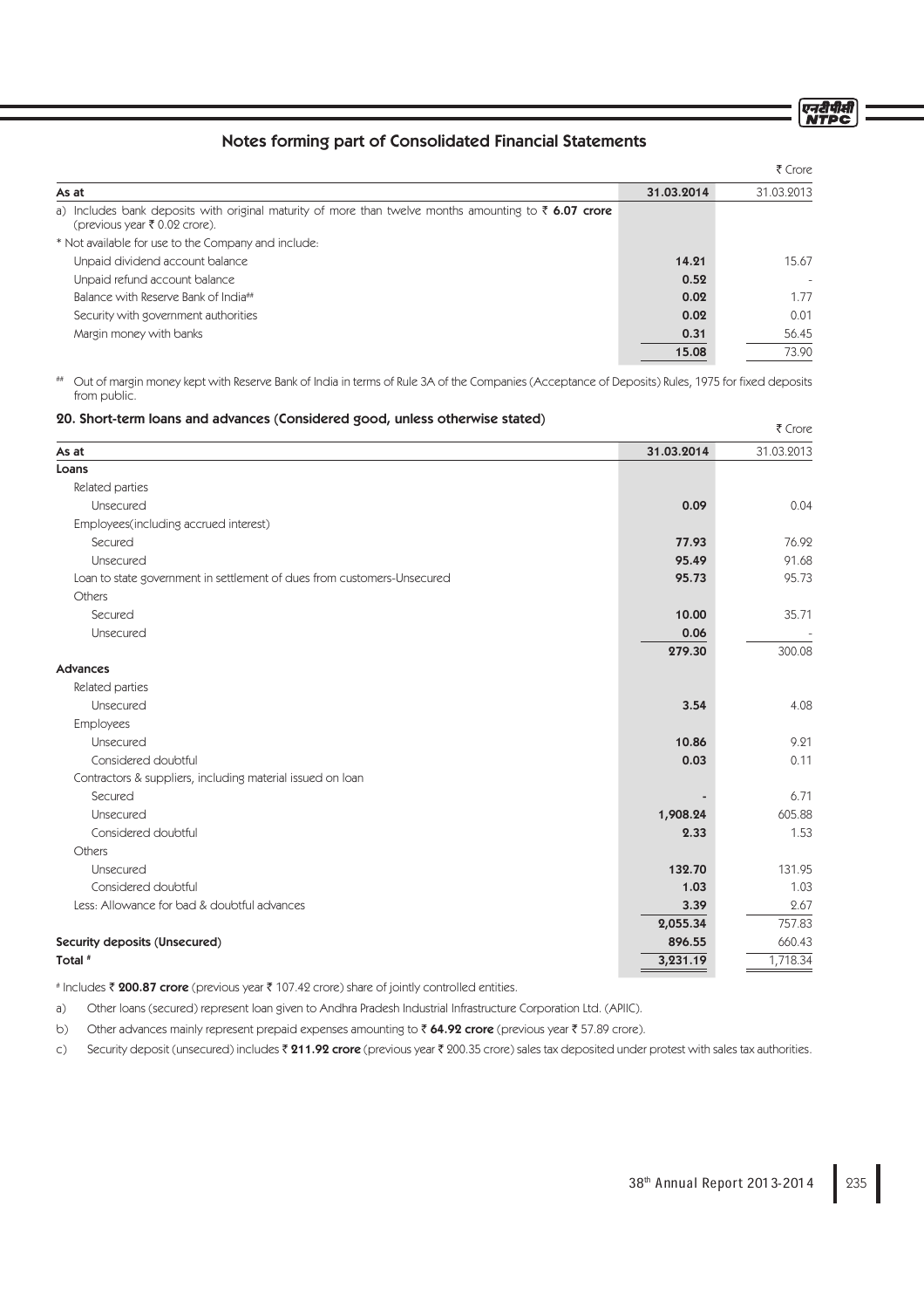## Notes forming part of Consolidated Financial Statements

₹ Crore

| As at | 31.03.2014 | 31.03.2013 |
|---|---|---|
| a) Includes bank deposits with original maturity of more than twelve months amounting to ₹ **6.07 crore** (previous year ₹ 0.02 crore). | | |
| * Not available for use to the Company and include: | | |
| Unpaid dividend account balance | **14.21** | 15.67 |
| Unpaid refund account balance | **0.52** | - |
| Balance with Reserve Bank of India## | **0.02** | 1.77 |
| Security with government authorities | **0.02** | 0.01 |
| Margin money with banks | **0.31** | 56.45 |
| | **15.08** | 73.90 |

## Out of margin money kept with Reserve Bank of India in terms of Rule 3A of the Companies (Acceptance of Deposits) Rules, 1975 for fixed deposits from public.

### 20. Short-term loans and advances (Considered good, unless otherwise stated)

₹ Crore

| As at | 31.03.2014 | 31.03.2013 |
|---|---|---|
| **Loans** | | |
| Related parties | | |
| Unsecured | **0.09** | 0.04 |
| Employees(including accrued interest) | | |
| Secured | **77.93** | 76.92 |
| Unsecured | **95.49** | 91.68 |
| Loan to state government in settlement of dues from customers-Unsecured | **95.73** | 95.73 |
| Others | | |
| Secured | **10.00** | 35.71 |
| Unsecured | **0.06** | - |
| | **279.30** | 300.08 |
| **Advances** | | |
| Related parties | | |
| Unsecured | **3.54** | 4.08 |
| Employees | | |
| Unsecured | **10.86** | 9.21 |
| Considered doubtful | **0.03** | 0.11 |
| Contractors & suppliers, including material issued on loan | | |
| Secured | **-** | 6.71 |
| Unsecured | **1,908.24** | 605.88 |
| Considered doubtful | **2.33** | 1.53 |
| Others | | |
| Unsecured | **132.70** | 131.95 |
| Considered doubtful | **1.03** | 1.03 |
| Less: Allowance for bad & doubtful advances | **3.39** | 2.67 |
| | **2,055.34** | 757.83 |
| **Security deposits (Unsecured)** | **896.55** | 660.43 |
| **Total #** | **3,231.19** | 1,718.34 |

# Includes ₹ **200.87 crore** (previous year ₹ 107.42 crore) share of jointly controlled entities.

a) Other loans (secured) represent loan given to Andhra Pradesh Industrial Infrastructure Corporation Ltd. (APIIC).

b) Other advances mainly represent prepaid expenses amounting to ₹ **64.92 crore** (previous year ₹ 57.89 crore).

c) Security deposit (unsecured) includes ₹ **211.92 crore** (previous year ₹ 200.35 crore) sales tax deposited under protest with sales tax authorities.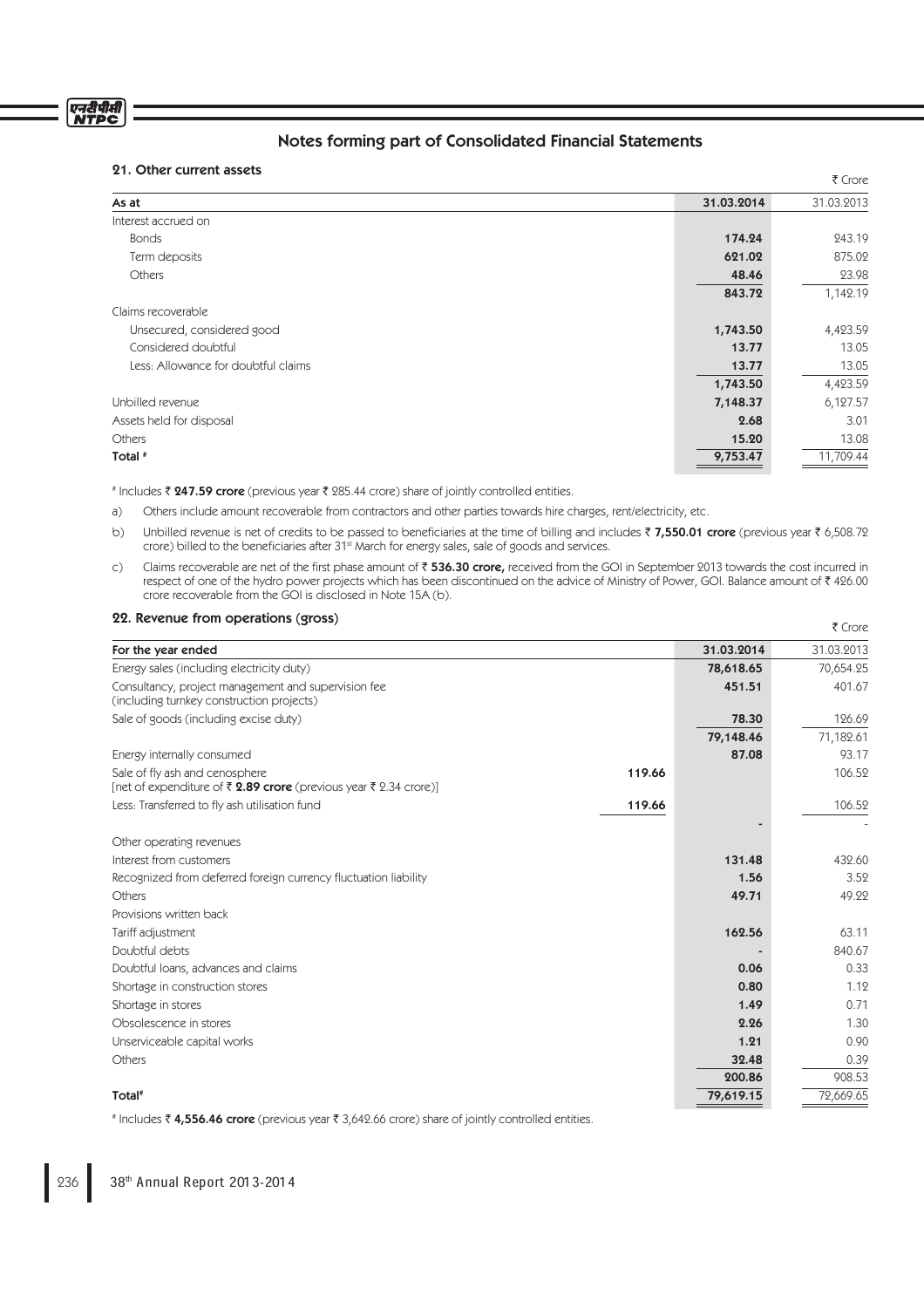## Notes forming part of Consolidated Financial Statements

### 21. Other current assets

₹ Crore

| As at | 31.03.2014 | 31.03.2013 |
|---|---|---|
| Interest accrued on | | |
| Bonds | **174.24** | 243.19 |
| Term deposits | **621.02** | 875.02 |
| Others | **48.46** | 23.98 |
| | **843.72** | 1,142.19 |
| Claims recoverable | | |
| Unsecured, considered good | **1,743.50** | 4,423.59 |
| Considered doubtful | **13.77** | 13.05 |
| Less: Allowance for doubtful claims | **13.77** | 13.05 |
| | **1,743.50** | 4,423.59 |
| Unbilled revenue | **7,148.37** | 6,127.57 |
| Assets held for disposal | **2.68** | 3.01 |
| Others | **15.20** | 13.08 |
| Total # | **9,753.47** | 11,709.44 |

\# Includes ₹ **247.59 crore** (previous year ₹ 285.44 crore) share of jointly controlled entities.

a) Others include amount recoverable from contractors and other parties towards hire charges, rent/electricity, etc.

b) Unbilled revenue is net of credits to be passed to beneficiaries at the time of billing and includes ₹ **7,550.01 crore** (previous year ₹ 6,508.72 crore) billed to the beneficiaries after 31st March for energy sales, sale of goods and services.

c) Claims recoverable are net of the first phase amount of ₹ **536.30 crore,** received from the GOI in September 2013 towards the cost incurred in respect of one of the hydro power projects which has been discontinued on the advice of Ministry of Power, GOI. Balance amount of ₹ 426.00 crore recoverable from the GOI is disclosed in Note 15A (b).

### 22. Revenue from operations (gross)

₹ Crore

| For the year ended | | 31.03.2014 | 31.03.2013 |
|---|---|---|---|
| Energy sales (including electricity duty) | | **78,618.65** | 70,654.25 |
| Consultancy, project management and supervision fee (including turnkey construction projects) | | **451.51** | 401.67 |
| Sale of goods (including excise duty) | | **78.30** | 126.69 |
| | | **79,148.46** | 71,182.61 |
| Energy internally consumed | | **87.08** | 93.17 |
| Sale of fly ash and cenosphere [net of expenditure of ₹ **2.89 crore** (previous year ₹ 2.34 crore)] | **119.66** | | 106.52 |
| Less: Transferred to fly ash utilisation fund | **119.66** | | 106.52 |
| | | **-** | - |
| Other operating revenues | | | |
| Interest from customers | | **131.48** | 432.60 |
| Recognized from deferred foreign currency fluctuation liability | | **1.56** | 3.52 |
| Others | | **49.71** | 49.22 |
| Provisions written back | | | |
| Tariff adjustment | | **162.56** | 63.11 |
| Doubtful debts | | **-** | 840.67 |
| Doubtful loans, advances and claims | | **0.06** | 0.33 |
| Shortage in construction stores | | **0.80** | 1.12 |
| Shortage in stores | | **1.49** | 0.71 |
| Obsolescence in stores | | **2.26** | 1.30 |
| Unserviceable capital works | | **1.21** | 0.90 |
| Others | | **32.48** | 0.39 |
| | | **200.86** | 908.53 |
| Total# | | **79,619.15** | 72,669.65 |

\# Includes ₹ **4,556.46 crore** (previous year ₹ 3,642.66 crore) share of jointly controlled entities.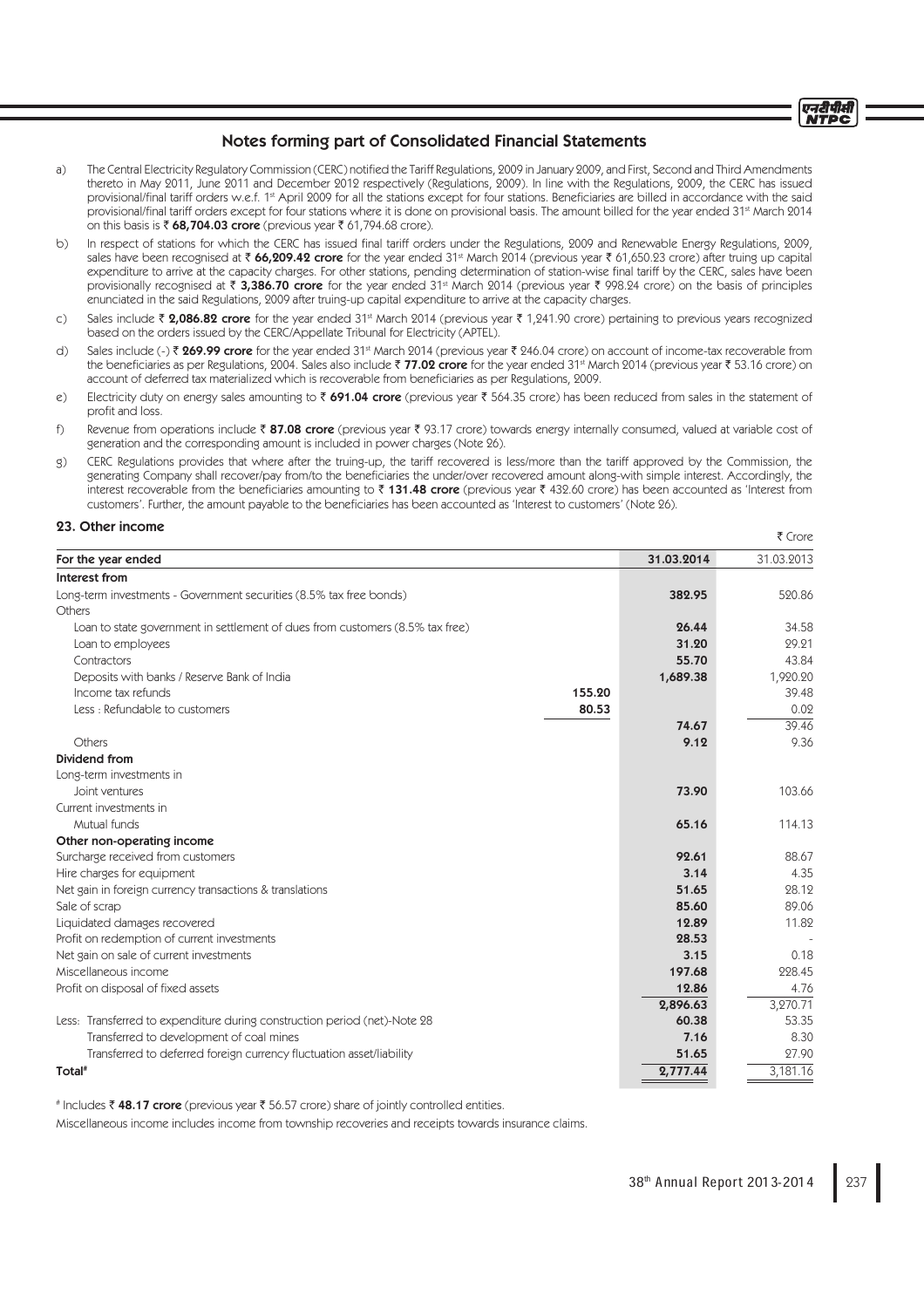## Notes forming part of Consolidated Financial Statements

a) The Central Electricity Regulatory Commission (CERC) notified the Tariff Regulations, 2009 in January 2009, and First, Second and Third Amendments thereto in May 2011, June 2011 and December 2012 respectively (Regulations, 2009). In line with the Regulations, 2009, the CERC has issued provisional/final tariff orders w.e.f. 1st April 2009 for all the stations except for four stations. Beneficiaries are billed in accordance with the said provisional/final tariff orders except for four stations where it is done on provisional basis. The amount billed for the year ended 31st March 2014 on this basis is ₹ **68,704.03 crore** (previous year ₹ 61,794.68 crore).

b) In respect of stations for which the CERC has issued final tariff orders under the Regulations, 2009 and Renewable Energy Regulations, 2009, sales have been recognised at ₹ **66,209.42 crore** for the year ended 31st March 2014 (previous year ₹ 61,650.23 crore) after truing up capital expenditure to arrive at the capacity charges. For other stations, pending determination of station-wise final tariff by the CERC, sales have been provisionally recognised at ₹ **3,386.70 crore** for the year ended 31st March 2014 (previous year ₹ 998.24 crore) on the basis of principles enunciated in the said Regulations, 2009 after truing-up capital expenditure to arrive at the capacity charges.

c) Sales include ₹ **2,086.82 crore** for the year ended 31st March 2014 (previous year ₹ 1,241.90 crore) pertaining to previous years recognized based on the orders issued by the CERC/Appellate Tribunal for Electricity (APTEL).

d) Sales include (-) ₹ **269.99 crore** for the year ended 31st March 2014 (previous year ₹ 246.04 crore) on account of income-tax recoverable from the beneficiaries as per Regulations, 2004. Sales also include ₹ **77.02 crore** for the year ended 31st March 2014 (previous year ₹ 53.16 crore) on account of deferred tax materialized which is recoverable from beneficiaries as per Regulations, 2009.

e) Electricity duty on energy sales amounting to ₹ **691.04 crore** (previous year ₹ 564.35 crore) has been reduced from sales in the statement of profit and loss.

f) Revenue from operations include ₹ **87.08 crore** (previous year ₹ 93.17 crore) towards energy internally consumed, valued at variable cost of generation and the corresponding amount is included in power charges (Note 26).

g) CERC Regulations provides that where after the truing-up, the tariff recovered is less/more than the tariff approved by the Commission, the generating Company shall recover/pay from/to the beneficiaries the under/over recovered amount along-with simple interest. Accordingly, the interest recoverable from the beneficiaries amounting to ₹ **131.48 crore** (previous year ₹ 432.60 crore) has been accounted as 'Interest from customers'. Further, the amount payable to the beneficiaries has been accounted as 'Interest to customers' (Note 26).

### 23. Other income

₹ Crore

| For the year ended | | 31.03.2014 | 31.03.2013 |
|---|---|---|---|
| **Interest from** | | | |
| Long-term investments - Government securities (8.5% tax free bonds) | | **382.95** | 520.86 |
| Others | | | |
| Loan to state government in settlement of dues from customers (8.5% tax free) | | **26.44** | 34.58 |
| Loan to employees | | **31.20** | 29.21 |
| Contractors | | **55.70** | 43.84 |
| Deposits with banks / Reserve Bank of India | | **1,689.38** | 1,920.20 |
| Income tax refunds | **155.20** | | 39.48 |
| Less : Refundable to customers | **80.53** | | 0.02 |
| | | **74.67** | 39.46 |
| Others | | **9.12** | 9.36 |
| **Dividend from** | | | |
| Long-term investments in | | | |
| Joint ventures | | **73.90** | 103.66 |
| Current investments in | | | |
| Mutual funds | | **65.16** | 114.13 |
| **Other non-operating income** | | | |
| Surcharge received from customers | | **92.61** | 88.67 |
| Hire charges for equipment | | **3.14** | 4.35 |
| Net gain in foreign currency transactions & translations | | **51.65** | 28.12 |
| Sale of scrap | | **85.60** | 89.06 |
| Liquidated damages recovered | | **12.89** | 11.82 |
| Profit on redemption of current investments | | **28.53** | - |
| Net gain on sale of current investments | | **3.15** | 0.18 |
| Miscellaneous income | | **197.68** | 228.45 |
| Profit on disposal of fixed assets | | **12.86** | 4.76 |
| | | **2,896.63** | 3,270.71 |
| Less: Transferred to expenditure during construction period (net)-Note 28 | | **60.38** | 53.35 |
| Transferred to development of coal mines | | **7.16** | 8.30 |
| Transferred to deferred foreign currency fluctuation asset/liability | | **51.65** | 27.90 |
| **Total#** | | **2,777.44** | 3,181.16 |

# Includes ₹ **48.17 crore** (previous year ₹ 56.57 crore) share of jointly controlled entities.

Miscellaneous income includes income from township recoveries and receipts towards insurance claims.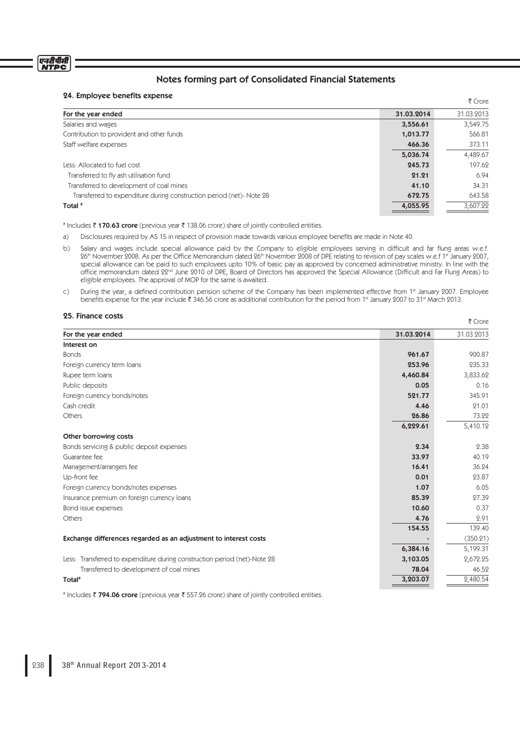# Notes forming part of Consolidated Financial Statements

## 24. Employee benefits expense

₹ Crore

| For the year ended | 31.03.2014 | 31.03.2013 |
|---|---|---|
| Salaries and wages | **3,556.61** | 3,549.75 |
| Contribution to provident and other funds | **1,013.77** | 566.81 |
| Staff welfare expenses | **466.36** | 373.11 |
| | **5,036.74** | 4,489.67 |
| Less: Allocated to fuel cost | **245.73** | 197.62 |
| Transferred to fly ash utilisation fund | **21.21** | 6.94 |
| Transferred to development of coal mines | **41.10** | 34.31 |
| Transferred to expenditure during construction period (net)- Note 28 | **672.75** | 643.58 |
| **Total #** | **4,055.95** | 3,607.22 |

# Includes ₹ **170.63 crore** (previous year ₹ 138.06 crore) share of jointly controlled entities.

a) Disclosures required by AS 15 in respect of provision made towards various employee benefits are made in Note 40.

b) Salary and wages include special allowance paid by the Company to eligible employees serving in difficult and far flung areas w.e.f. 26th November 2008. As per the Office Memorandum dated 26th November 2008 of DPE relating to revision of pay scales w.e.f 1st January 2007, special allowance can be paid to such employees upto 10% of basic pay as approved by concerned administrative ministry. In line with the office memorandum dated 22nd June 2010 of DPE, Board of Directors has approved the Special Allowance (Difficult and Far Flung Areas) to eligible employees. The approval of MOP for the same is awaited.

c) During the year, a defined contribution pension scheme of the Company has been implemented effective from 1st January 2007. Employee benefits expense for the year include ₹ 346.56 crore as additional contribution for the period from 1st January 2007 to 31st March 2013.

## 25. Finance costs

₹ Crore

| For the year ended | 31.03.2014 | 31.03.2013 |
|---|---|---|
| **Interest on** | | |
| Bonds | **961.67** | 900.87 |
| Foreign currency term loans | **253.96** | 235.33 |
| Rupee term loans | **4,460.84** | 3,833.62 |
| Public deposits | **0.05** | 0.16 |
| Foreign currency bonds/notes | **521.77** | 345.91 |
| Cash credit | **4.46** | 21.01 |
| Others | **26.86** | 73.22 |
| | **6,229.61** | 5,410.12 |
| **Other borrowing costs** | | |
| Bonds servicing & public deposit expenses | **2.34** | 2.38 |
| Guarantee fee | **33.97** | 40.19 |
| Management/arrangers fee | **16.41** | 36.24 |
| Up-front fee | **0.01** | 23.87 |
| Foreign currency bonds/notes expenses | **1.07** | 6.05 |
| Insurance premium on foreign currency loans | **85.39** | 27.39 |
| Bond issue expenses | **10.60** | 0.37 |
| Others | **4.76** | 2.91 |
| | **154.55** | 139.40 |
| **Exchange differences regarded as an adjustment to interest costs** | **-** | (350.21) |
| | **6,384.16** | 5,199.31 |
| Less: Transferred to expenditure during construction period (net)-Note 28 | **3,103.05** | 2,672.25 |
| Transferred to development of coal mines | **78.04** | 46.52 |
| **Total#** | **3,203.07** | 2,480.54 |

# Includes ₹ **794.06 crore** (previous year ₹ 557.26 crore) share of jointly controlled entities.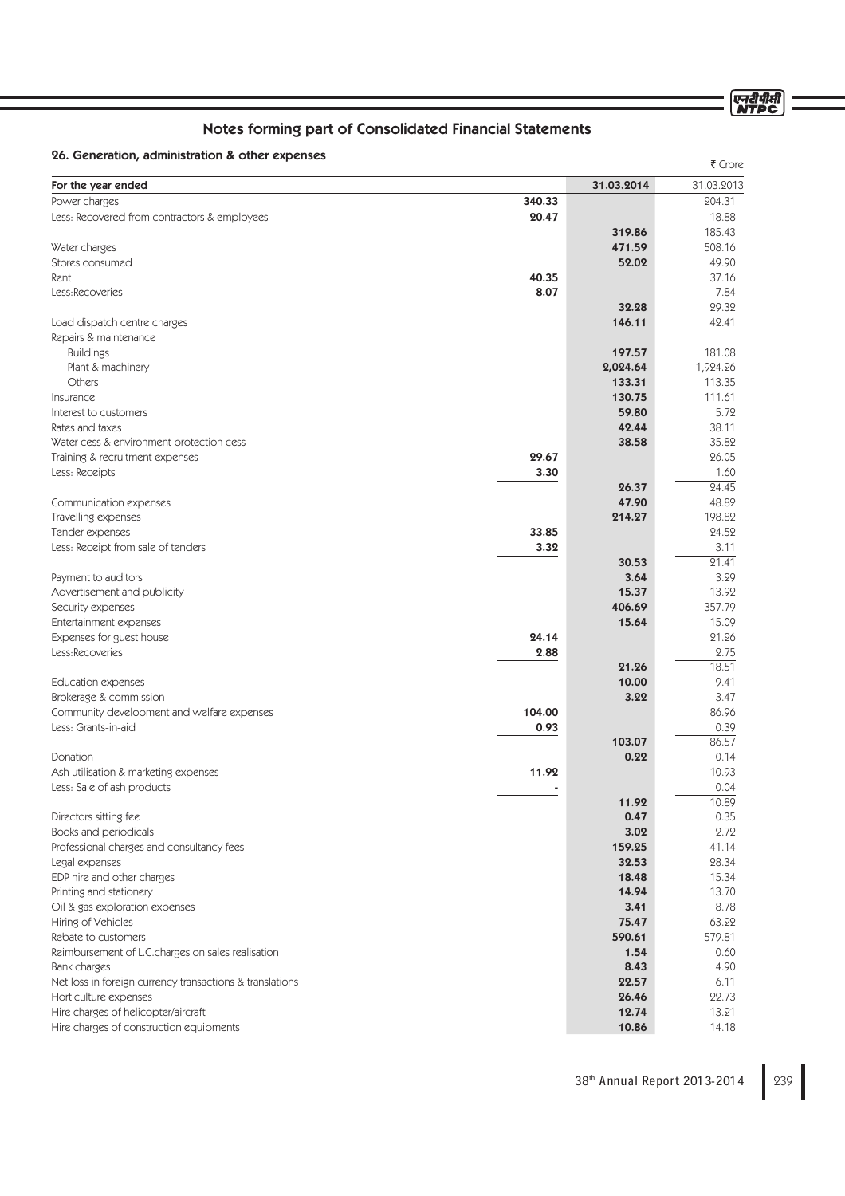## Notes forming part of Consolidated Financial Statements

### 26. Generation, administration & other expenses

₹ Crore

| For the year ended | | 31.03.2014 | 31.03.2013 |
|---|---|---|---|
| Power charges | 340.33 | | 204.31 |
| Less: Recovered from contractors & employees | 20.47 | | 18.88 |
| | | 319.86 | 185.43 |
| Water charges | | 471.59 | 508.16 |
| Stores consumed | | 52.02 | 49.90 |
| Rent | 40.35 | | 37.16 |
| Less:Recoveries | 8.07 | | 7.84 |
| | | 32.28 | 29.32 |
| Load dispatch centre charges | | 146.11 | 42.41 |
| Repairs & maintenance | | | |
| Buildings | | 197.57 | 181.08 |
| Plant & machinery | | 2,024.64 | 1,924.26 |
| Others | | 133.31 | 113.35 |
| Insurance | | 130.75 | 111.61 |
| Interest to customers | | 59.80 | 5.72 |
| Rates and taxes | | 42.44 | 38.11 |
| Water cess & environment protection cess | | 38.58 | 35.82 |
| Training & recruitment expenses | 29.67 | | 26.05 |
| Less: Receipts | 3.30 | | 1.60 |
| | | 26.37 | 24.45 |
| Communication expenses | | 47.90 | 48.82 |
| Travelling expenses | | 214.27 | 198.82 |
| Tender expenses | 33.85 | | 24.52 |
| Less: Receipt from sale of tenders | 3.32 | | 3.11 |
| | | 30.53 | 21.41 |
| Payment to auditors | | 3.64 | 3.29 |
| Advertisement and publicity | | 15.37 | 13.92 |
| Security expenses | | 406.69 | 357.79 |
| Entertainment expenses | | 15.64 | 15.09 |
| Expenses for guest house | 24.14 | | 21.26 |
| Less:Recoveries | 2.88 | | 2.75 |
| | | 21.26 | 18.51 |
| Education expenses | | 10.00 | 9.41 |
| Brokerage & commission | | 3.22 | 3.47 |
| Community development and welfare expenses | 104.00 | | 86.96 |
| Less: Grants-in-aid | 0.93 | | 0.39 |
| | | 103.07 | 86.57 |
| Donation | | 0.22 | 0.14 |
| Ash utilisation & marketing expenses | 11.92 | | 10.93 |
| Less: Sale of ash products | - | | 0.04 |
| | | 11.92 | 10.89 |
| Directors sitting fee | | 0.47 | 0.35 |
| Books and periodicals | | 3.02 | 2.72 |
| Professional charges and consultancy fees | | 159.25 | 41.14 |
| Legal expenses | | 32.53 | 28.34 |
| EDP hire and other charges | | 18.48 | 15.34 |
| Printing and stationery | | 14.94 | 13.70 |
| Oil & gas exploration expenses | | 3.41 | 8.78 |
| Hiring of Vehicles | | 75.47 | 63.22 |
| Rebate to customers | | 590.61 | 579.81 |
| Reimbursement of L.C.charges on sales realisation | | 1.54 | 0.60 |
| Bank charges | | 8.43 | 4.90 |
| Net loss in foreign currency transactions & translations | | 22.57 | 6.11 |
| Horticulture expenses | | 26.46 | 22.73 |
| Hire charges of helicopter/aircraft | | 12.74 | 13.21 |
| Hire charges of construction equipments | | 10.86 | 14.18 |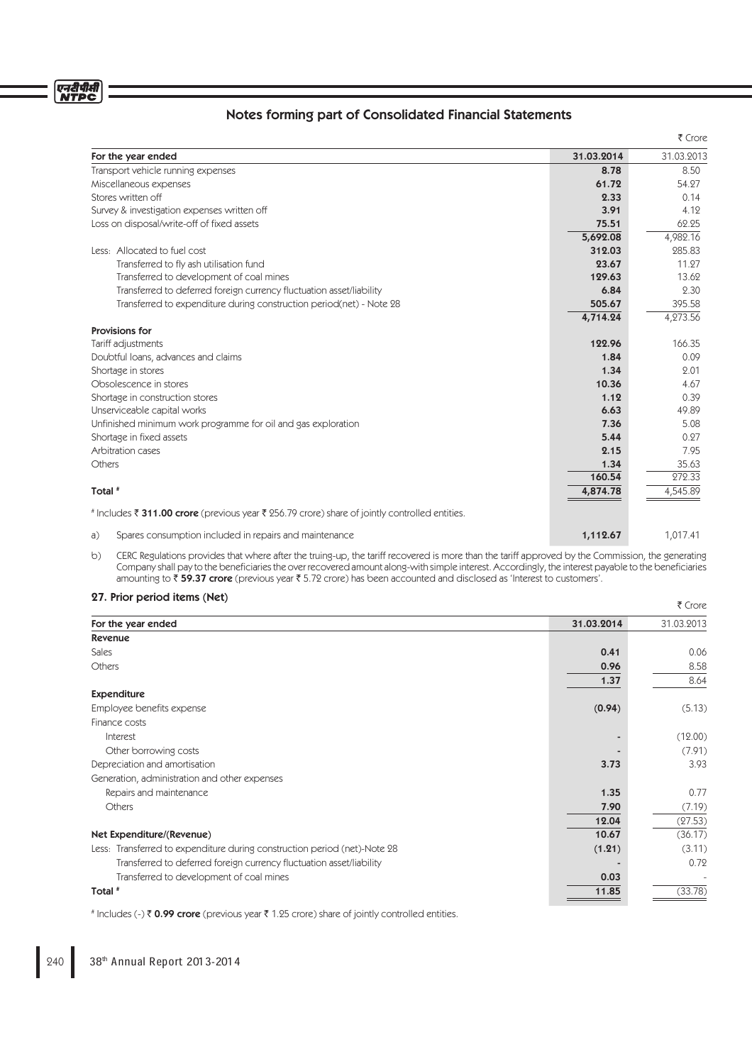## Notes forming part of Consolidated Financial Statements

₹ Crore

| For the year ended | 31.03.2014 | 31.03.2013 |
|---|---|---|
| Transport vehicle running expenses | **8.78** | 8.50 |
| Miscellaneous expenses | **61.72** | 54.27 |
| Stores written off | **2.33** | 0.14 |
| Survey & investigation expenses written off | **3.91** | 4.12 |
| Loss on disposal/write-off of fixed assets | **75.51** | 62.25 |
| | **5,692.08** | 4,982.16 |
| Less: Allocated to fuel cost | **312.03** | 285.83 |
| Transferred to fly ash utilisation fund | **23.67** | 11.27 |
| Transferred to development of coal mines | **129.63** | 13.62 |
| Transferred to deferred foreign currency fluctuation asset/liability | **6.84** | 2.30 |
| Transferred to expenditure during construction period(net) - Note 28 | **505.67** | 395.58 |
| | **4,714.24** | 4,273.56 |
| **Provisions for** | | |
| Tariff adjustments | **122.96** | 166.35 |
| Doubtful loans, advances and claims | **1.84** | 0.09 |
| Shortage in stores | **1.34** | 2.01 |
| Obsolescence in stores | **10.36** | 4.67 |
| Shortage in construction stores | **1.12** | 0.39 |
| Unserviceable capital works | **6.63** | 49.89 |
| Unfinished minimum work programme for oil and gas exploration | **7.36** | 5.08 |
| Shortage in fixed assets | **5.44** | 0.27 |
| Arbitration cases | **2.15** | 7.95 |
| Others | **1.34** | 35.63 |
| | **160.54** | 272.33 |
| **Total #** | **4,874.78** | 4,545.89 |

# Includes ₹ **311.00 crore** (previous year ₹ 256.79 crore) share of jointly controlled entities.

| | | |
|---|---|---|
| a) Spares consumption included in repairs and maintenance | **1,112.67** | 1,017.41 |

b) CERC Regulations provides that where after the truing-up, the tariff recovered is more than the tariff approved by the Commission, the generating Company shall pay to the beneficiaries the over recovered amount along-with simple interest. Accordingly, the interest payable to the beneficiaries amounting to ₹ **59.37 crore** (previous year ₹ 5.72 crore) has been accounted and disclosed as 'Interest to customers'.

### 27. Prior period items (Net)

₹ Crore

| For the year ended | 31.03.2014 | 31.03.2013 |
|---|---|---|
| **Revenue** | | |
| Sales | **0.41** | 0.06 |
| Others | **0.96** | 8.58 |
| | **1.37** | 8.64 |
| **Expenditure** | | |
| Employee benefits expense | **(0.94)** | (5.13) |
| Finance costs | | |
| Interest | **-** | (12.00) |
| Other borrowing costs | **-** | (7.91) |
| Depreciation and amortisation | **3.73** | 3.93 |
| Generation, administration and other expenses | | |
| Repairs and maintenance | **1.35** | 0.77 |
| Others | **7.90** | (7.19) |
| | **12.04** | (27.53) |
| **Net Expenditure/(Revenue)** | **10.67** | (36.17) |
| Less: Transferred to expenditure during construction period (net)-Note 28 | **(1.21)** | (3.11) |
| Transferred to deferred foreign currency fluctuation asset/liability | **-** | 0.72 |
| Transferred to development of coal mines | **0.03** | - |
| **Total #** | **11.85** | (33.78) |

# Includes (-) ₹ **0.99 crore** (previous year ₹ 1.25 crore) share of jointly controlled entities.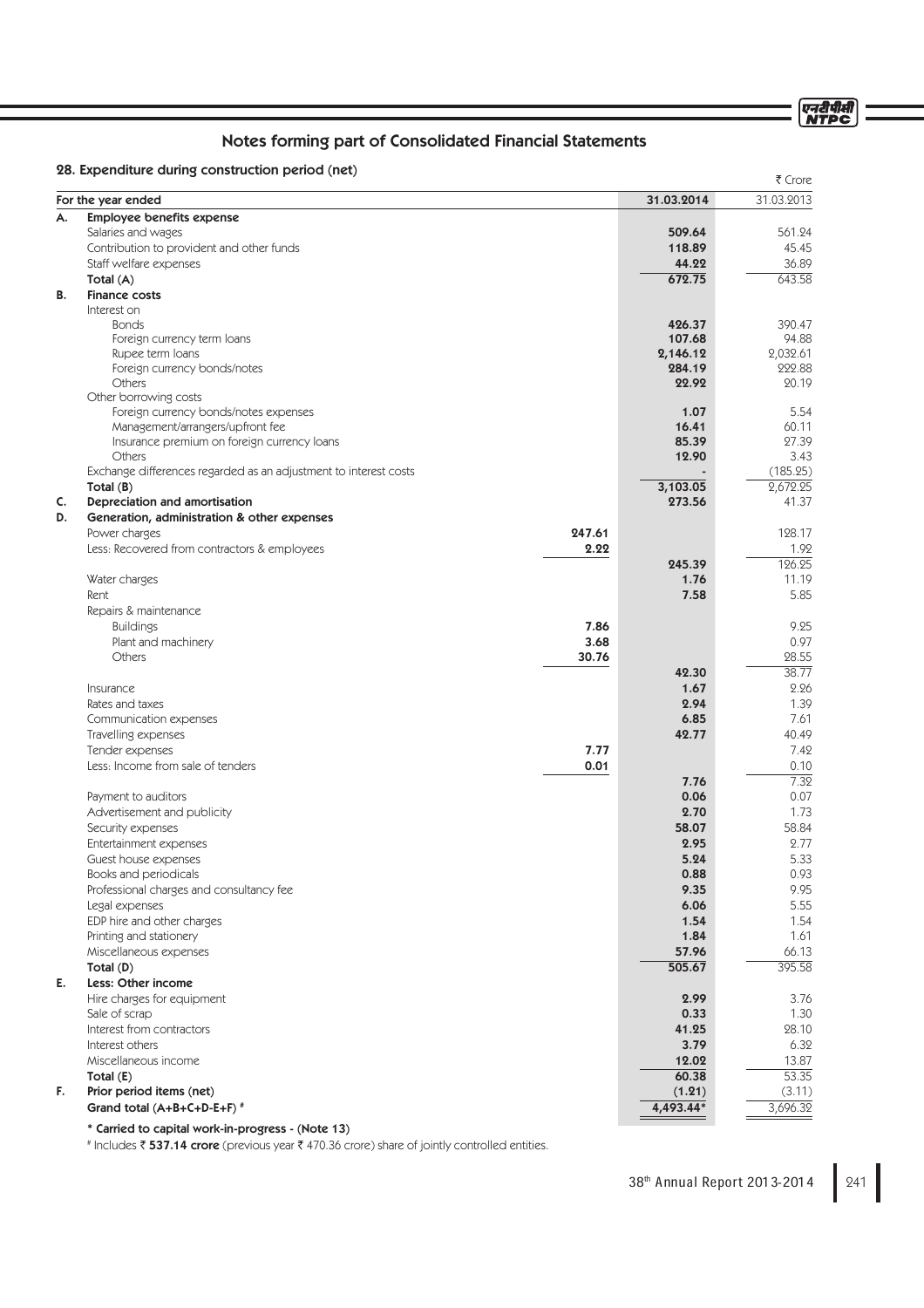# Notes forming part of Consolidated Financial Statements

## 28. Expenditure during construction period (net)

₹ Crore

| | For the year ended | | 31.03.2014 | 31.03.2013 |
|---|---|---|---|---|
| **A.** | **Employee benefits expense** | | | |
| | Salaries and wages | | **509.64** | 561.24 |
| | Contribution to provident and other funds | | **118.89** | 45.45 |
| | Staff welfare expenses | | **44.22** | 36.89 |
| | Total (A) | | **672.75** | 643.58 |
| **B.** | **Finance costs** | | | |
| | Interest on | | | |
| | Bonds | | **426.37** | 390.47 |
| | Foreign currency term loans | | **107.68** | 94.88 |
| | Rupee term loans | | **2,146.12** | 2,032.61 |
| | Foreign currency bonds/notes | | **284.19** | 222.88 |
| | Others | | **22.92** | 20.19 |
| | Other borrowing costs | | | |
| | Foreign currency bonds/notes expenses | | **1.07** | 5.54 |
| | Management/arrangers/upfront fee | | **16.41** | 60.11 |
| | Insurance premium on foreign currency loans | | **85.39** | 27.39 |
| | Others | | **12.90** | 3.43 |
| | Exchange differences regarded as an adjustment to interest costs | | **-** | (185.25) |
| | Total (B) | | **3,103.05** | 2,672.25 |
| **C.** | **Depreciation and amortisation** | | **273.56** | 41.37 |
| **D.** | **Generation, administration & other expenses** | | | |
| | Power charges | **247.61** | | 128.17 |
| | Less: Recovered from contractors & employees | **2.22** | | 1.92 |
| | | | **245.39** | 126.25 |
| | Water charges | | **1.76** | 11.19 |
| | Rent | | **7.58** | 5.85 |
| | Repairs & maintenance | | | |
| | Buildings | **7.86** | | 9.25 |
| | Plant and machinery | **3.68** | | 0.97 |
| | Others | **30.76** | | 28.55 |
| | | | **42.30** | 38.77 |
| | Insurance | | **1.67** | 2.26 |
| | Rates and taxes | | **2.94** | 1.39 |
| | Communication expenses | | **6.85** | 7.61 |
| | Travelling expenses | | **42.77** | 40.49 |
| | Tender expenses | **7.77** | | 7.42 |
| | Less: Income from sale of tenders | **0.01** | | 0.10 |
| | | | **7.76** | 7.32 |
| | Payment to auditors | | **0.06** | 0.07 |
| | Advertisement and publicity | | **2.70** | 1.73 |
| | Security expenses | | **58.07** | 58.84 |
| | Entertainment expenses | | **2.95** | 2.77 |
| | Guest house expenses | | **5.24** | 5.33 |
| | Books and periodicals | | **0.88** | 0.93 |
| | Professional charges and consultancy fee | | **9.35** | 9.95 |
| | Legal expenses | | **6.06** | 5.55 |
| | EDP hire and other charges | | **1.54** | 1.54 |
| | Printing and stationery | | **1.84** | 1.61 |
| | Miscellaneous expenses | | **57.96** | 66.13 |
| | Total (D) | | **505.67** | 395.58 |
| **E.** | **Less: Other income** | | | |
| | Hire charges for equipment | | **2.99** | 3.76 |
| | Sale of scrap | | **0.33** | 1.30 |
| | Interest from contractors | | **41.25** | 28.10 |
| | Interest others | | **3.79** | 6.32 |
| | Miscellaneous income | | **12.02** | 13.87 |
| | Total (E) | | **60.38** | 53.35 |
| **F.** | **Prior period items (net)** | | **(1.21)** | (3.11) |
| | **Grand total (A+B+C+D-E+F)** # | | **4,493.44*** | 3,696.32 |

**\* Carried to capital work-in-progress - (Note 13)**

# Includes ₹ **537.14 crore** (previous year ₹ 470.36 crore) share of jointly controlled entities.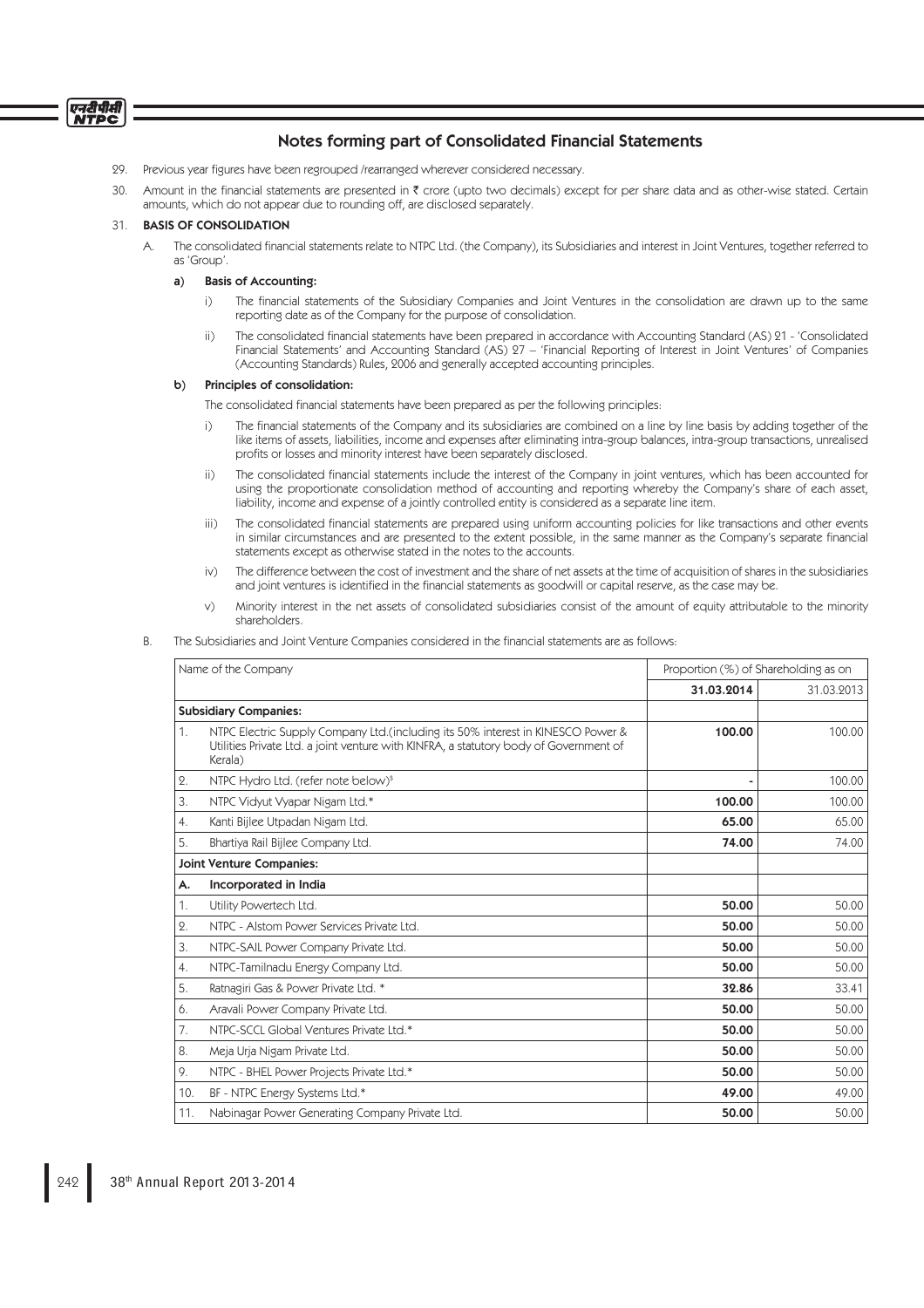## Notes forming part of Consolidated Financial Statements

29. Previous year figures have been regrouped /rearranged wherever considered necessary.

30. Amount in the financial statements are presented in ₹ crore (upto two decimals) except for per share data and as other-wise stated. Certain amounts, which do not appear due to rounding off, are disclosed separately.

31. **BASIS OF CONSOLIDATION**

A. The consolidated financial statements relate to NTPC Ltd. (the Company), its Subsidiaries and interest in Joint Ventures, together referred to as 'Group'.

**a) Basis of Accounting:**

i) The financial statements of the Subsidiary Companies and Joint Ventures in the consolidation are drawn up to the same reporting date as of the Company for the purpose of consolidation.

ii) The consolidated financial statements have been prepared in accordance with Accounting Standard (AS) 21 - 'Consolidated Financial Statements' and Accounting Standard (AS) 27 – 'Financial Reporting of Interest in Joint Ventures' of Companies (Accounting Standards) Rules, 2006 and generally accepted accounting principles.

**b) Principles of consolidation:**

The consolidated financial statements have been prepared as per the following principles:

i) The financial statements of the Company and its subsidiaries are combined on a line by line basis by adding together of the like items of assets, liabilities, income and expenses after eliminating intra-group balances, intra-group transactions, unrealised profits or losses and minority interest have been separately disclosed.

ii) The consolidated financial statements include the interest of the Company in joint ventures, which has been accounted for using the proportionate consolidation method of accounting and reporting whereby the Company's share of each asset, liability, income and expense of a jointly controlled entity is considered as a separate line item.

iii) The consolidated financial statements are prepared using uniform accounting policies for like transactions and other events in similar circumstances and are presented to the extent possible, in the same manner as the Company's separate financial statements except as otherwise stated in the notes to the accounts.

iv) The difference between the cost of investment and the share of net assets at the time of acquisition of shares in the subsidiaries and joint ventures is identified in the financial statements as goodwill or capital reserve, as the case may be.

v) Minority interest in the net assets of consolidated subsidiaries consist of the amount of equity attributable to the minority shareholders.

B. The Subsidiaries and Joint Venture Companies considered in the financial statements are as follows:

| Name of the Company | Proportion (%) of Shareholding as on | |
|---|---|---|
| | **31.03.2014** | 31.03.2013 |
| **Subsidiary Companies:** | | |
| 1. NTPC Electric Supply Company Ltd.(including its 50% interest in KINESCO Power & Utilities Private Ltd. a joint venture with KINFRA, a statutory body of Government of Kerala) | **100.00** | 100.00 |
| 2. NTPC Hydro Ltd. (refer note below)$ | **-** | 100.00 |
| 3. NTPC Vidyut Vyapar Nigam Ltd.* | **100.00** | 100.00 |
| 4. Kanti Bijlee Utpadan Nigam Ltd. | **65.00** | 65.00 |
| 5. Bhartiya Rail Bijlee Company Ltd. | **74.00** | 74.00 |
| **Joint Venture Companies:** | | |
| **A. Incorporated in India** | | |
| 1. Utility Powertech Ltd. | **50.00** | 50.00 |
| 2. NTPC - Alstom Power Services Private Ltd. | **50.00** | 50.00 |
| 3. NTPC-SAIL Power Company Private Ltd. | **50.00** | 50.00 |
| 4. NTPC-Tamilnadu Energy Company Ltd. | **50.00** | 50.00 |
| 5. Ratnagiri Gas & Power Private Ltd. * | **32.86** | 33.41 |
| 6. Aravali Power Company Private Ltd. | **50.00** | 50.00 |
| 7. NTPC-SCCL Global Ventures Private Ltd.* | **50.00** | 50.00 |
| 8. Meja Urja Nigam Private Ltd. | **50.00** | 50.00 |
| 9. NTPC - BHEL Power Projects Private Ltd.* | **50.00** | 50.00 |
| 10. BF - NTPC Energy Systems Ltd.* | **49.00** | 49.00 |
| 11. Nabinagar Power Generating Company Private Ltd. | **50.00** | 50.00 |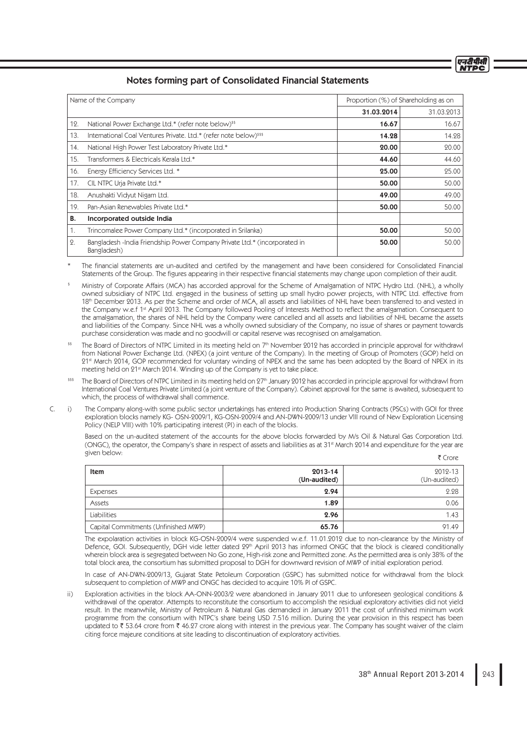## Notes forming part of Consolidated Financial Statements

| Name of the Company | Proportion (%) of Shareholding as on | |
|---|---|---|
| | **31.03.2014** | 31.03.2013 |
| 12. National Power Exchange Ltd.* (refer note below)[$$] | **16.67** | 16.67 |
| 13. International Coal Ventures Private. Ltd.* (refer note below)[$$$] | **14.28** | 14.28 |
| 14. National High Power Test Laboratory Private Ltd.* | **20.00** | 20.00 |
| 15. Transformers & Electricals Kerala Ltd.* | **44.60** | 44.60 |
| 16. Energy Efficiency Services Ltd. * | **25.00** | 25.00 |
| 17. CIL NTPC Urja Private Ltd.* | **50.00** | 50.00 |
| 18. Anushakti Vidyut Nigam Ltd. | **49.00** | 49.00 |
| 19. Pan-Asian Renewables Private Ltd.* | **50.00** | 50.00 |
| **B. Incorporated outside India** | | |
| 1. Trincomalee Power Company Ltd.* (incorporated in Srilanka) | **50.00** | 50.00 |
| 2. Bangladesh -India Friendship Power Company Private Ltd.* (incorporated in Bangladesh) | **50.00** | 50.00 |

\* The financial statements are un-audited and certifed by the management and have been considered for Consolidated Financial Statements of the Group. The figures appearing in their respective financial statements may change upon completion of their audit.

[$] Ministry of Corporate Affairs (MCA) has accorded approval for the Scheme of Amalgamation of NTPC Hydro Ltd. (NHL), a wholly owned subsidiary of NTPC Ltd. engaged in the business of setting up small hydro power projects, with NTPC Ltd. effective from 18th December 2013. As per the Scheme and order of MCA, all assets and liabilities of NHL have been transferred to and vested in the Company w.e.f 1st April 2013. The Company followed Pooling of Interests Method to reflect the amalgamation. Consequent to the amalgamation, the shares of NHL held by the Company were cancelled and all assets and liabilities of NHL became the assets and liabilities of the Company. Since NHL was a wholly owned subsidiary of the Company, no issue of shares or payment towards purchase consideration was made and no goodwill or capital reserve was recognised on amalgamation.

[$$] The Board of Directors of NTPC Limited in its meeting held on 7th November 2012 has accorded in principle approval for withdrawl from National Power Exchange Ltd. (NPEX) (a joint venture of the Company). In the meeting of Group of Promoters (GOP) held on 21st March 2014, GOP recommended for voluntary winding of NPEX and the same has been adopted by the Board of NPEX in its meeting held on 21st March 2014. Winding up of the Company is yet to take place.

[$$$] The Board of Directors of NTPC Limited in its meeting held on 27th January 2012 has accorded in principle approval for withdrawl from International Coal Ventures Private Limited (a joint venture of the Company). Cabinet approval for the same is awaited, subsequent to which, the process of withdrawal shall commence.

C. i) The Company along-with some public sector undertakings has entered into Production Sharing Contracts (PSCs) with GOI for three exploration blocks namely KG- OSN-2009/1, KG-OSN-2009/4 and AN-DWN-2009/13 under VIII round of New Exploration Licensing Policy (NELP VIII) with 10% participating interest (PI) in each of the blocks.

Based on the un-audited statement of the accounts for the above blocks forwarded by M/s Oil & Natural Gas Corporation Ltd. (ONGC), the operator, the Company's share in respect of assets and liabilities as at 31st March 2014 and expenditure for the year are given below:

₹ Crore

| Item | 2013-14 (Un-audited) | 2012-13 (Un-audited) |
|---|---|---|
| Expenses | **2.94** | 2.28 |
| Assets | **1.89** | 0.06 |
| Liabilities | **2.96** | 1.43 |
| Capital Commitments (Unfinished MWP) | **65.76** | 91.49 |

The expolaration activities in block KG-OSN-2009/4 were suspended w.e.f. 11.01.2012 due to non-clearance by the Ministry of Defence, GOI. Subsequently, DGH vide letter dated 29th April 2013 has informed ONGC that the block is cleared conditionally wherein block area is segregated between No Go zone, High-risk zone and Permitted zone. As the permitted area is only 38% of the total block area, the consortium has submitted proposal to DGH for downward revision of MWP of initial exploration period.

In case of AN-DWN-2009/13, Gujarat State Petoleum Corporation (GSPC) has submitted notice for withdrawal from the block subsequent to completion of MWP and ONGC has decided to acquire 10% PI of GSPC.

ii) Exploration activities in the block AA-ONN-2003/2 were abandoned in January 2011 due to unforeseen geological conditions & withdrawal of the operator. Attempts to reconstitute the consortium to accomplish the residual exploratory activities did not yield result. In the meanwhile, Ministry of Petroleum & Natural Gas demanded in January 2011 the cost of unfinished minimum work programme from the consortium with NTPC's share being USD 7.516 million. During the year provision in this respect has been updated to ₹ 53.64 crore from ₹ 46.27 crore along with interest in the previous year. The Company has sought waiver of the claim citing force majeure conditions at site leading to discontinuation of exploratory activities.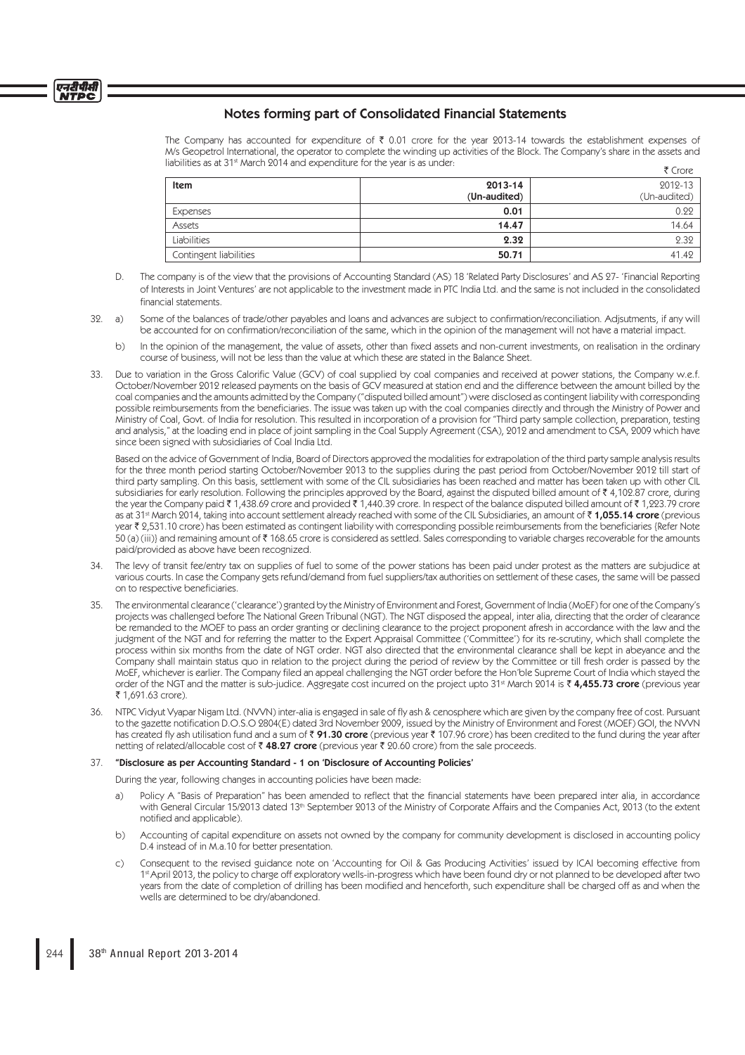## Notes forming part of Consolidated Financial Statements

The Company has accounted for expenditure of ₹ 0.01 crore for the year 2013-14 towards the establishment expenses of M/s Geopetrol International, the operator to complete the winding up activities of the Block. The Company's share in the assets and liabilities as at 31st March 2014 and expenditure for the year is as under:

₹ Crore

| Item | 2013-14 (Un-audited) | 2012-13 (Un-audited) |
|---|---|---|
| Expenses | **0.01** | 0.22 |
| Assets | **14.47** | 14.64 |
| Liabilities | **2.32** | 2.32 |
| Contingent liabilities | **50.71** | 41.42 |

D. The company is of the view that the provisions of Accounting Standard (AS) 18 'Related Party Disclosures' and AS 27- 'Financial Reporting of Interests in Joint Ventures' are not applicable to the investment made in PTC India Ltd. and the same is not included in the consolidated financial statements.

32. a) Some of the balances of trade/other payables and loans and advances are subject to confirmation/reconciliation. Adjsutments, if any will be accounted for on confirmation/reconciliation of the same, which in the opinion of the management will not have a material impact.

b) In the opinion of the management, the value of assets, other than fixed assets and non-current investments, on realisation in the ordinary course of business, will not be less than the value at which these are stated in the Balance Sheet.

33. Due to variation in the Gross Calorific Value (GCV) of coal supplied by coal companies and received at power stations, the Company w.e.f. October/November 2012 released payments on the basis of GCV measured at station end and the difference between the amount billed by the coal companies and the amounts admitted by the Company ("disputed billed amount") were disclosed as contingent liability with corresponding possible reimbursements from the beneficiaries. The issue was taken up with the coal companies directly and through the Ministry of Power and Ministry of Coal, Govt. of India for resolution. This resulted in incorporation of a provision for "Third party sample collection, preparation, testing and analysis," at the loading end in place of joint sampling in the Coal Supply Agreement (CSA), 2012 and amendment to CSA, 2009 which have since been signed with subsidiaries of Coal India Ltd.

Based on the advice of Government of India, Board of Directors approved the modalities for extrapolation of the third party sample analysis results for the three month period starting October/November 2013 to the supplies during the past period from October/November 2012 till start of third party sampling. On this basis, settlement with some of the CIL subsidiaries has been reached and matter has been taken up with other CIL subsidiaries for early resolution. Following the principles approved by the Board, against the disputed billed amount of ₹ 4,102.87 crore, during the year the Company paid ₹ 1,438.69 crore and provided ₹ 1,440.39 crore. In respect of the balance disputed billed amount of ₹ 1,223.79 crore as at 31st March 2014, taking into account settlement already reached with some of the CIL Subsidiaries, an amount of ₹ **1,055.14 crore** (previous year ₹ 2,531.10 crore) has been estimated as contingent liability with corresponding possible reimbursements from the beneficiaries (Refer Note 50 (a) (iii)) and remaining amount of ₹ 168.65 crore is considered as settled. Sales corresponding to variable charges recoverable for the amounts paid/provided as above have been recognized.

34. The levy of transit fee/entry tax on supplies of fuel to some of the power stations has been paid under protest as the matters are subjudice at various courts. In case the Company gets refund/demand from fuel suppliers/tax authorities on settlement of these cases, the same will be passed on to respective beneficiaries.

35. The environmental clearance ('clearance') granted by the Ministry of Environment and Forest, Government of India (MoEF) for one of the Company's projects was challenged before The National Green Tribunal (NGT). The NGT disposed the appeal, inter alia, directing that the order of clearance be remanded to the MOEF to pass an order granting or declining clearance to the project proponent afresh in accordance with the law and the judgment of the NGT and for referring the matter to the Expert Appraisal Committee ('Committee') for its re-scrutiny, which shall complete the process within six months from the date of NGT order. NGT also directed that the environmental clearance shall be kept in abeyance and the Company shall maintain status quo in relation to the project during the period of review by the Committee or till fresh order is passed by the MoEF, whichever is earlier. The Company filed an appeal challenging the NGT order before the Hon'ble Supreme Court of India which stayed the order of the NGT and the matter is sub-judice. Aggregate cost incurred on the project upto 31st March 2014 is ₹ **4,455.73 crore** (previous year ₹ 1,691.63 crore).

36. NTPC Vidyut Vyapar Nigam Ltd. (NVVN) inter-alia is engaged in sale of fly ash & cenosphere which are given by the company free of cost. Pursuant to the gazette notification D.O.S.O 2804(E) dated 3rd November 2009, issued by the Ministry of Environment and Forest (MOEF) GOI, the NVVN has created fly ash utilisation fund and a sum of ₹ **91.30 crore** (previous year ₹ 107.96 crore) has been credited to the fund during the year after netting of related/allocable cost of ₹ **48.27 crore** (previous year ₹ 20.60 crore) from the sale proceeds.

37. **"Disclosure as per Accounting Standard - 1 on 'Disclosure of Accounting Policies'**

During the year, following changes in accounting policies have been made:

a) Policy A "Basis of Preparation" has been amended to reflect that the financial statements have been prepared inter alia, in accordance with General Circular 15/2013 dated 13th September 2013 of the Ministry of Corporate Affairs and the Companies Act, 2013 (to the extent notified and applicable).

b) Accounting of capital expenditure on assets not owned by the company for community development is disclosed in accounting policy D.4 instead of in M.a.10 for better presentation.

c) Consequent to the revised guidance note on 'Accounting for Oil & Gas Producing Activities' issued by ICAI becoming effective from 1st April 2013, the policy to charge off exploratory wells-in-progress which have been found dry or not planned to be developed after two years from the date of completion of drilling has been modified and henceforth, such expenditure shall be charged off as and when the wells are determined to be dry/abandoned.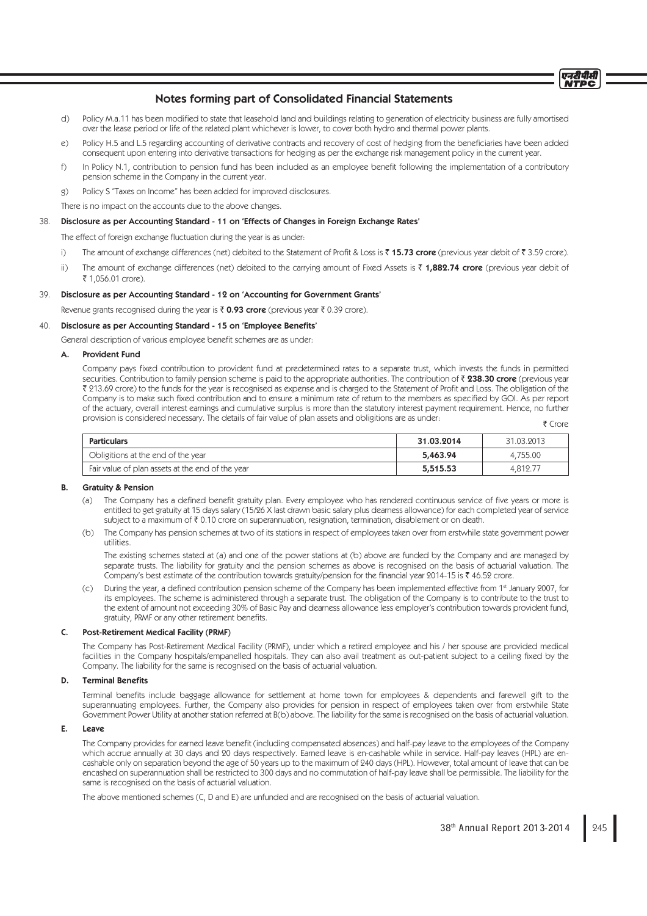## Notes forming part of Consolidated Financial Statements

d) Policy M.a.11 has been modified to state that leasehold land and buildings relating to generation of electricity business are fully amortised over the lease period or life of the related plant whichever is lower, to cover both hydro and thermal power plants.

e) Policy H.5 and L.5 regarding accounting of derivative contracts and recovery of cost of hedging from the beneficiaries have been added consequent upon entering into derivative transactions for hedging as per the exchange risk management policy in the current year.

f) In Policy N.1, contribution to pension fund has been included as an employee benefit following the implementation of a contributory pension scheme in the Company in the current year.

g) Policy S "Taxes on Income" has been added for improved disclosures.

There is no impact on the accounts due to the above changes.

38. **Disclosure as per Accounting Standard - 11 on 'Effects of Changes in Foreign Exchange Rates'**

The effect of foreign exchange fluctuation during the year is as under:

i) The amount of exchange differences (net) debited to the Statement of Profit & Loss is ₹ **15.73 crore** (previous year debit of ₹ 3.59 crore).

ii) The amount of exchange differences (net) debited to the carrying amount of Fixed Assets is ₹ **1,882.74 crore** (previous year debit of ₹ 1,056.01 crore).

39. **Disclosure as per Accounting Standard - 12 on 'Accounting for Government Grants'**

Revenue grants recognised during the year is ₹ **0.93 crore** (previous year ₹ 0.39 crore).

40. **Disclosure as per Accounting Standard - 15 on 'Employee Benefits'**

General description of various employee benefit schemes are as under:

**A. Provident Fund**

Company pays fixed contribution to provident fund at predetermined rates to a separate trust, which invests the funds in permitted securities. Contribution to family pension scheme is paid to the appropriate authorities. The contribution of ₹ **238.30 crore** (previous year ₹ 213.69 crore) to the funds for the year is recognised as expense and is charged to the Statement of Profit and Loss. The obligation of the Company is to make such fixed contribution and to ensure a minimum rate of return to the members as specified by GOI. As per report of the actuary, overall interest earnings and cumulative surplus is more than the statutory interest payment requirement. Hence, no further provision is considered necessary. The details of fair value of plan assets and obligitions are as under:

₹ Crore

| Particulars | 31.03.2014 | 31.03.2013 |
|---|---|---|
| Obligitions at the end of the year | **5,463.94** | 4,755.00 |
| Fair value of plan assets at the end of the year | **5,515.53** | 4,812.77 |

**B. Gratuity & Pension**

(a) The Company has a defined benefit gratuity plan. Every employee who has rendered continuous service of five years or more is entitled to get gratuity at 15 days salary (15/26 X last drawn basic salary plus dearness allowance) for each completed year of service subject to a maximum of ₹ 0.10 crore on superannuation, resignation, termination, disablement or on death.

(b) The Company has pension schemes at two of its stations in respect of employees taken over from erstwhile state government power utilities.

The existing schemes stated at (a) and one of the power stations at (b) above are funded by the Company and are managed by separate trusts. The liability for gratuity and the pension schemes as above is recognised on the basis of actuarial valuation. The Company's best estimate of the contribution towards gratuity/pension for the financial year 2014-15 is ₹ 46.52 crore.

(c) During the year, a defined contribution pension scheme of the Company has been implemented effective from 1st January 2007, for its employees. The scheme is administered through a separate trust. The obligation of the Company is to contribute to the trust to the extent of amount not exceeding 30% of Basic Pay and dearness allowance less employer's contribution towards provident fund, gratuity, PRMF or any other retirement benefits.

**C. Post-Retirement Medical Facility (PRMF)**

The Company has Post-Retirement Medical Facility (PRMF), under which a retired employee and his / her spouse are provided medical facilities in the Company hospitals/empanelled hospitals. They can also avail treatment as out-patient subject to a ceiling fixed by the Company. The liability for the same is recognised on the basis of actuarial valuation.

**D. Terminal Benefits**

Terminal benefits include baggage allowance for settlement at home town for employees & dependents and farewell gift to the superannuating employees. Further, the Company also provides for pension in respect of employees taken over from erstwhile State Government Power Utility at another station referred at B(b) above. The liability for the same is recognised on the basis of actuarial valuation.

**E. Leave**

The Company provides for earned leave benefit (including compensated absences) and half-pay leave to the employees of the Company which accrue annually at 30 days and 20 days respectively. Earned leave is en-cashable while in service. Half-pay leaves (HPL) are en-cashable only on separation beyond the age of 50 years up to the maximum of 240 days (HPL). However, total amount of leave that can be encashed on superannuation shall be restricted to 300 days and no commutation of half-pay leave shall be permissible. The liability for the same is recognised on the basis of actuarial valuation.

The above mentioned schemes (C, D and E) are unfunded and are recognised on the basis of actuarial valuation.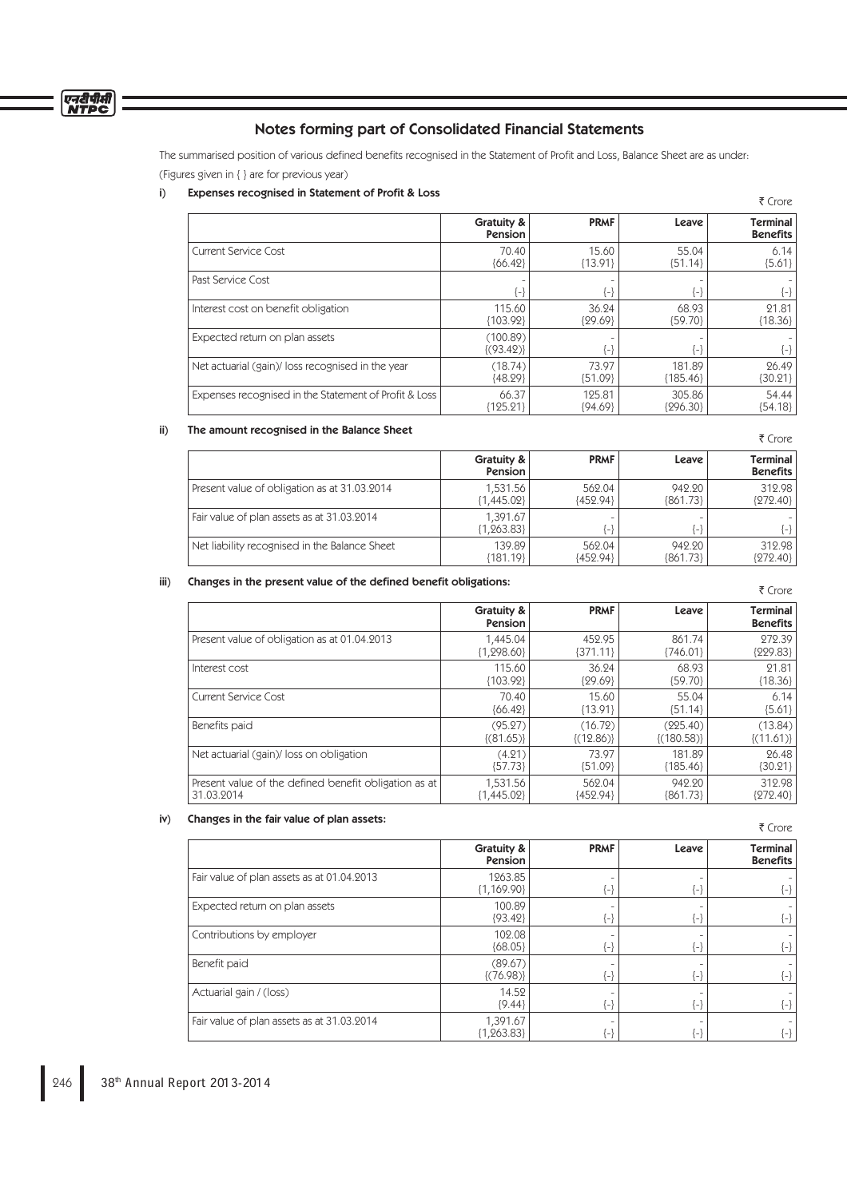# Notes forming part of Consolidated Financial Statements

The summarised position of various defined benefits recognised in the Statement of Profit and Loss, Balance Sheet are as under:

(Figures given in { } are for previous year)

### i) Expenses recognised in Statement of Profit & Loss

₹ Crore

| | Gratuity & Pension | PRMF | Leave | Terminal Benefits |
|---|---|---|---|---|
| Current Service Cost | 70.40 {66.42} | 15.60 {13.91} | 55.04 {51.14} | 6.14 {5.61} |
| Past Service Cost | - {-} | - {-} | - {-} | - {-} |
| Interest cost on benefit obligation | 115.60 {103.92} | 36.24 {29.69} | 68.93 {59.70} | 21.81 {18.36} |
| Expected return on plan assets | (100.89) {(93.42)} | - {-} | - {-} | - {-} |
| Net actuarial (gain)/ loss recognised in the year | (18.74) {48.29} | 73.97 {51.09} | 181.89 {185.46} | 26.49 {30.21} |
| Expenses recognised in the Statement of Profit & Loss | 66.37 {125.21} | 125.81 {94.69} | 305.86 {296.30} | 54.44 {54.18} |

### ii) The amount recognised in the Balance Sheet

₹ Crore

| | Gratuity & Pension | PRMF | Leave | Terminal Benefits |
|---|---|---|---|---|
| Present value of obligation as at 31.03.2014 | 1,531.56 {1,445.02} | 562.04 {452.94} | 942.20 {861.73} | 312.98 {272.40} |
| Fair value of plan assets as at 31.03.2014 | 1,391.67 {1,263.83} | - {-} | - {-} | - {-} |
| Net liability recognised in the Balance Sheet | 139.89 {181.19} | 562.04 {452.94} | 942.20 {861.73} | 312.98 {272.40} |

### iii) Changes in the present value of the defined benefit obligations:

₹ Crore

| | Gratuity & Pension | PRMF | Leave | Terminal Benefits |
|---|---|---|---|---|
| Present value of obligation as at 01.04.2013 | 1,445.04 {1,298.60} | 452.95 {371.11} | 861.74 {746.01} | 272.39 {229.83} |
| Interest cost | 115.60 {103.92} | 36.24 {29.69} | 68.93 {59.70} | 21.81 {18.36} |
| Current Service Cost | 70.40 {66.42} | 15.60 {13.91} | 55.04 {51.14} | 6.14 {5.61} |
| Benefits paid | (95.27) {(81.65)} | (16.72) {(12.86)} | (225.40) {(180.58)} | (13.84) {(11.61)} |
| Net actuarial (gain)/ loss on obligation | (4.21) {57.73} | 73.97 {51.09} | 181.89 {185.46} | 26.48 {30.21} |
| Present value of the defined benefit obligation as at 31.03.2014 | 1,531.56 {1,445.02} | 562.04 {452.94} | 942.20 {861.73} | 312.98 {272.40} |

### iv) Changes in the fair value of plan assets:

₹ Crore

| | Gratuity & Pension | PRMF | Leave | Terminal Benefits |
|---|---|---|---|---|
| Fair value of plan assets as at 01.04.2013 | 1263.85 {1,169.90} | - {-} | - {-} | - {-} |
| Expected return on plan assets | 100.89 {93.42} | - {-} | - {-} | - {-} |
| Contributions by employer | 102.08 {68.05} | - {-} | - {-} | - {-} |
| Benefit paid | (89.67) {(76.98)} | - {-} | - {-} | - {-} |
| Actuarial gain / (loss) | 14.52 {9.44} | - {-} | - {-} | - {-} |
| Fair value of plan assets as at 31.03.2014 | 1,391.67 {1,263.83} | - {-} | - {-} | - {-} |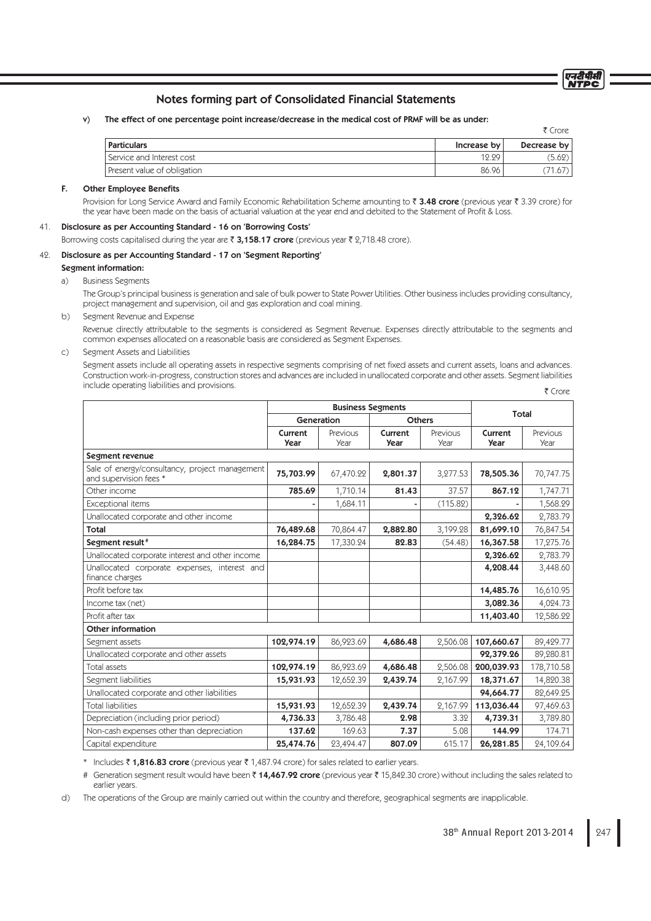## Notes forming part of Consolidated Financial Statements

**v) The effect of one percentage point increase/decrease in the medical cost of PRMF will be as under:**

₹ Crore

| Particulars | Increase by | Decrease by |
|---|---|---|
| Service and Interest cost | 12.29 | (5.62) |
| Present value of obligation | 86.96 | (71.67) |

**F. Other Employee Benefits**

Provision for Long Service Award and Family Economic Rehabilitation Scheme amounting to ₹ **3.48 crore** (previous year ₹ 3.39 crore) for the year have been made on the basis of actuarial valuation at the year end and debited to the Statement of Profit & Loss.

41. **Disclosure as per Accounting Standard - 16 on 'Borrowing Costs'**

Borrowing costs capitalised during the year are ₹ **3,158.17 crore** (previous year ₹ 2,718.48 crore).

42. **Disclosure as per Accounting Standard - 17 on 'Segment Reporting'**

**Segment information:**

a) Business Segments

The Group's principal business is generation and sale of bulk power to State Power Utilities. Other business includes providing consultancy, project management and supervision, oil and gas exploration and coal mining.

b) Segment Revenue and Expense

Revenue directly attributable to the segments is considered as Segment Revenue. Expenses directly attributable to the segments and common expenses allocated on a reasonable basis are considered as Segment Expenses.

c) Segment Assets and Liabilities

Segment assets include all operating assets in respective segments comprising of net fixed assets and current assets, loans and advances. Construction work-in-progress, construction stores and advances are included in unallocated corporate and other assets. Segment liabilities include operating liabilities and provisions.

₹ Crore

| | Business Segments | | | | Total | |
|---|---|---|---|---|---|---|
| | Generation | | Others | | | |
| | **Current Year** | Previous Year | **Current Year** | Previous Year | **Current Year** | Previous Year |
| **Segment revenue** | | | | | | |
| Sale of energy/consultancy, project management and supervision fees * | **75,703.99** | 67,470.22 | **2,801.37** | 3,277.53 | **78,505.36** | 70,747.75 |
| Other income | **785.69** | 1,710.14 | **81.43** | 37.57 | **867.12** | 1,747.71 |
| Exceptional items | - | 1,684.11 | - | (115.82) | - | 1,568.29 |
| Unallocated corporate and other income | | | | | **2,326.62** | 2,783.79 |
| **Total** | **76,489.68** | 70,864.47 | **2,882.80** | 3,199.28 | **81,699.10** | 76,847.54 |
| **Segment result #** | **16,284.75** | 17,330.24 | **82.83** | (54.48) | **16,367.58** | 17,275.76 |
| Unallocated corporate interest and other income | | | | | **2,326.62** | 2,783.79 |
| Unallocated corporate expenses, interest and finance charges | | | | | **4,208.44** | 3,448.60 |
| Profit before tax | | | | | **14,485.76** | 16,610.95 |
| Income tax (net) | | | | | **3,082.36** | 4,024.73 |
| Profit after tax | | | | | **11,403.40** | 12,586.22 |
| **Other information** | | | | | | |
| Segment assets | **102,974.19** | 86,923.69 | **4,686.48** | 2,506.08 | **107,660.67** | 89,429.77 |
| Unallocated corporate and other assets | | | | | **92,379.26** | 89,280.81 |
| Total assets | **102,974.19** | 86,923.69 | **4,686.48** | 2,506.08 | **200,039.93** | 178,710.58 |
| Segment liabilities | **15,931.93** | 12,652.39 | **2,439.74** | 2,167.99 | **18,371.67** | 14,820.38 |
| Unallocated corporate and other liabilities | | | | | **94,664.77** | 82,649.25 |
| Total liabilities | **15,931.93** | 12,652.39 | **2,439.74** | 2,167.99 | **113,036.44** | 97,469.63 |
| Depreciation (including prior period) | **4,736.33** | 3,786.48 | **2.98** | 3.32 | **4,739.31** | 3,789.80 |
| Non-cash expenses other than depreciation | **137.62** | 169.63 | **7.37** | 5.08 | **144.99** | 174.71 |
| Capital expenditure | **25,474.76** | 23,494.47 | **807.09** | 615.17 | **26,281.85** | 24,109.64 |

\* Includes ₹ **1,816.83 crore** (previous year ₹ 1,487.94 crore) for sales related to earlier years.

\# Generation segment result would have been ₹ **14,467.92 crore** (previous year ₹ 15,842.30 crore) without including the sales related to earlier years.

d) The operations of the Group are mainly carried out within the country and therefore, geographical segments are inapplicable.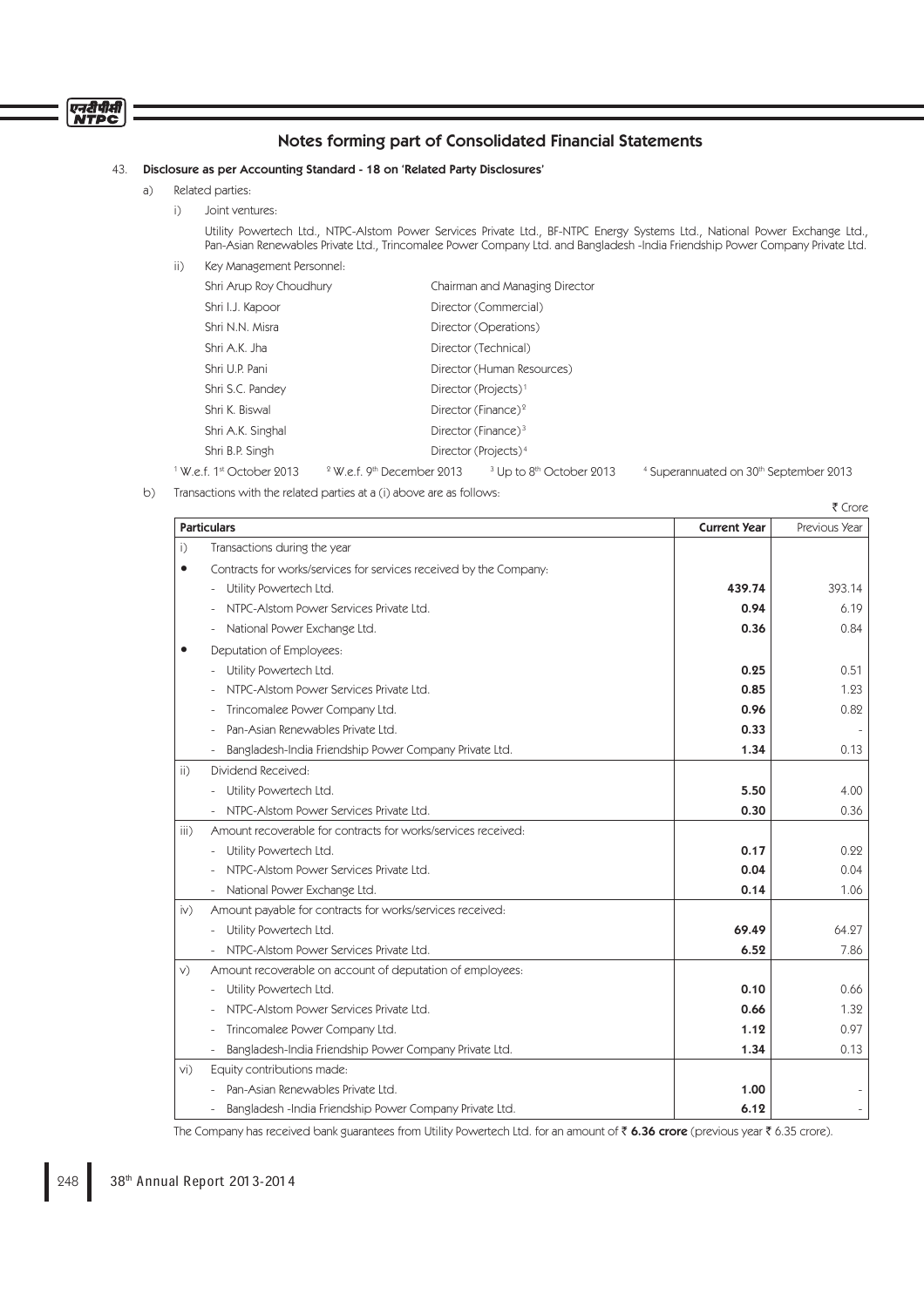## Notes forming part of Consolidated Financial Statements

43. **Disclosure as per Accounting Standard - 18 on 'Related Party Disclosures'**

a) Related parties:

i) Joint ventures:

Utility Powertech Ltd., NTPC-Alstom Power Services Private Ltd., BF-NTPC Energy Systems Ltd., National Power Exchange Ltd., Pan-Asian Renewables Private Ltd., Trincomalee Power Company Ltd. and Bangladesh -India Friendship Power Company Private Ltd.

ii) Key Management Personnel:

| | |
|---|---|
| Shri Arup Roy Choudhury | Chairman and Managing Director |
| Shri I.J. Kapoor | Director (Commercial) |
| Shri N.N. Misra | Director (Operations) |
| Shri A.K. Jha | Director (Technical) |
| Shri U.P. Pani | Director (Human Resources) |
| Shri S.C. Pandey | Director (Projects)[1] |
| Shri K. Biswal | Director (Finance)[2] |
| Shri A.K. Singhal | Director (Finance)[3] |
| Shri B.P. Singh | Director (Projects)[4] |

[1] W.e.f. 1st October 2013 [2] W.e.f. 9th December 2013 [3] Up to 8th October 2013 [4] Superannuated on 30th September 2013

b) Transactions with the related parties at a (i) above are as follows:

₹ Crore

| | Particulars | Current Year | Previous Year |
|---|---|---|---|
| i) | Transactions during the year | | |
| • | Contracts for works/services for services received by the Company: | | |
| | - Utility Powertech Ltd. | **439.74** | 393.14 |
| | - NTPC-Alstom Power Services Private Ltd. | **0.94** | 6.19 |
| | - National Power Exchange Ltd. | **0.36** | 0.84 |
| • | Deputation of Employees: | | |
| | - Utility Powertech Ltd. | **0.25** | 0.51 |
| | - NTPC-Alstom Power Services Private Ltd. | **0.85** | 1.23 |
| | - Trincomalee Power Company Ltd. | **0.96** | 0.82 |
| | - Pan-Asian Renewables Private Ltd. | **0.33** | - |
| | - Bangladesh-India Friendship Power Company Private Ltd. | **1.34** | 0.13 |
| ii) | Dividend Received: | | |
| | - Utility Powertech Ltd. | **5.50** | 4.00 |
| | - NTPC-Alstom Power Services Private Ltd. | **0.30** | 0.36 |
| iii) | Amount recoverable for contracts for works/services received: | | |
| | - Utility Powertech Ltd. | **0.17** | 0.22 |
| | - NTPC-Alstom Power Services Private Ltd. | **0.04** | 0.04 |
| | - National Power Exchange Ltd. | **0.14** | 1.06 |
| iv) | Amount payable for contracts for works/services received: | | |
| | - Utility Powertech Ltd. | **69.49** | 64.27 |
| | - NTPC-Alstom Power Services Private Ltd. | **6.52** | 7.86 |
| v) | Amount recoverable on account of deputation of employees: | | |
| | - Utility Powertech Ltd. | **0.10** | 0.66 |
| | - NTPC-Alstom Power Services Private Ltd. | **0.66** | 1.32 |
| | - Trincomalee Power Company Ltd. | **1.12** | 0.97 |
| | - Bangladesh-India Friendship Power Company Private Ltd. | **1.34** | 0.13 |
| vi) | Equity contributions made: | | |
| | - Pan-Asian Renewables Private Ltd. | **1.00** | - |
| | - Bangladesh -India Friendship Power Company Private Ltd. | **6.12** | - |

The Company has received bank guarantees from Utility Powertech Ltd. for an amount of ₹ **6.36 crore** (previous year ₹ 6.35 crore).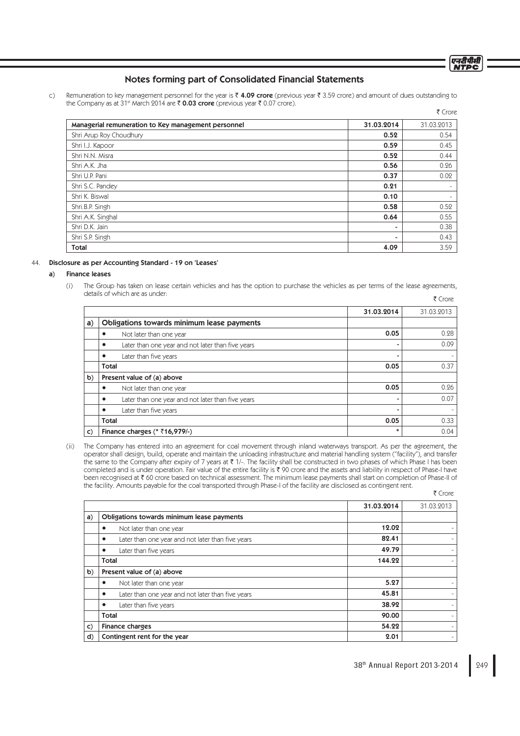## Notes forming part of Consolidated Financial Statements

c) Remuneration to key management personnel for the year is ₹ **4.09 crore** (previous year ₹ 3.59 crore) and amount of dues outstanding to the Company as at 31st March 2014 are ₹ **0.03 crore** (previous year ₹ 0.07 crore).

₹ Crore

| Managerial remuneration to Key management personnel | 31.03.2014 | 31.03.2013 |
|---|---|---|
| Shri Arup Roy Choudhury | **0.52** | 0.54 |
| Shri I.J. Kapoor | **0.59** | 0.45 |
| Shri N.N. Misra | **0.52** | 0.44 |
| Shri A.K. Jha | **0.56** | 0.26 |
| Shri U.P. Pani | **0.37** | 0.02 |
| Shri S.C. Pandey | **0.21** | - |
| Shri K. Biswal | **0.10** | - |
| Shri.B.P. Singh | **0.58** | 0.52 |
| Shri A.K. Singhal | **0.64** | 0.55 |
| Shri D.K. Jain | - | 0.38 |
| Shri S.P. Singh | - | 0.43 |
| **Total** | **4.09** | 3.59 |

44. **Disclosure as per Accounting Standard - 19 on 'Leases'**

**a) Finance leases**

(i) The Group has taken on lease certain vehicles and has the option to purchase the vehicles as per terms of the lease agreements, details of which are as under:

₹ Crore

| | | 31.03.2014 | 31.03.2013 |
|---|---|---|---|
| a) | **Obligations towards minimum lease payments** | | |
| | • Not later than one year | **0.05** | 0.28 |
| | • Later than one year and not later than five years | - | 0.09 |
| | • Later than five years | - | - |
| | **Total** | **0.05** | 0.37 |
| b) | **Present value of (a) above** | | |
| | • Not later than one year | **0.05** | 0.26 |
| | • Later than one year and not later than five years | - | 0.07 |
| | • Later than five years | - | - |
| | **Total** | **0.05** | 0.33 |
| c) | **Finance charges (* ₹16,979/-)** | * | 0.04 |

(ii) The Company has entered into an agreement for coal movement through inland waterways transport. As per the agreement, the operator shall design, build, operate and maintain the unloading infrastructure and material handling system ("facility"), and transfer the same to the Company after expiry of 7 years at ₹ 1/-. The facility shall be constructed in two phases of which Phase I has been completed and is under operation. Fair value of the entire facility is ₹ 90 crore and the assets and liability in respect of Phase-I have been recognised at ₹ 60 crore based on technical assessment. The minimum lease payments shall start on completion of Phase-II of the facility. Amounts payable for the coal transported through Phase-I of the facility are disclosed as contingent rent.

₹ Crore

| | | 31.03.2014 | 31.03.2013 |
|---|---|---|---|
| a) | **Obligations towards minimum lease payments** | | |
| | • Not later than one year | **12.02** | - |
| | • Later than one year and not later than five years | **82.41** | - |
| | • Later than five years | **49.79** | - |
| | **Total** | **144.22** | - |
| b) | **Present value of (a) above** | | |
| | • Not later than one year | **5.27** | - |
| | • Later than one year and not later than five years | **45.81** | - |
| | • Later than five years | **38.92** | - |
| | **Total** | **90.00** | - |
| c) | **Finance charges** | **54.22** | - |
| d) | **Contingent rent for the year** | **2.01** | - |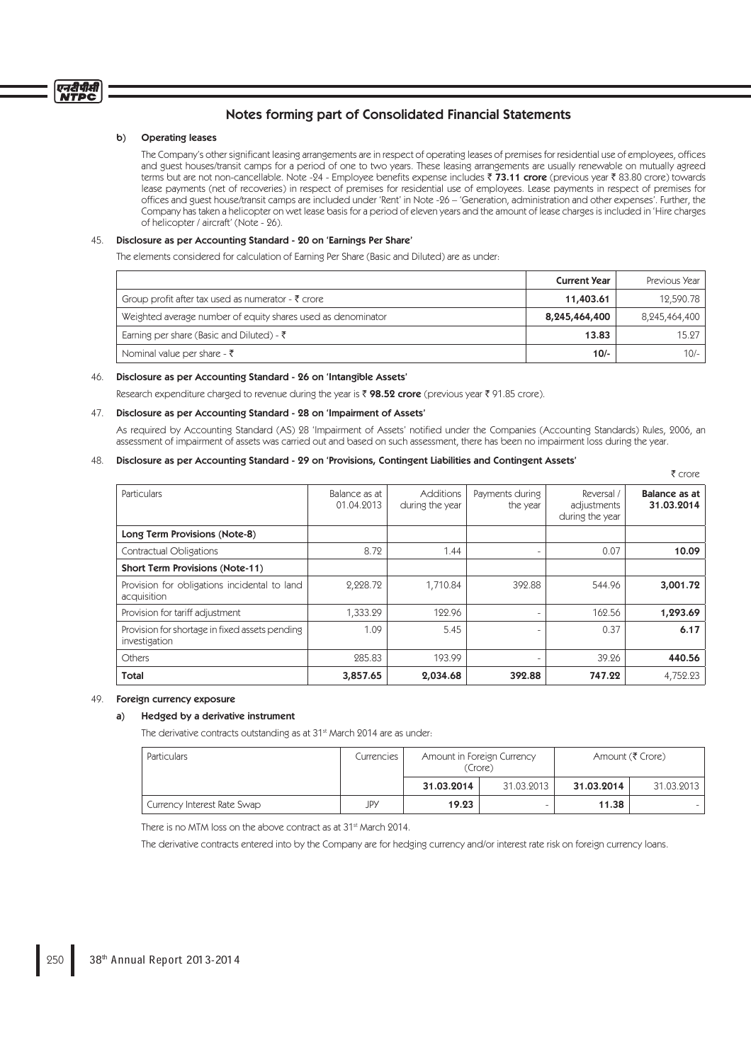## Notes forming part of Consolidated Financial Statements

**b) Operating leases**

The Company's other significant leasing arrangements are in respect of operating leases of premises for residential use of employees, offices and guest houses/transit camps for a period of one to two years. These leasing arrangements are usually renewable on mutually agreed terms but are not non-cancellable. Note -24 - Employee benefits expense includes ₹ **73.11 crore** (previous year ₹ 83.80 crore) towards lease payments (net of recoveries) in respect of premises for residential use of employees. Lease payments in respect of premises for offices and guest house/transit camps are included under 'Rent' in Note -26 – 'Generation, administration and other expenses'. Further, the Company has taken a helicopter on wet lease basis for a period of eleven years and the amount of lease charges is included in 'Hire charges of helicopter / aircraft' (Note - 26).

### 45. Disclosure as per Accounting Standard - 20 on 'Earnings Per Share'

The elements considered for calculation of Earning Per Share (Basic and Diluted) are as under:

| | **Current Year** | Previous Year |
|---|---|---|
| Group profit after tax used as numerator - ₹ crore | **11,403.61** | 12,590.78 |
| Weighted average number of equity shares used as denominator | **8,245,464,400** | 8,245,464,400 |
| Earning per share (Basic and Diluted) - ₹ | **13.83** | 15.27 |
| Nominal value per share - ₹ | **10/-** | 10/- |

### 46. Disclosure as per Accounting Standard - 26 on 'Intangible Assets'

Research expenditure charged to revenue during the year is ₹ **98.52 crore** (previous year ₹ 91.85 crore).

### 47. Disclosure as per Accounting Standard - 28 on 'Impairment of Assets'

As required by Accounting Standard (AS) 28 'Impairment of Assets' notified under the Companies (Accounting Standards) Rules, 2006, an assessment of impairment of assets was carried out and based on such assessment, there has been no impairment loss during the year.

### 48. Disclosure as per Accounting Standard - 29 on 'Provisions, Contingent Liabilities and Contingent Assets'

₹ crore

| Particulars | Balance as at 01.04.2013 | Additions during the year | Payments during the year | Reversal / adjustments during the year | **Balance as at 31.03.2014** |
|---|---|---|---|---|---|
| **Long Term Provisions (Note-8)** | | | | | |
| Contractual Obligations | 8.72 | 1.44 | - | 0.07 | **10.09** |
| **Short Term Provisions (Note-11)** | | | | | |
| Provision for obligations incidental to land acquisition | 2,228.72 | 1,710.84 | 392.88 | 544.96 | **3,001.72** |
| Provision for tariff adjustment | 1,333.29 | 122.96 | - | 162.56 | **1,293.69** |
| Provision for shortage in fixed assets pending investigation | 1.09 | 5.45 | - | 0.37 | **6.17** |
| Others | 285.83 | 193.99 | - | 39.26 | **440.56** |
| **Total** | **3,857.65** | **2,034.68** | **392.88** | **747.22** | 4,752.23 |

### 49. Foreign currency exposure

**a) Hedged by a derivative instrument**

The derivative contracts outstanding as at 31st March 2014 are as under:

| Particulars | Currencies | Amount in Foreign Currency (Crore) | | Amount (₹ Crore) | |
|---|---|---|---|---|---|
| | | **31.03.2014** | 31.03.2013 | **31.03.2014** | 31.03.2013 |
| Currency Interest Rate Swap | JPY | **19.23** | - | **11.38** | - |

There is no MTM loss on the above contract as at 31st March 2014.

The derivative contracts entered into by the Company are for hedging currency and/or interest rate risk on foreign currency loans.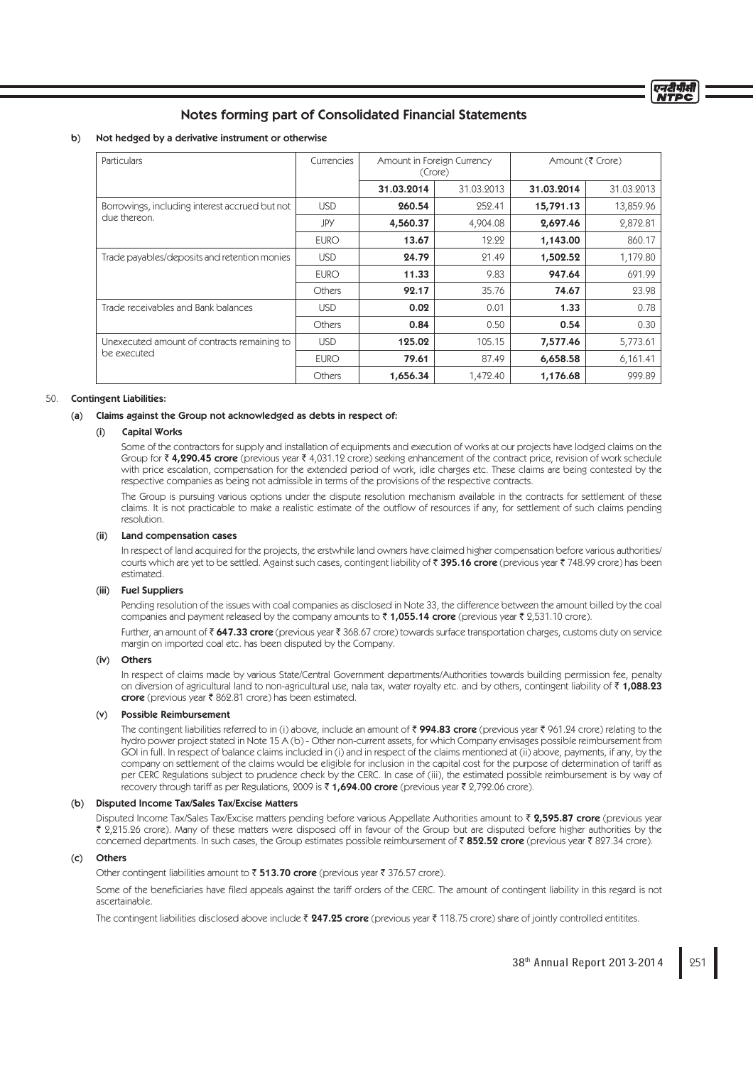## Notes forming part of Consolidated Financial Statements

**b) Not hedged by a derivative instrument or otherwise**

| Particulars | Currencies | Amount in Foreign Currency (Crore) | | Amount (₹ Crore) | |
|---|---|---|---|---|---|
| | | **31.03.2014** | 31.03.2013 | **31.03.2014** | 31.03.2013 |
| Borrowings, including interest accrued but not due thereon. | USD | **260.54** | 252.41 | **15,791.13** | 13,859.96 |
| | JPY | **4,560.37** | 4,904.08 | **2,697.46** | 2,872.81 |
| | EURO | **13.67** | 12.22 | **1,143.00** | 860.17 |
| Trade payables/deposits and retention monies | USD | **24.79** | 21.49 | **1,502.52** | 1,179.80 |
| | EURO | **11.33** | 9.83 | **947.64** | 691.99 |
| | Others | **92.17** | 35.76 | **74.67** | 23.98 |
| Trade receivables and Bank balances | USD | **0.02** | 0.01 | **1.33** | 0.78 |
| | Others | **0.84** | 0.50 | **0.54** | 0.30 |
| Unexecuted amount of contracts remaining to be executed | USD | **125.02** | 105.15 | **7,577.46** | 5,773.61 |
| | EURO | **79.61** | 87.49 | **6,658.58** | 6,161.41 |
| | Others | **1,656.34** | 1,472.40 | **1,176.68** | 999.89 |

50. **Contingent Liabilities:**

**(a) Claims against the Group not acknowledged as debts in respect of:**

**(i) Capital Works**

Some of the contractors for supply and installation of equipments and execution of works at our projects have lodged claims on the Group for ₹ **4,290.45 crore** (previous year ₹ 4,031.12 crore) seeking enhancement of the contract price, revision of work schedule with price escalation, compensation for the extended period of work, idle charges etc. These claims are being contested by the respective companies as being not admissible in terms of the provisions of the respective contracts.

The Group is pursuing various options under the dispute resolution mechanism available in the contracts for settlement of these claims. It is not practicable to make a realistic estimate of the outflow of resources if any, for settlement of such claims pending resolution.

**(ii) Land compensation cases**

In respect of land acquired for the projects, the erstwhile land owners have claimed higher compensation before various authorities/ courts which are yet to be settled. Against such cases, contingent liability of ₹ **395.16 crore** (previous year ₹ 748.99 crore) has been estimated.

**(iii) Fuel Suppliers**

Pending resolution of the issues with coal companies as disclosed in Note 33, the difference between the amount billed by the coal companies and payment released by the company amounts to ₹ **1,055.14 crore** (previous year ₹ 2,531.10 crore).

Further, an amount of ₹ **647.33 crore** (previous year ₹ 368.67 crore) towards surface transportation charges, customs duty on service margin on imported coal etc. has been disputed by the Company.

**(iv) Others**

In respect of claims made by various State/Central Government departments/Authorities towards building permission fee, penalty on diversion of agricultural land to non-agricultural use, nala tax, water royalty etc. and by others, contingent liability of ₹ **1,088.23 crore** (previous year ₹ 862.81 crore) has been estimated.

**(v) Possible Reimbursement**

The contingent liabilities referred to in (i) above, include an amount of ₹ **994.83 crore** (previous year ₹ 961.24 crore) relating to the hydro power project stated in Note 15 A (b) - Other non-current assets, for which Company envisages possible reimbursement from GOI in full. In respect of balance claims included in (i) and in respect of the claims mentioned at (ii) above, payments, if any, by the company on settlement of the claims would be eligible for inclusion in the capital cost for the purpose of determination of tariff as per CERC Regulations subject to prudence check by the CERC. In case of (iii), the estimated possible reimbursement is by way of recovery through tariff as per Regulations, 2009 is ₹ **1,694.00 crore** (previous year ₹ 2,792.06 crore).

**(b) Disputed Income Tax/Sales Tax/Excise Matters**

Disputed Income Tax/Sales Tax/Excise matters pending before various Appellate Authorities amount to ₹ **2,595.87 crore** (previous year ₹ 2,215.26 crore). Many of these matters were disposed off in favour of the Group but are disputed before higher authorities by the concerned departments. In such cases, the Group estimates possible reimbursement of ₹ **852.52 crore** (previous year ₹ 827.34 crore).

**(c) Others**

Other contingent liabilities amount to ₹ **513.70 crore** (previous year ₹ 376.57 crore).

Some of the beneficiaries have filed appeals against the tariff orders of the CERC. The amount of contingent liability in this regard is not ascertainable.

The contingent liabilities disclosed above include ₹ **247.25 crore** (previous year ₹ 118.75 crore) share of jointly controlled entitites.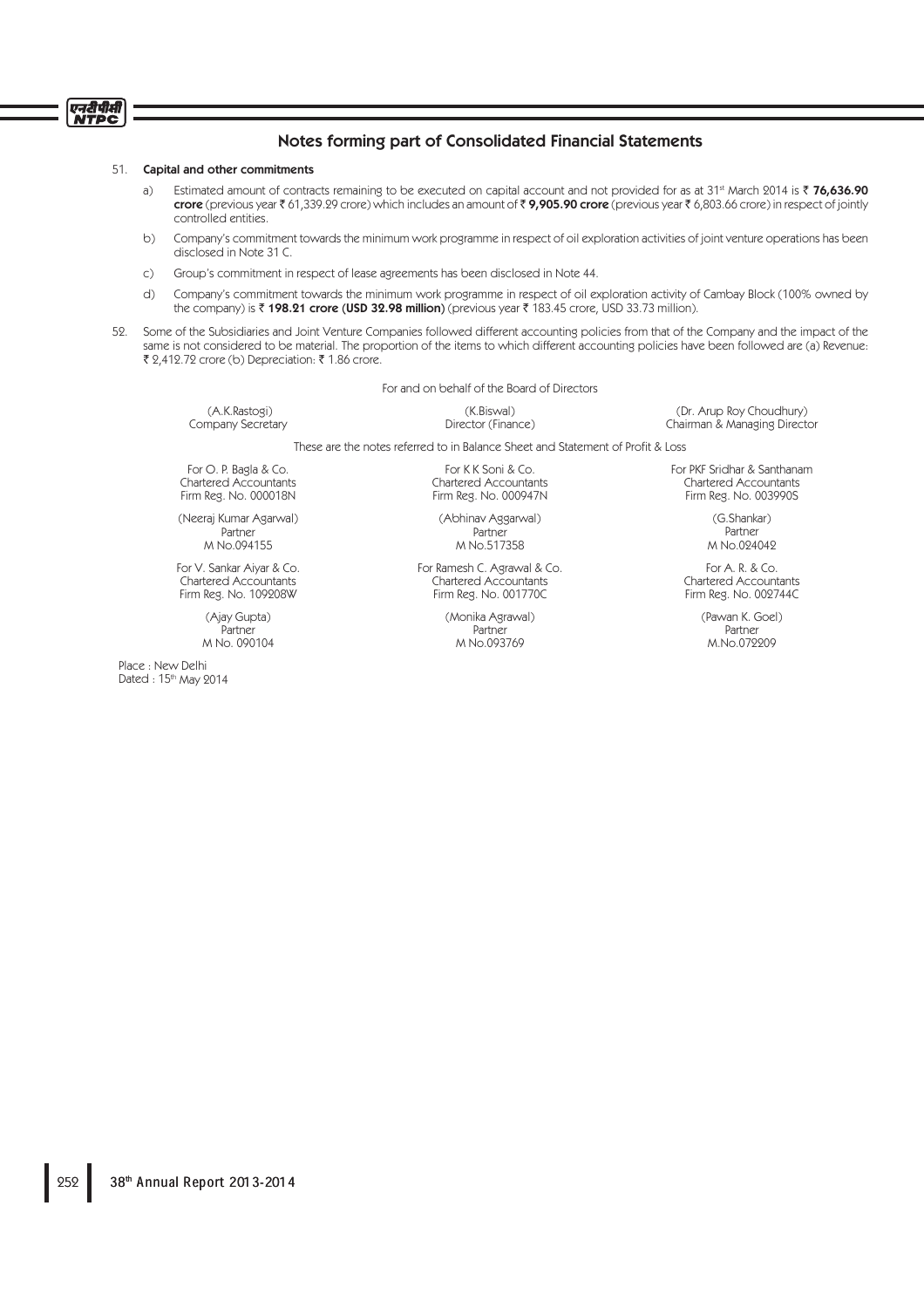## Notes forming part of Consolidated Financial Statements

51. **Capital and other commitments**

   a) Estimated amount of contracts remaining to be executed on capital account and not provided for as at 31st March 2014 is ₹ **76,636.90 crore** (previous year ₹ 61,339.29 crore) which includes an amount of ₹ **9,905.90 crore** (previous year ₹ 6,803.66 crore) in respect of jointly controlled entities.

   b) Company's commitment towards the minimum work programme in respect of oil exploration activities of joint venture operations has been disclosed in Note 31 C.

   c) Group's commitment in respect of lease agreements has been disclosed in Note 44.

   d) Company's commitment towards the minimum work programme in respect of oil exploration activity of Cambay Block (100% owned by the company) is ₹ **198.21 crore (USD 32.98 million)** (previous year ₹ 183.45 crore, USD 33.73 million).

52. Some of the Subsidiaries and Joint Venture Companies followed different accounting policies from that of the Company and the impact of the same is not considered to be material. The proportion of the items to which different accounting policies have been followed are (a) Revenue: ₹ 2,412.72 crore (b) Depreciation: ₹ 1.86 crore.

For and on behalf of the Board of Directors

| (A.K.Rastogi) Company Secretary | (K.Biswal) Director (Finance) | (Dr. Arup Roy Choudhury) Chairman & Managing Director |
|---|---|---|

These are the notes referred to in Balance Sheet and Statement of Profit & Loss

| For O. P. Bagla & Co. Chartered Accountants Firm Reg. No. 000018N | For K K Soni & Co. Chartered Accountants Firm Reg. No. 000947N | For PKF Sridhar & Santhanam Chartered Accountants Firm Reg. No. 003990S |
|---|---|---|
| (Neeraj Kumar Agarwal) Partner M No.094155 | (Abhinav Aggarwal) Partner M No.517358 | (G.Shankar) Partner M No.024042 |
| For V. Sankar Aiyar & Co. Chartered Accountants Firm Reg. No. 109208W | For Ramesh C. Agrawal & Co. Chartered Accountants Firm Reg. No. 001770C | For A. R. & Co. Chartered Accountants Firm Reg. No. 002744C |
| (Ajay Gupta) Partner M No. 090104 | (Monika Agrawal) Partner M No.093769 | (Pawan K. Goel) Partner M.No.072209 |

Place : New Delhi
Dated : 15th May 2014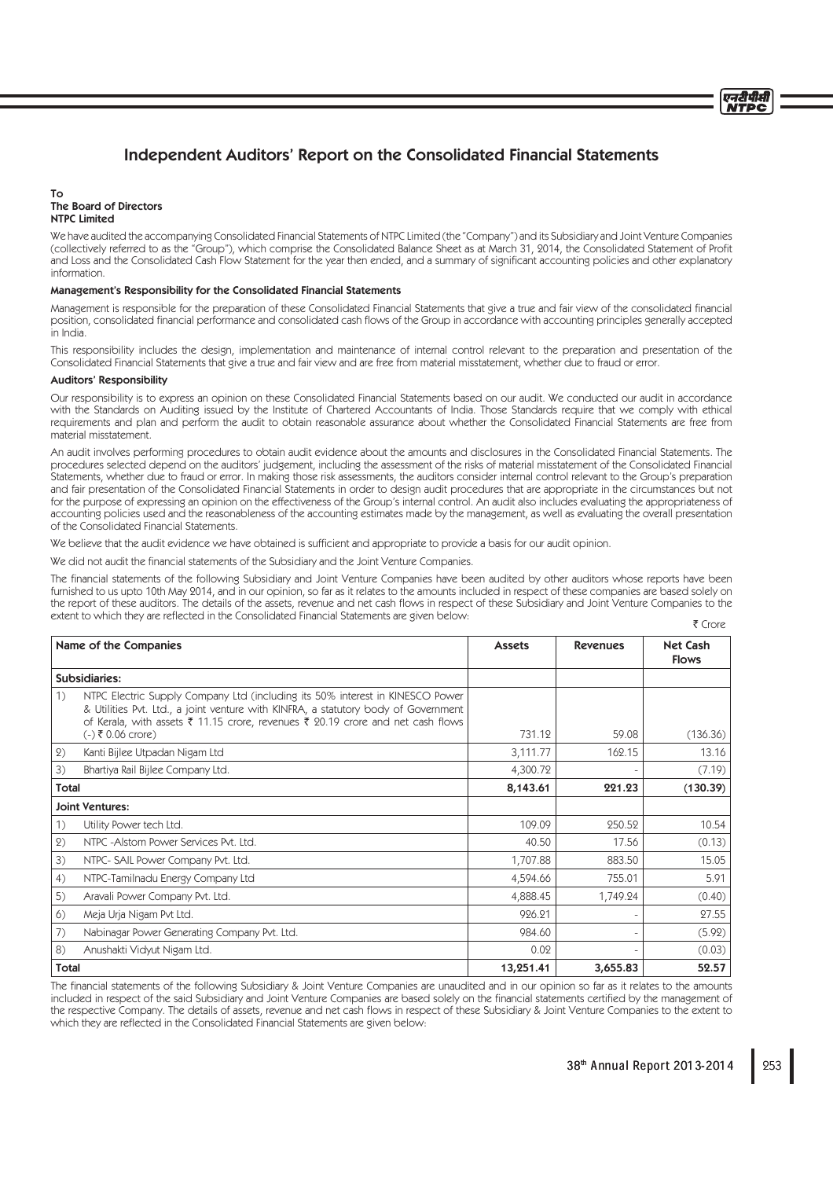# Independent Auditors' Report on the Consolidated Financial Statements

**To**
**The Board of Directors**
**NTPC Limited**

We have audited the accompanying Consolidated Financial Statements of NTPC Limited (the "Company") and its Subsidiary and Joint Venture Companies (collectively referred to as the "Group"), which comprise the Consolidated Balance Sheet as at March 31, 2014, the Consolidated Statement of Profit and Loss and the Consolidated Cash Flow Statement for the year then ended, and a summary of significant accounting policies and other explanatory information.

**Management's Responsibility for the Consolidated Financial Statements**

Management is responsible for the preparation of these Consolidated Financial Statements that give a true and fair view of the consolidated financial position, consolidated financial performance and consolidated cash flows of the Group in accordance with accounting principles generally accepted in India.

This responsibility includes the design, implementation and maintenance of internal control relevant to the preparation and presentation of the Consolidated Financial Statements that give a true and fair view and are free from material misstatement, whether due to fraud or error.

**Auditors' Responsibility**

Our responsibility is to express an opinion on these Consolidated Financial Statements based on our audit. We conducted our audit in accordance with the Standards on Auditing issued by the Institute of Chartered Accountants of India. Those Standards require that we comply with ethical requirements and plan and perform the audit to obtain reasonable assurance about whether the Consolidated Financial Statements are free from material misstatement.

An audit involves performing procedures to obtain audit evidence about the amounts and disclosures in the Consolidated Financial Statements. The procedures selected depend on the auditors' judgement, including the assessment of the risks of material misstatement of the Consolidated Financial Statements, whether due to fraud or error. In making those risk assessments, the auditors consider internal control relevant to the Group's preparation and fair presentation of the Consolidated Financial Statements in order to design audit procedures that are appropriate in the circumstances but not for the purpose of expressing an opinion on the effectiveness of the Group's internal control. An audit also includes evaluating the appropriateness of accounting policies used and the reasonableness of the accounting estimates made by the management, as well as evaluating the overall presentation of the Consolidated Financial Statements.

We believe that the audit evidence we have obtained is sufficient and appropriate to provide a basis for our audit opinion.

We did not audit the financial statements of the Subsidiary and the Joint Venture Companies.

The financial statements of the following Subsidiary and Joint Venture Companies have been audited by other auditors whose reports have been furnished to us upto 10th May 2014, and in our opinion, so far as it relates to the amounts included in respect of these companies are based solely on the report of these auditors. The details of the assets, revenue and net cash flows in respect of these Subsidiary and Joint Venture Companies to the extent to which they are reflected in the Consolidated Financial Statements are given below:

₹ Crore

| Name of the Companies | Assets | Revenues | Net Cash Flows |
|---|---|---|---|
| **Subsidiaries:** | | | |
| 1) NTPC Electric Supply Company Ltd (including its 50% interest in KINESCO Power & Utilities Pvt. Ltd., a joint venture with KINFRA, a statutory body of Government of Kerala, with assets ₹ 11.15 crore, revenues ₹ 20.19 crore and net cash flows (-) ₹ 0.06 crore) | 731.12 | 59.08 | (136.36) |
| 2) Kanti Bijlee Utpadan Nigam Ltd | 3,111.77 | 162.15 | 13.16 |
| 3) Bhartiya Rail Bijlee Company Ltd. | 4,300.72 | - | (7.19) |
| **Total** | **8,143.61** | **221.23** | **(130.39)** |
| **Joint Ventures:** | | | |
| 1) Utility Power tech Ltd. | 109.09 | 250.52 | 10.54 |
| 2) NTPC -Alstom Power Services Pvt. Ltd. | 40.50 | 17.56 | (0.13) |
| 3) NTPC- SAIL Power Company Pvt. Ltd. | 1,707.88 | 883.50 | 15.05 |
| 4) NTPC-Tamilnadu Energy Company Ltd | 4,594.66 | 755.01 | 5.91 |
| 5) Aravali Power Company Pvt. Ltd. | 4,888.45 | 1,749.24 | (0.40) |
| 6) Meja Urja Nigam Pvt Ltd. | 926.21 | - | 27.55 |
| 7) Nabinagar Power Generating Company Pvt. Ltd. | 984.60 | - | (5.92) |
| 8) Anushakti Vidyut Nigam Ltd. | 0.02 | - | (0.03) |
| **Total** | **13,251.41** | **3,655.83** | **52.57** |

The financial statements of the following Subsidiary & Joint Venture Companies are unaudited and in our opinion so far as it relates to the amounts included in respect of the said Subsidiary and Joint Venture Companies are based solely on the financial statements certified by the management of the respective Company. The details of assets, revenue and net cash flows in respect of these Subsidiary & Joint Venture Companies to the extent to which they are reflected in the Consolidated Financial Statements are given below: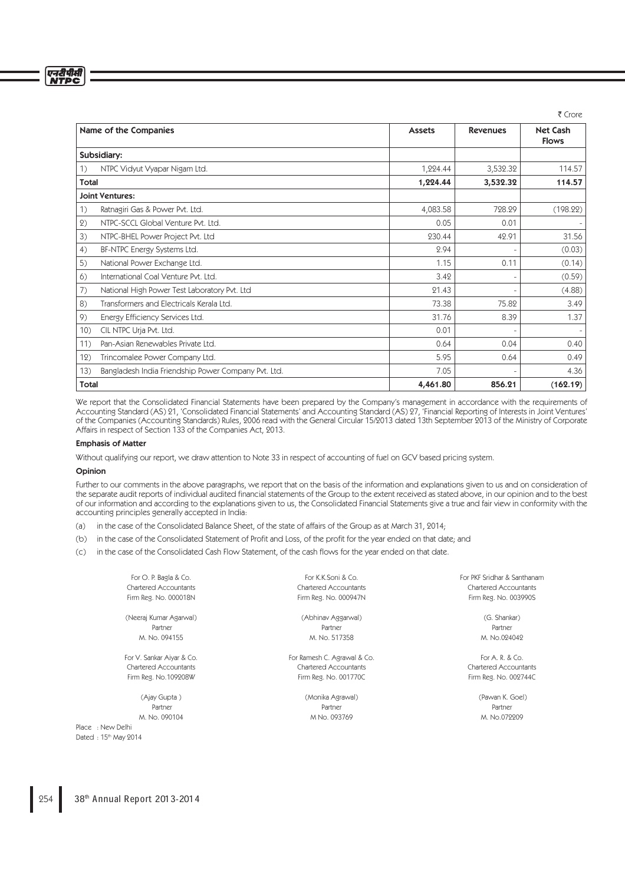₹ Crore

| Name of the Companies | Assets | Revenues | Net Cash Flows |
|---|---|---|---|
| **Subsidiary:** | | | |
| 1) NTPC Vidyut Vyapar Nigam Ltd. | 1,224.44 | 3,532.32 | 114.57 |
| **Total** | **1,224.44** | **3,532.32** | **114.57** |
| **Joint Ventures:** | | | |
| 1) Ratnagiri Gas & Power Pvt. Ltd. | 4,083.58 | 728.29 | (198.22) |
| 2) NTPC-SCCL Global Venture Pvt. Ltd. | 0.05 | 0.01 | - |
| 3) NTPC-BHEL Power Project Pvt. Ltd | 230.44 | 42.91 | 31.56 |
| 4) BF-NTPC Energy Systems Ltd. | 2.94 | - | (0.03) |
| 5) National Power Exchange Ltd. | 1.15 | 0.11 | (0.14) |
| 6) International Coal Venture Pvt. Ltd. | 3.42 | - | (0.59) |
| 7) National High Power Test Laboratory Pvt. Ltd | 21.43 | - | (4.88) |
| 8) Transformers and Electricals Kerala Ltd. | 73.38 | 75.82 | 3.49 |
| 9) Energy Efficiency Services Ltd. | 31.76 | 8.39 | 1.37 |
| 10) CIL NTPC Urja Pvt. Ltd. | 0.01 | - | - |
| 11) Pan-Asian Renewables Private Ltd. | 0.64 | 0.04 | 0.40 |
| 12) Trincomalee Power Company Ltd. | 5.95 | 0.64 | 0.49 |
| 13) Bangladesh India Friendship Power Company Pvt. Ltd. | 7.05 | - | 4.36 |
| **Total** | **4,461.80** | **856.21** | **(162.19)** |

We report that the Consolidated Financial Statements have been prepared by the Company's management in accordance with the requirements of Accounting Standard (AS) 21, 'Consolidated Financial Statements' and Accounting Standard (AS) 27, 'Financial Reporting of Interests in Joint Ventures' of the Companies (Accounting Standards) Rules, 2006 read with the General Circular 15/2013 dated 13th September 2013 of the Ministry of Corporate Affairs in respect of Section 133 of the Companies Act, 2013.

**Emphasis of Matter**

Without qualifying our report, we draw attention to Note 33 in respect of accounting of fuel on GCV based pricing system.

**Opinion**

Further to our comments in the above paragraphs, we report that on the basis of the information and explanations given to us and on consideration of the separate audit reports of individual audited financial statements of the Group to the extent received as stated above, in our opinion and to the best of our information and according to the explanations given to us, the Consolidated Financial Statements give a true and fair view in conformity with the accounting principles generally accepted in India:

(a) in the case of the Consolidated Balance Sheet, of the state of affairs of the Group as at March 31, 2014;

(b) in the case of the Consolidated Statement of Profit and Loss, of the profit for the year ended on that date; and

(c) in the case of the Consolidated Cash Flow Statement, of the cash flows for the year ended on that date.

For O. P. Bagla & Co.
Chartered Accountants
Firm Reg. No. 000018N

(Neeraj Kumar Agarwal)
Partner
M. No. 094155

For K.K.Soni & Co.
Chartered Accountants
Firm Reg. No. 000947N

(Abhinav Aggarwal)
Partner
M. No. 517358

For PKF Sridhar & Santhanam
Chartered Accountants
Firm Reg. No. 003990S

(G. Shankar)
Partner
M. No.024042

For V. Sankar Aiyar & Co.
Chartered Accountants
Firm Reg. No.109208W

(Ajay Gupta )
Partner
M. No. 090104

For Ramesh C. Agrawal & Co.
Chartered Accountants
Firm Reg. No. 001770C

(Monika Agrawal)
Partner
M No. 093769

For A. R. & Co.
Chartered Accountants
Firm Reg. No. 002744C

(Pawan K. Goel)
Partner
M. No.072209

Place : New Delhi
Dated : 15th May 2014